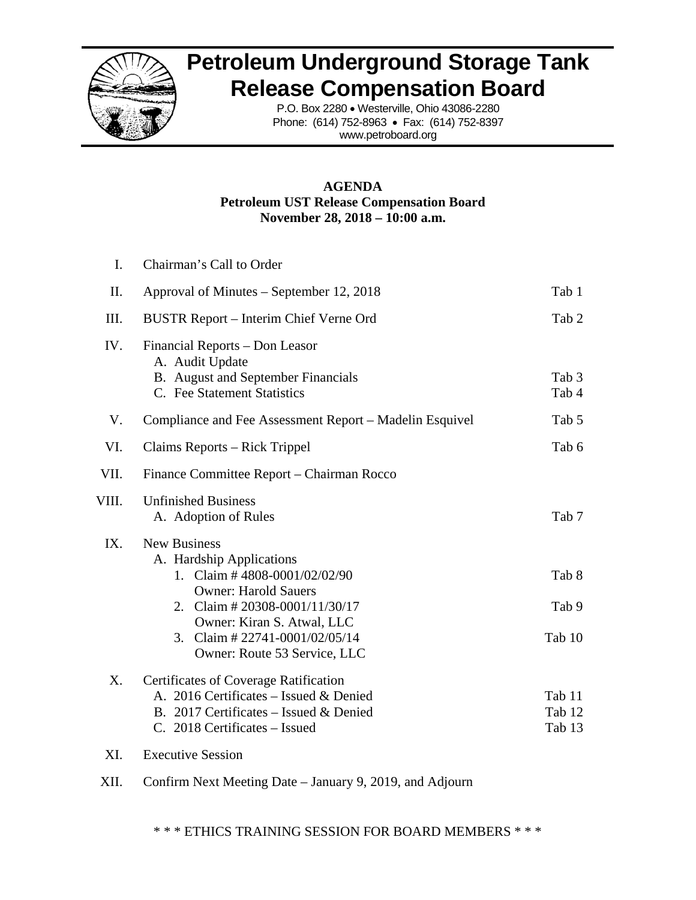# Petroleum Underground Storage Tank Release Compensation Board

P.O. Box 2280 • Westerville, Ohio 43086-2280
Phone: (614) 752-8963 • Fax: (614) 752-8397
www.petroboard.org

**AGENDA**
**Petroleum UST Release Compensation Board**
**November 28, 2018 – 10:00 a.m.**

| | | |
|---|---|---|
| I. | Chairman's Call to Order | |
| II. | Approval of Minutes – September 12, 2018 | Tab 1 |
| III. | BUSTR Report – Interim Chief Verne Ord | Tab 2 |
| IV. | Financial Reports – Don Leasor | |
| | A. Audit Update | |
| | B. August and September Financials | Tab 3 |
| | C. Fee Statement Statistics | Tab 4 |
| V. | Compliance and Fee Assessment Report – Madelin Esquivel | Tab 5 |
| VI. | Claims Reports – Rick Trippel | Tab 6 |
| VII. | Finance Committee Report – Chairman Rocco | |
| VIII. | Unfinished Business | |
| | A. Adoption of Rules | Tab 7 |
| IX. | New Business | |
| | A. Hardship Applications | |
| | 1. Claim # 4808-0001/02/02/90 Owner: Harold Sauers | Tab 8 |
| | 2. Claim # 20308-0001/11/30/17 Owner: Kiran S. Atwal, LLC | Tab 9 |
| | 3. Claim # 22741-0001/02/05/14 Owner: Route 53 Service, LLC | Tab 10 |
| X. | Certificates of Coverage Ratification | |
| | A. 2016 Certificates – Issued & Denied | Tab 11 |
| | B. 2017 Certificates – Issued & Denied | Tab 12 |
| | C. 2018 Certificates – Issued | Tab 13 |
| XI. | Executive Session | |
| XII. | Confirm Next Meeting Date – January 9, 2019, and Adjourn | |

\* \* \* ETHICS TRAINING SESSION FOR BOARD MEMBERS \* \* \*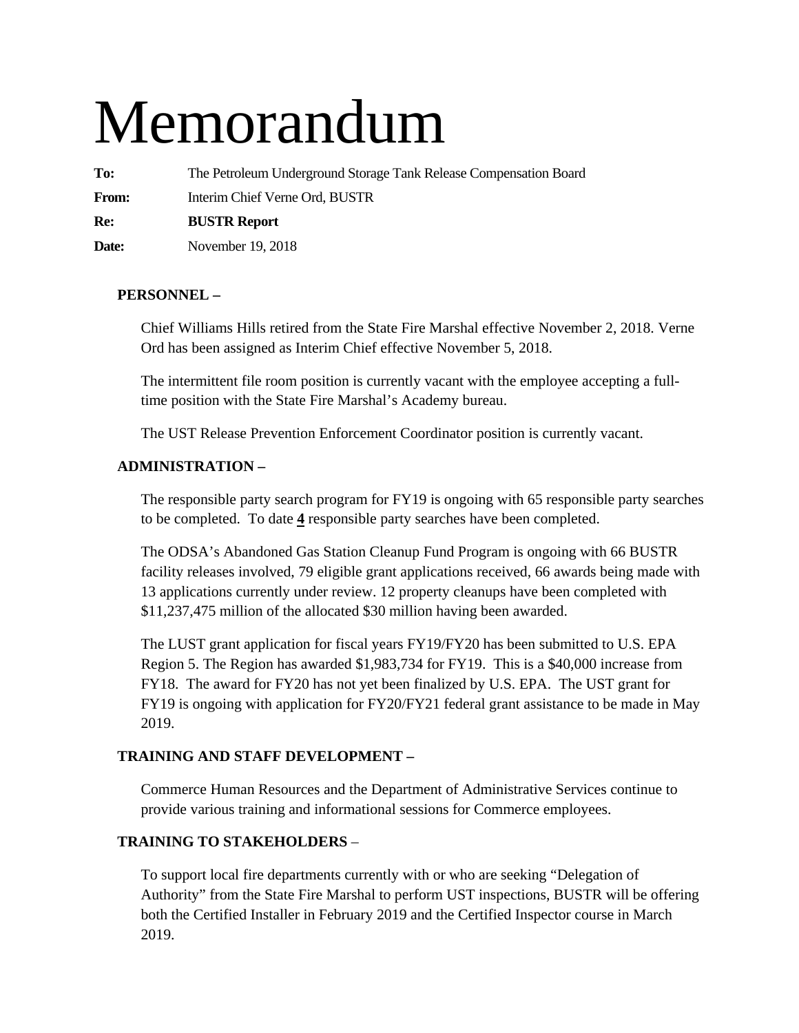# Memorandum

**To:** The Petroleum Underground Storage Tank Release Compensation Board

**From:** Interim Chief Verne Ord, BUSTR

**Re:** **BUSTR Report**

**Date:** November 19, 2018

**PERSONNEL –**

Chief Williams Hills retired from the State Fire Marshal effective November 2, 2018. Verne Ord has been assigned as Interim Chief effective November 5, 2018.

The intermittent file room position is currently vacant with the employee accepting a full-time position with the State Fire Marshal's Academy bureau.

The UST Release Prevention Enforcement Coordinator position is currently vacant.

**ADMINISTRATION –**

The responsible party search program for FY19 is ongoing with 65 responsible party searches to be completed. To date **4** responsible party searches have been completed.

The ODSA's Abandoned Gas Station Cleanup Fund Program is ongoing with 66 BUSTR facility releases involved, 79 eligible grant applications received, 66 awards being made with 13 applications currently under review. 12 property cleanups have been completed with $11,237,475 million of the allocated $30 million having been awarded.

The LUST grant application for fiscal years FY19/FY20 has been submitted to U.S. EPA Region 5. The Region has awarded $1,983,734 for FY19. This is a $40,000 increase from FY18. The award for FY20 has not yet been finalized by U.S. EPA. The UST grant for FY19 is ongoing with application for FY20/FY21 federal grant assistance to be made in May 2019.

**TRAINING AND STAFF DEVELOPMENT –**

Commerce Human Resources and the Department of Administrative Services continue to provide various training and informational sessions for Commerce employees.

**TRAINING TO STAKEHOLDERS** –

To support local fire departments currently with or who are seeking "Delegation of Authority" from the State Fire Marshal to perform UST inspections, BUSTR will be offering both the Certified Installer in February 2019 and the Certified Inspector course in March 2019.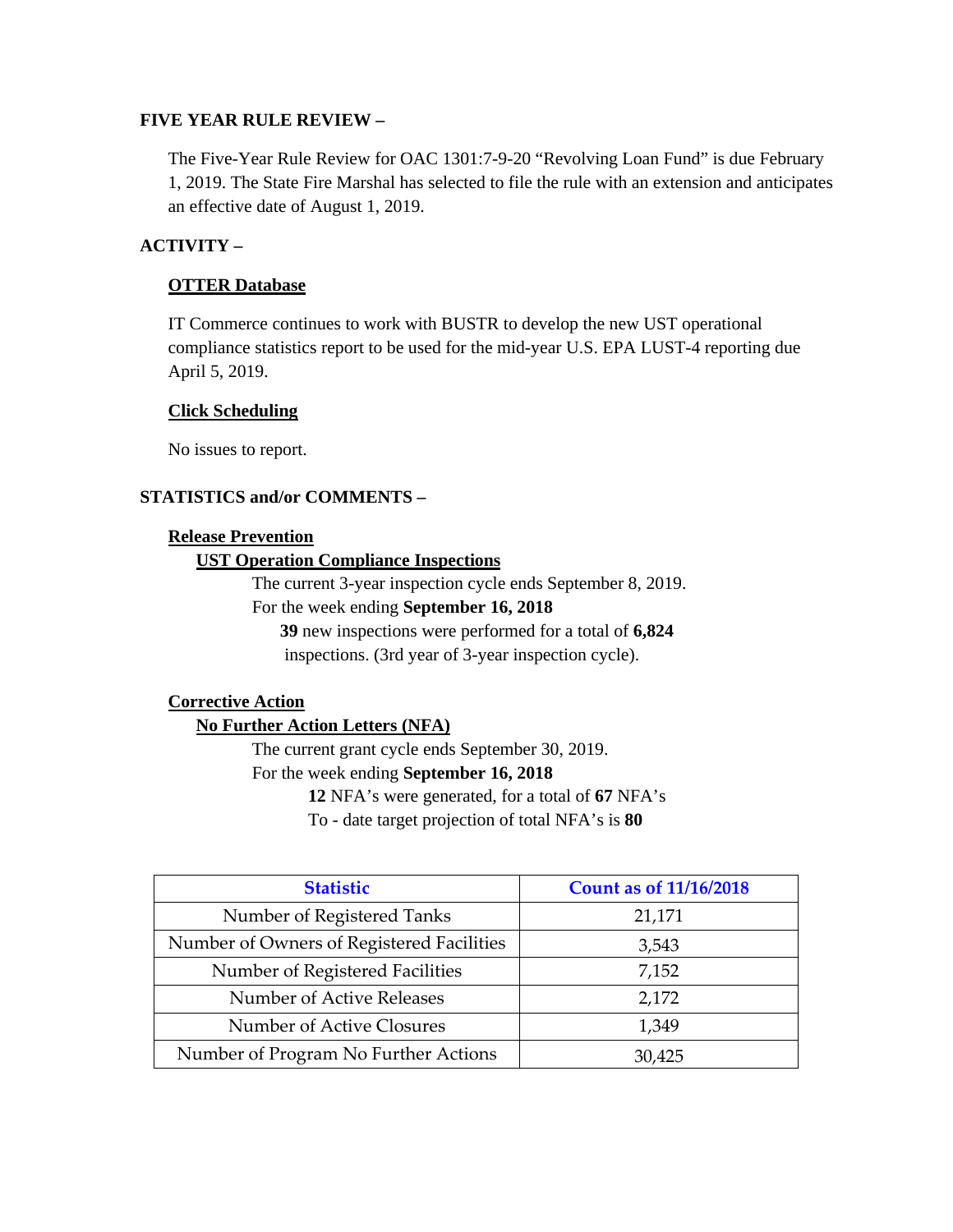**FIVE YEAR RULE REVIEW –**

The Five-Year Rule Review for OAC 1301:7-9-20 "Revolving Loan Fund" is due February 1, 2019. The State Fire Marshal has selected to file the rule with an extension and anticipates an effective date of August 1, 2019.

**ACTIVITY –**

**OTTER Database**

IT Commerce continues to work with BUSTR to develop the new UST operational compliance statistics report to be used for the mid-year U.S. EPA LUST-4 reporting due April 5, 2019.

**Click Scheduling**

No issues to report.

**STATISTICS and/or COMMENTS –**

**Release Prevention**

**UST Operation Compliance Inspections**

The current 3-year inspection cycle ends September 8, 2019.
For the week ending **September 16, 2018**
**39** new inspections were performed for a total of **6,824** inspections. (3rd year of 3-year inspection cycle).

**Corrective Action**

**No Further Action Letters (NFA)**

The current grant cycle ends September 30, 2019.
For the week ending **September 16, 2018**
**12** NFA's were generated, for a total of **67** NFA's
To - date target projection of total NFA's is **80**

| Statistic | Count as of 11/16/2018 |
| --- | --- |
| Number of Registered Tanks | 21,171 |
| Number of Owners of Registered Facilities | 3,543 |
| Number of Registered Facilities | 7,152 |
| Number of Active Releases | 2,172 |
| Number of Active Closures | 1,349 |
| Number of Program No Further Actions | 30,425 |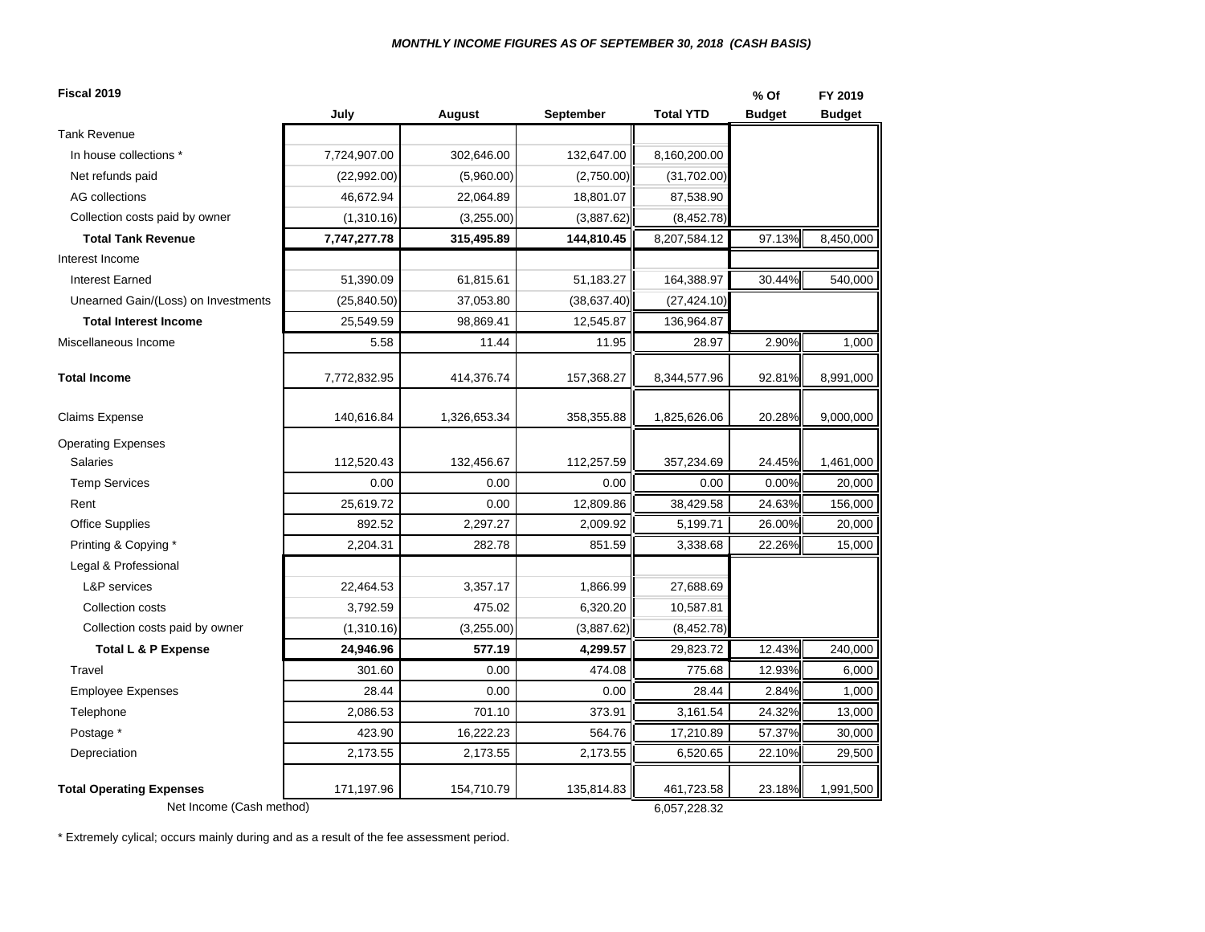***MONTHLY INCOME FIGURES AS OF SEPTEMBER 30, 2018 (CASH BASIS)***

| **Fiscal 2019** | **July** | **August** | **September** | **Total YTD** | **% Of Budget** | **FY 2019 Budget** |
|---|---|---|---|---|---|---|
| Tank Revenue | | | | | | |
| In house collections * | 7,724,907.00 | 302,646.00 | 132,647.00 | 8,160,200.00 | | |
| Net refunds paid | (22,992.00) | (5,960.00) | (2,750.00) | (31,702.00) | | |
| AG collections | 46,672.94 | 22,064.89 | 18,801.07 | 87,538.90 | | |
| Collection costs paid by owner | (1,310.16) | (3,255.00) | (3,887.62) | (8,452.78) | | |
| **Total Tank Revenue** | **7,747,277.78** | **315,495.89** | **144,810.45** | 8,207,584.12 | 97.13% | 8,450,000 |
| Interest Income | | | | | | |
| Interest Earned | 51,390.09 | 61,815.61 | 51,183.27 | 164,388.97 | 30.44% | 540,000 |
| Unearned Gain/(Loss) on Investments | (25,840.50) | 37,053.80 | (38,637.40) | (27,424.10) | | |
| **Total Interest Income** | 25,549.59 | 98,869.41 | 12,545.87 | 136,964.87 | | |
| Miscellaneous Income | 5.58 | 11.44 | 11.95 | 28.97 | 2.90% | 1,000 |
| **Total Income** | 7,772,832.95 | 414,376.74 | 157,368.27 | 8,344,577.96 | 92.81% | 8,991,000 |
| Claims Expense | 140,616.84 | 1,326,653.34 | 358,355.88 | 1,825,626.06 | 20.28% | 9,000,000 |
| Operating Expenses | | | | | | |
| Salaries | 112,520.43 | 132,456.67 | 112,257.59 | 357,234.69 | 24.45% | 1,461,000 |
| Temp Services | 0.00 | 0.00 | 0.00 | 0.00 | 0.00% | 20,000 |
| Rent | 25,619.72 | 0.00 | 12,809.86 | 38,429.58 | 24.63% | 156,000 |
| Office Supplies | 892.52 | 2,297.27 | 2,009.92 | 5,199.71 | 26.00% | 20,000 |
| Printing & Copying * | 2,204.31 | 282.78 | 851.59 | 3,338.68 | 22.26% | 15,000 |
| Legal & Professional | | | | | | |
| L&P services | 22,464.53 | 3,357.17 | 1,866.99 | 27,688.69 | | |
| Collection costs | 3,792.59 | 475.02 | 6,320.20 | 10,587.81 | | |
| Collection costs paid by owner | (1,310.16) | (3,255.00) | (3,887.62) | (8,452.78) | | |
| **Total L & P Expense** | **24,946.96** | **577.19** | **4,299.57** | 29,823.72 | 12.43% | 240,000 |
| Travel | 301.60 | 0.00 | 474.08 | 775.68 | 12.93% | 6,000 |
| Employee Expenses | 28.44 | 0.00 | 0.00 | 28.44 | 2.84% | 1,000 |
| Telephone | 2,086.53 | 701.10 | 373.91 | 3,161.54 | 24.32% | 13,000 |
| Postage * | 423.90 | 16,222.23 | 564.76 | 17,210.89 | 57.37% | 30,000 |
| Depreciation | 2,173.55 | 2,173.55 | 2,173.55 | 6,520.65 | 22.10% | 29,500 |
| **Total Operating Expenses** | 171,197.96 | 154,710.79 | 135,814.83 | 461,723.58 | 23.18% | 1,991,500 |
| Net Income (Cash method) | | | | 6,057,228.32 | | |

* Extremely cylical; occurs mainly during and as a result of the fee assessment period.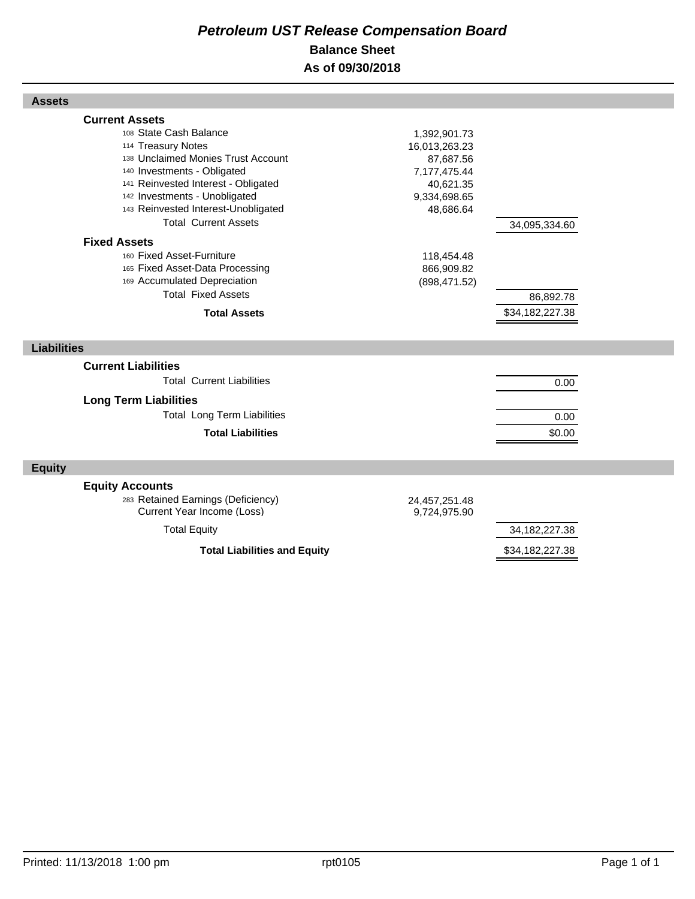# *Petroleum UST Release Compensation Board*

## Balance Sheet

## As of 09/30/2018

### Assets

| | | |
|---|---|---|
| **Current Assets** | | |
| 108 State Cash Balance | 1,392,901.73 | |
| 114 Treasury Notes | 16,013,263.23 | |
| 138 Unclaimed Monies Trust Account | 87,687.56 | |
| 140 Investments - Obligated | 7,177,475.44 | |
| 141 Reinvested Interest - Obligated | 40,621.35 | |
| 142 Investments - Unobligated | 9,334,698.65 | |
| 143 Reinvested Interest-Unobligated | 48,686.64 | |
| Total Current Assets | | 34,095,334.60 |
| **Fixed Assets** | | |
| 160 Fixed Asset-Furniture | 118,454.48 | |
| 165 Fixed Asset-Data Processing | 866,909.82 | |
| 169 Accumulated Depreciation | (898,471.52) | |
| Total Fixed Assets | | 86,892.78 |
| **Total Assets** | | $34,182,227.38 |

### Liabilities

| | | |
|---|---|---|
| **Current Liabilities** | | |
| Total Current Liabilities | | 0.00 |
| **Long Term Liabilities** | | |
| Total Long Term Liabilities | | 0.00 |
| **Total Liabilities** | | $0.00 |

### Equity

| | | |
|---|---|---|
| **Equity Accounts** | | |
| 283 Retained Earnings (Deficiency) | 24,457,251.48 | |
| Current Year Income (Loss) | 9,724,975.90 | |
| Total Equity | | 34,182,227.38 |
| **Total Liabilities and Equity** | | $34,182,227.38 |

Printed: 11/13/2018 1:00 pm rpt0105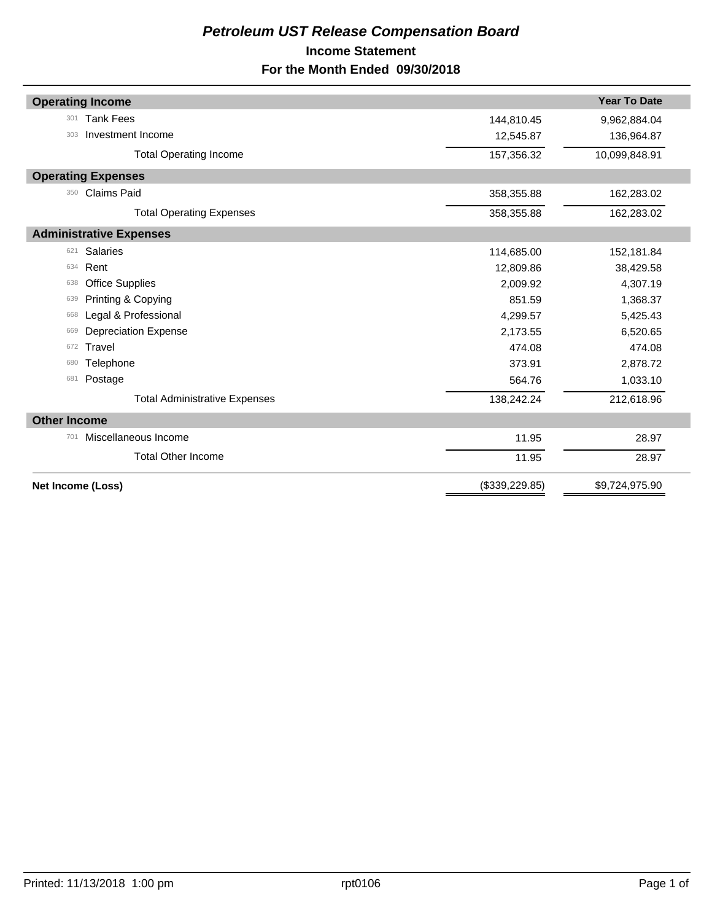# *Petroleum UST Release Compensation Board*

## Income Statement

## For the Month Ended 09/30/2018

| | | | Year To Date |
|---|---|---|---|
| **Operating Income** | | | |
| 301 | Tank Fees | 144,810.45 | 9,962,884.04 |
| 303 | Investment Income | 12,545.87 | 136,964.87 |
| | Total Operating Income | 157,356.32 | 10,099,848.91 |
| **Operating Expenses** | | | |
| 350 | Claims Paid | 358,355.88 | 162,283.02 |
| | Total Operating Expenses | 358,355.88 | 162,283.02 |
| **Administrative Expenses** | | | |
| 621 | Salaries | 114,685.00 | 152,181.84 |
| 634 | Rent | 12,809.86 | 38,429.58 |
| 638 | Office Supplies | 2,009.92 | 4,307.19 |
| 639 | Printing & Copying | 851.59 | 1,368.37 |
| 668 | Legal & Professional | 4,299.57 | 5,425.43 |
| 669 | Depreciation Expense | 2,173.55 | 6,520.65 |
| 672 | Travel | 474.08 | 474.08 |
| 680 | Telephone | 373.91 | 2,878.72 |
| 681 | Postage | 564.76 | 1,033.10 |
| | Total Administrative Expenses | 138,242.24 | 212,618.96 |
| **Other Income** | | | |
| 701 | Miscellaneous Income | 11.95 | 28.97 |
| | Total Other Income | 11.95 | 28.97 |
| **Net Income (Loss)** | | ($339,229.85) | $9,724,975.90 |

Printed: 11/13/2018 1:00 pm rpt0106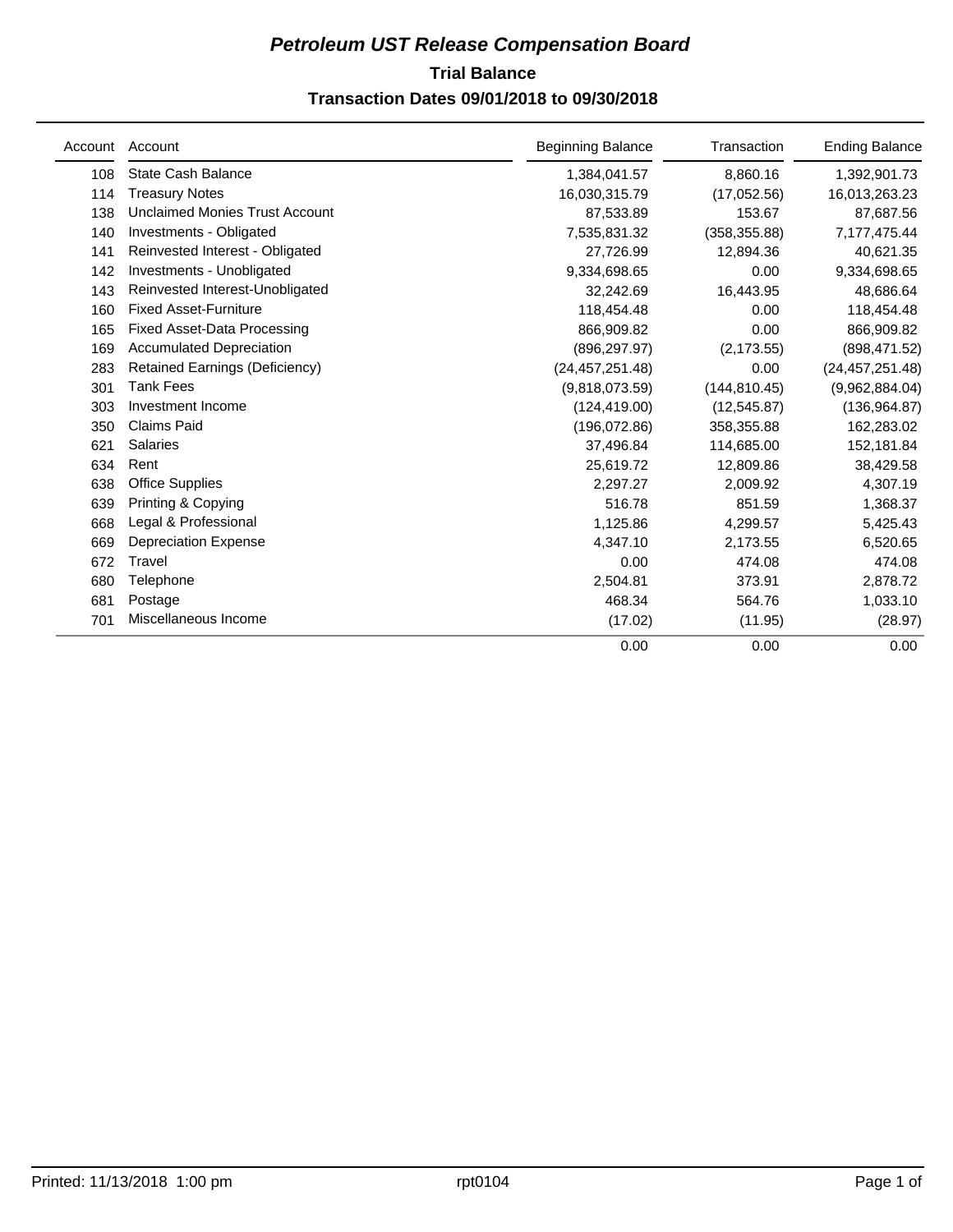# *Petroleum UST Release Compensation Board*

## Trial Balance

### Transaction Dates 09/01/2018 to 09/30/2018

| Account | Account | Beginning Balance | Transaction | Ending Balance |
|---|---|---|---|---|
| 108 | State Cash Balance | 1,384,041.57 | 8,860.16 | 1,392,901.73 |
| 114 | Treasury Notes | 16,030,315.79 | (17,052.56) | 16,013,263.23 |
| 138 | Unclaimed Monies Trust Account | 87,533.89 | 153.67 | 87,687.56 |
| 140 | Investments - Obligated | 7,535,831.32 | (358,355.88) | 7,177,475.44 |
| 141 | Reinvested Interest - Obligated | 27,726.99 | 12,894.36 | 40,621.35 |
| 142 | Investments - Unobligated | 9,334,698.65 | 0.00 | 9,334,698.65 |
| 143 | Reinvested Interest-Unobligated | 32,242.69 | 16,443.95 | 48,686.64 |
| 160 | Fixed Asset-Furniture | 118,454.48 | 0.00 | 118,454.48 |
| 165 | Fixed Asset-Data Processing | 866,909.82 | 0.00 | 866,909.82 |
| 169 | Accumulated Depreciation | (896,297.97) | (2,173.55) | (898,471.52) |
| 283 | Retained Earnings (Deficiency) | (24,457,251.48) | 0.00 | (24,457,251.48) |
| 301 | Tank Fees | (9,818,073.59) | (144,810.45) | (9,962,884.04) |
| 303 | Investment Income | (124,419.00) | (12,545.87) | (136,964.87) |
| 350 | Claims Paid | (196,072.86) | 358,355.88 | 162,283.02 |
| 621 | Salaries | 37,496.84 | 114,685.00 | 152,181.84 |
| 634 | Rent | 25,619.72 | 12,809.86 | 38,429.58 |
| 638 | Office Supplies | 2,297.27 | 2,009.92 | 4,307.19 |
| 639 | Printing & Copying | 516.78 | 851.59 | 1,368.37 |
| 668 | Legal & Professional | 1,125.86 | 4,299.57 | 5,425.43 |
| 669 | Depreciation Expense | 4,347.10 | 2,173.55 | 6,520.65 |
| 672 | Travel | 0.00 | 474.08 | 474.08 |
| 680 | Telephone | 2,504.81 | 373.91 | 2,878.72 |
| 681 | Postage | 468.34 | 564.76 | 1,033.10 |
| 701 | Miscellaneous Income | (17.02) | (11.95) | (28.97) |
| | | 0.00 | 0.00 | 0.00 |

Printed: 11/13/2018 1:00 pm rpt0104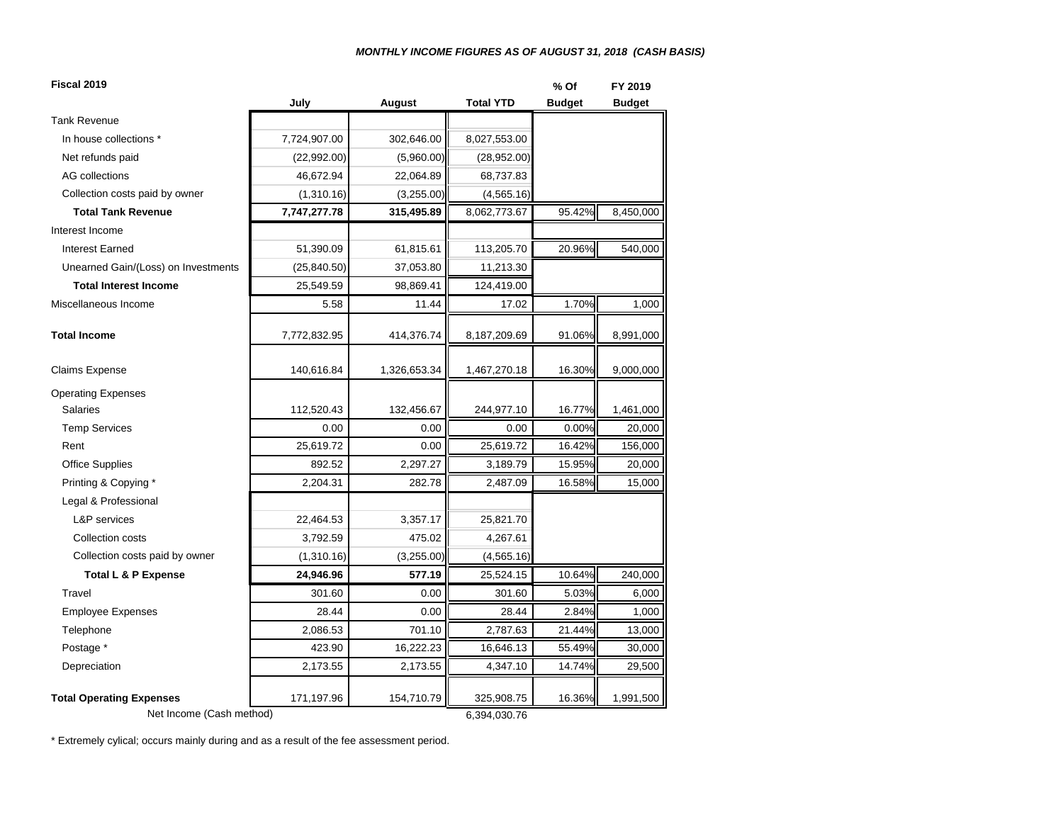### *MONTHLY INCOME FIGURES AS OF AUGUST 31, 2018 (CASH BASIS)*

| Fiscal 2019 | July | August | Total YTD | % Of Budget | FY 2019 Budget |
|---|---|---|---|---|---|
| Tank Revenue | | | | | |
| In house collections * | 7,724,907.00 | 302,646.00 | 8,027,553.00 | | |
| Net refunds paid | (22,992.00) | (5,960.00) | (28,952.00) | | |
| AG collections | 46,672.94 | 22,064.89 | 68,737.83 | | |
| Collection costs paid by owner | (1,310.16) | (3,255.00) | (4,565.16) | | |
| **Total Tank Revenue** | **7,747,277.78** | **315,495.89** | 8,062,773.67 | 95.42% | 8,450,000 |
| Interest Income | | | | | |
| Interest Earned | 51,390.09 | 61,815.61 | 113,205.70 | 20.96% | 540,000 |
| Unearned Gain/(Loss) on Investments | (25,840.50) | 37,053.80 | 11,213.30 | | |
| **Total Interest Income** | 25,549.59 | 98,869.41 | 124,419.00 | | |
| Miscellaneous Income | 5.58 | 11.44 | 17.02 | 1.70% | 1,000 |
| **Total Income** | 7,772,832.95 | 414,376.74 | 8,187,209.69 | 91.06% | 8,991,000 |
| Claims Expense | 140,616.84 | 1,326,653.34 | 1,467,270.18 | 16.30% | 9,000,000 |
| Operating Expenses | | | | | |
| Salaries | 112,520.43 | 132,456.67 | 244,977.10 | 16.77% | 1,461,000 |
| Temp Services | 0.00 | 0.00 | 0.00 | 0.00% | 20,000 |
| Rent | 25,619.72 | 0.00 | 25,619.72 | 16.42% | 156,000 |
| Office Supplies | 892.52 | 2,297.27 | 3,189.79 | 15.95% | 20,000 |
| Printing & Copying * | 2,204.31 | 282.78 | 2,487.09 | 16.58% | 15,000 |
| Legal & Professional | | | | | |
| L&P services | 22,464.53 | 3,357.17 | 25,821.70 | | |
| Collection costs | 3,792.59 | 475.02 | 4,267.61 | | |
| Collection costs paid by owner | (1,310.16) | (3,255.00) | (4,565.16) | | |
| **Total L & P Expense** | **24,946.96** | **577.19** | 25,524.15 | 10.64% | 240,000 |
| Travel | 301.60 | 0.00 | 301.60 | 5.03% | 6,000 |
| Employee Expenses | 28.44 | 0.00 | 28.44 | 2.84% | 1,000 |
| Telephone | 2,086.53 | 701.10 | 2,787.63 | 21.44% | 13,000 |
| Postage * | 423.90 | 16,222.23 | 16,646.13 | 55.49% | 30,000 |
| Depreciation | 2,173.55 | 2,173.55 | 4,347.10 | 14.74% | 29,500 |
| **Total Operating Expenses** | 171,197.96 | 154,710.79 | 325,908.75 | 16.36% | 1,991,500 |
| Net Income (Cash method) | | | 6,394,030.76 | | |

\* Extremely cylical; occurs mainly during and as a result of the fee assessment period.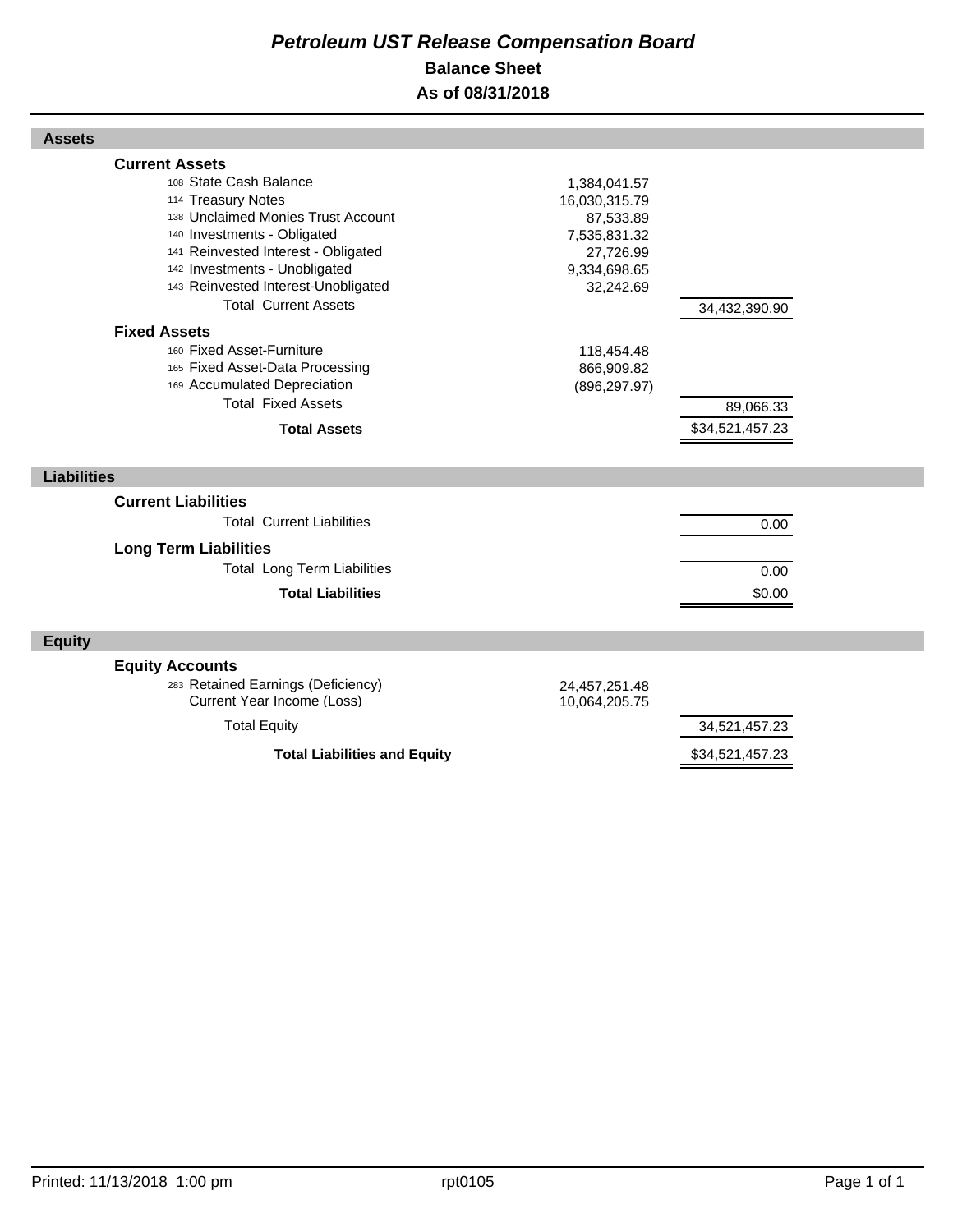# *Petroleum UST Release Compensation Board*

## Balance Sheet

## As of 08/31/2018

| | | |
|---|---|---|
| **Assets** | | |
| **Current Assets** | | |
| 108 State Cash Balance | 1,384,041.57 | |
| 114 Treasury Notes | 16,030,315.79 | |
| 138 Unclaimed Monies Trust Account | 87,533.89 | |
| 140 Investments - Obligated | 7,535,831.32 | |
| 141 Reinvested Interest - Obligated | 27,726.99 | |
| 142 Investments - Unobligated | 9,334,698.65 | |
| 143 Reinvested Interest-Unobligated | 32,242.69 | |
| Total Current Assets | | 34,432,390.90 |
| **Fixed Assets** | | |
| 160 Fixed Asset-Furniture | 118,454.48 | |
| 165 Fixed Asset-Data Processing | 866,909.82 | |
| 169 Accumulated Depreciation | (896,297.97) | |
| Total Fixed Assets | | 89,066.33 |
| **Total Assets** | | $34,521,457.23 |
| **Liabilities** | | |
| **Current Liabilities** | | |
| Total Current Liabilities | | 0.00 |
| **Long Term Liabilities** | | |
| Total Long Term Liabilities | | 0.00 |
| **Total Liabilities** | | $0.00 |
| **Equity** | | |
| **Equity Accounts** | | |
| 283 Retained Earnings (Deficiency) | 24,457,251.48 | |
| Current Year Income (Loss) | 10,064,205.75 | |
| Total Equity | | 34,521,457.23 |
| **Total Liabilities and Equity** | | $34,521,457.23 |

Printed: 11/13/2018 1:00 pm rpt0105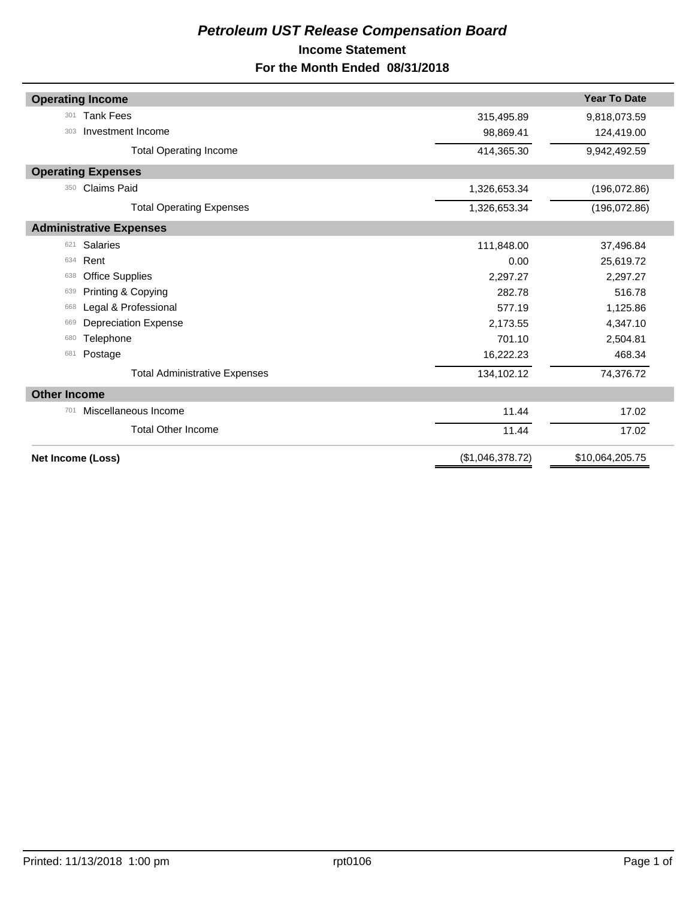# *Petroleum UST Release Compensation Board*

## Income Statement

## For the Month Ended 08/31/2018

| Account | Description | Current Month | Year To Date |
|---|---|---|---|
| **Operating Income** | | | |
| 301 | Tank Fees | 315,495.89 | 9,818,073.59 |
| 303 | Investment Income | 98,869.41 | 124,419.00 |
| | Total Operating Income | 414,365.30 | 9,942,492.59 |
| **Operating Expenses** | | | |
| 350 | Claims Paid | 1,326,653.34 | (196,072.86) |
| | Total Operating Expenses | 1,326,653.34 | (196,072.86) |
| **Administrative Expenses** | | | |
| 621 | Salaries | 111,848.00 | 37,496.84 |
| 634 | Rent | 0.00 | 25,619.72 |
| 638 | Office Supplies | 2,297.27 | 2,297.27 |
| 639 | Printing & Copying | 282.78 | 516.78 |
| 668 | Legal & Professional | 577.19 | 1,125.86 |
| 669 | Depreciation Expense | 2,173.55 | 4,347.10 |
| 680 | Telephone | 701.10 | 2,504.81 |
| 681 | Postage | 16,222.23 | 468.34 |
| | Total Administrative Expenses | 134,102.12 | 74,376.72 |
| **Other Income** | | | |
| 701 | Miscellaneous Income | 11.44 | 17.02 |
| | Total Other Income | 11.44 | 17.02 |
| **Net Income (Loss)** | | ($1,046,378.72) | $10,064,205.75 |

Printed: 11/13/2018 1:00 pm rpt0106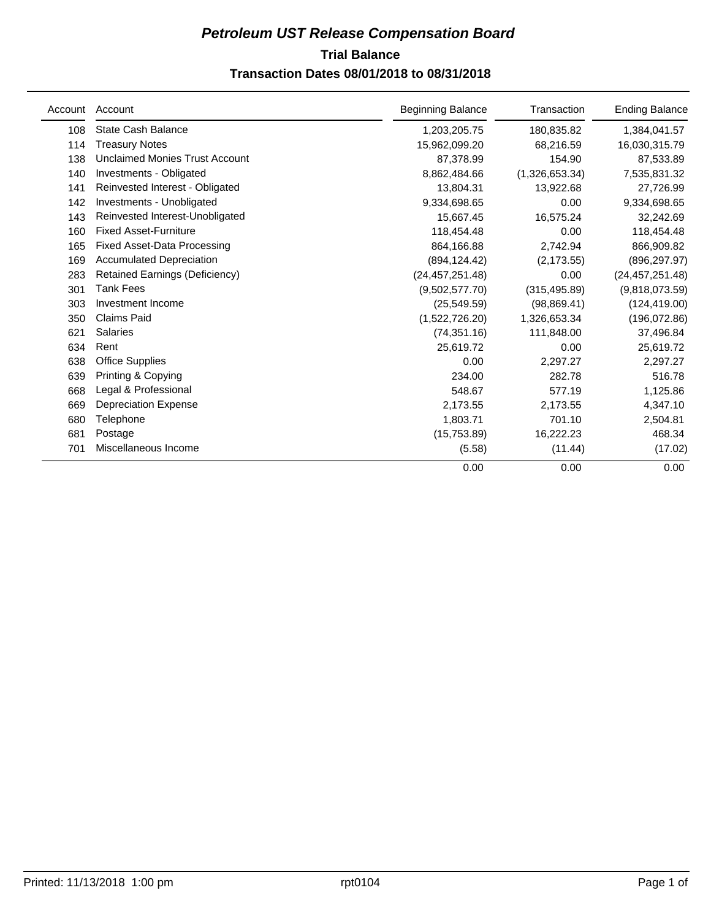# *Petroleum UST Release Compensation Board*

## Trial Balance

### Transaction Dates 08/01/2018 to 08/31/2018

| Account | Account | Beginning Balance | Transaction | Ending Balance |
|---|---|---|---|---|
| 108 | State Cash Balance | 1,203,205.75 | 180,835.82 | 1,384,041.57 |
| 114 | Treasury Notes | 15,962,099.20 | 68,216.59 | 16,030,315.79 |
| 138 | Unclaimed Monies Trust Account | 87,378.99 | 154.90 | 87,533.89 |
| 140 | Investments - Obligated | 8,862,484.66 | (1,326,653.34) | 7,535,831.32 |
| 141 | Reinvested Interest - Obligated | 13,804.31 | 13,922.68 | 27,726.99 |
| 142 | Investments - Unobligated | 9,334,698.65 | 0.00 | 9,334,698.65 |
| 143 | Reinvested Interest-Unobligated | 15,667.45 | 16,575.24 | 32,242.69 |
| 160 | Fixed Asset-Furniture | 118,454.48 | 0.00 | 118,454.48 |
| 165 | Fixed Asset-Data Processing | 864,166.88 | 2,742.94 | 866,909.82 |
| 169 | Accumulated Depreciation | (894,124.42) | (2,173.55) | (896,297.97) |
| 283 | Retained Earnings (Deficiency) | (24,457,251.48) | 0.00 | (24,457,251.48) |
| 301 | Tank Fees | (9,502,577.70) | (315,495.89) | (9,818,073.59) |
| 303 | Investment Income | (25,549.59) | (98,869.41) | (124,419.00) |
| 350 | Claims Paid | (1,522,726.20) | 1,326,653.34 | (196,072.86) |
| 621 | Salaries | (74,351.16) | 111,848.00 | 37,496.84 |
| 634 | Rent | 25,619.72 | 0.00 | 25,619.72 |
| 638 | Office Supplies | 0.00 | 2,297.27 | 2,297.27 |
| 639 | Printing & Copying | 234.00 | 282.78 | 516.78 |
| 668 | Legal & Professional | 548.67 | 577.19 | 1,125.86 |
| 669 | Depreciation Expense | 2,173.55 | 2,173.55 | 4,347.10 |
| 680 | Telephone | 1,803.71 | 701.10 | 2,504.81 |
| 681 | Postage | (15,753.89) | 16,222.23 | 468.34 |
| 701 | Miscellaneous Income | (5.58) | (11.44) | (17.02) |
| | | 0.00 | 0.00 | 0.00 |

Printed: 11/13/2018 1:00 pm rpt0104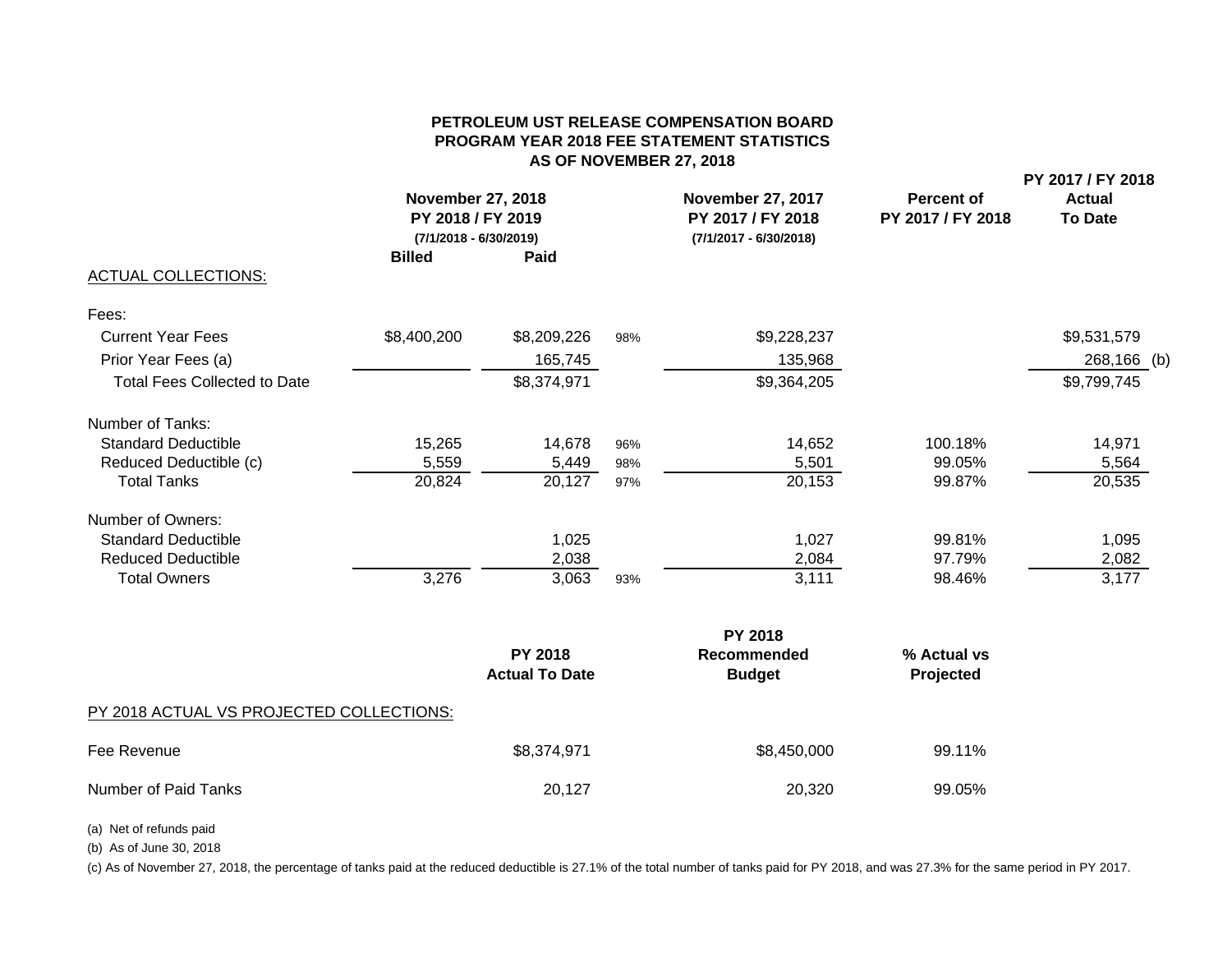# PETROLEUM UST RELEASE COMPENSATION BOARD
## PROGRAM YEAR 2018 FEE STATEMENT STATISTICS
### AS OF NOVEMBER 27, 2018

| | November 27, 2018 PY 2018 / FY 2019 (7/1/2018 - 6/30/2019) | | | November 27, 2017 PY 2017 / FY 2018 (7/1/2017 - 6/30/2018) | Percent of PY 2017 / FY 2018 | PY 2017 / FY 2018 Actual To Date |
|---|---|---|---|---|---|---|
| | Billed | Paid | | | | |
| ACTUAL COLLECTIONS: | | | | | | |
| Fees: | | | | | | |
| Current Year Fees | $8,400,200 | $8,209,226 | 98% | $9,228,237 | | $9,531,579 |
| Prior Year Fees (a) | | 165,745 | | 135,968 | | 268,166 (b) |
| Total Fees Collected to Date | | $8,374,971 | | $9,364,205 | | $9,799,745 |
| Number of Tanks: | | | | | | |
| Standard Deductible | 15,265 | 14,678 | 96% | 14,652 | 100.18% | 14,971 |
| Reduced Deductible (c) | 5,559 | 5,449 | 98% | 5,501 | 99.05% | 5,564 |
| Total Tanks | 20,824 | 20,127 | 97% | 20,153 | 99.87% | 20,535 |
| Number of Owners: | | | | | | |
| Standard Deductible | | 1,025 | | 1,027 | 99.81% | 1,095 |
| Reduced Deductible | | 2,038 | | 2,084 | 97.79% | 2,082 |
| Total Owners | 3,276 | 3,063 | 93% | 3,111 | 98.46% | 3,177 |

| | PY 2018 Actual To Date | PY 2018 Recommended Budget | % Actual vs Projected |
|---|---|---|---|
| PY 2018 ACTUAL VS PROJECTED COLLECTIONS: | | | |
| Fee Revenue | $8,374,971 | $8,450,000 | 99.11% |
| Number of Paid Tanks | 20,127 | 20,320 | 99.05% |

(a) Net of refunds paid

(b) As of June 30, 2018

(c) As of November 27, 2018, the percentage of tanks paid at the reduced deductible is 27.1% of the total number of tanks paid for PY 2018, and was 27.3% for the same period in PY 2017.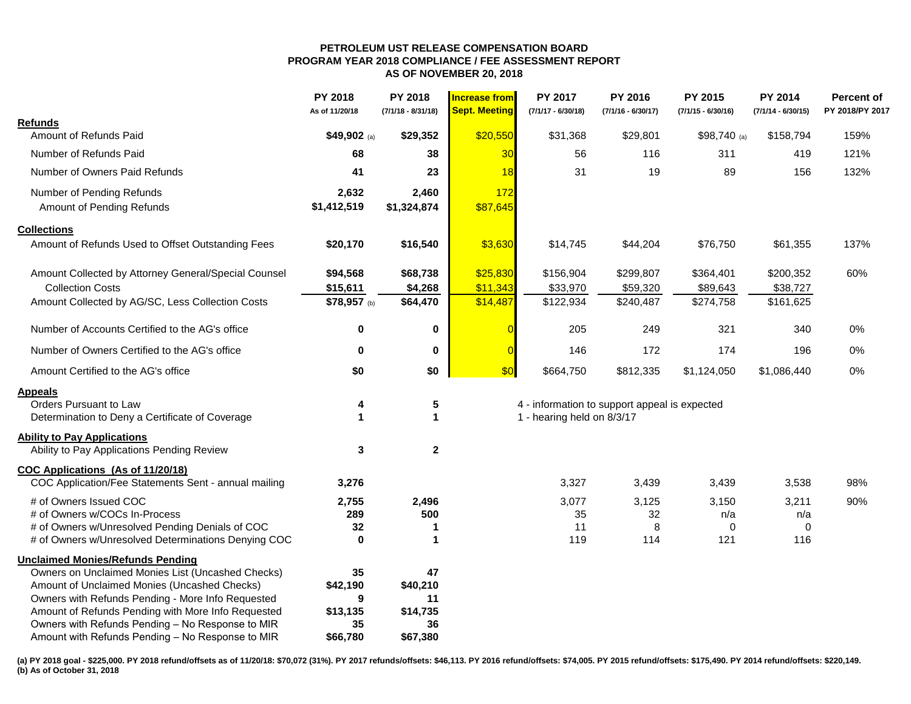**PETROLEUM UST RELEASE COMPENSATION BOARD**
**PROGRAM YEAR 2018 COMPLIANCE / FEE ASSESSMENT REPORT**
**AS OF NOVEMBER 20, 2018**

| | PY 2018 As of 11/20/18 | PY 2018 (7/1/18 - 8/31/18) | Increase from Sept. Meeting | PY 2017 (7/1/17 - 6/30/18) | PY 2016 (7/1/16 - 6/30/17) | PY 2015 (7/1/15 - 6/30/16) | PY 2014 (7/1/14 - 6/30/15) | Percent of PY 2018/PY 2017 |
|---|---|---|---|---|---|---|---|---|
| **Refunds** | | | | | | | | |
| Amount of Refunds Paid | **$49,902** (a) | **$29,352** | $20,550 | $31,368 | $29,801 | $98,740 (a) | $158,794 | 159% |
| Number of Refunds Paid | **68** | **38** | 30 | 56 | 116 | 311 | 419 | 121% |
| Number of Owners Paid Refunds | **41** | **23** | 18 | 31 | 19 | 89 | 156 | 132% |
| Number of Pending Refunds | **2,632** | **2,460** | 172 | | | | | |
| Amount of Pending Refunds | **$1,412,519** | **$1,324,874** | $87,645 | | | | | |
| **Collections** | | | | | | | | |
| Amount of Refunds Used to Offset Outstanding Fees | **$20,170** | **$16,540** | $3,630 | $14,745 | $44,204 | $76,750 | $61,355 | 137% |
| Amount Collected by Attorney General/Special Counsel | **$94,568** | **$68,738** | $25,830 | $156,904 | $299,807 | $364,401 | $200,352 | 60% |
| Collection Costs | **$15,611** | **$4,268** | $11,343 | $33,970 | $59,320 | $89,643 | $38,727 | |
| Amount Collected by AG/SC, Less Collection Costs | **$78,957** (b) | **$64,470** | $14,487 | $122,934 | $240,487 | $274,758 | $161,625 | |
| Number of Accounts Certified to the AG's office | **0** | **0** | 0 | 205 | 249 | 321 | 340 | 0% |
| Number of Owners Certified to the AG's office | **0** | **0** | 0 | 146 | 172 | 174 | 196 | 0% |
| Amount Certified to the AG's office | **$0** | **$0** | $0 | $664,750 | $812,335 | $1,124,050 | $1,086,440 | 0% |
| **Appeals** | | | | | | | | |
| Orders Pursuant to Law | **4** | **5** | | 4 - information to support appeal is expected | | | | |
| Determination to Deny a Certificate of Coverage | **1** | **1** | | 1 - hearing held on 8/3/17 | | | | |
| **Ability to Pay Applications** | | | | | | | | |
| Ability to Pay Applications Pending Review | **3** | **2** | | | | | | |
| **COC Applications (As of 11/20/18)** | | | | | | | | |
| COC Application/Fee Statements Sent - annual mailing | **3,276** | | | 3,327 | 3,439 | 3,439 | 3,538 | 98% |
| # of Owners Issued COC | **2,755** | **2,496** | | 3,077 | 3,125 | 3,150 | 3,211 | 90% |
| # of Owners w/COCs In-Process | **289** | **500** | | 35 | 32 | n/a | n/a | |
| # of Owners w/Unresolved Pending Denials of COC | **32** | **1** | | 11 | 8 | 0 | 0 | |
| # of Owners w/Unresolved Determinations Denying COC | **0** | **1** | | 119 | 114 | 121 | 116 | |
| **Unclaimed Monies/Refunds Pending** | | | | | | | | |
| Owners on Unclaimed Monies List (Uncashed Checks) | **35** | **47** | | | | | | |
| Amount of Unclaimed Monies (Uncashed Checks) | **$42,190** | **$40,210** | | | | | | |
| Owners with Refunds Pending - More Info Requested | **9** | **11** | | | | | | |
| Amount of Refunds Pending with More Info Requested | **$13,135** | **$14,735** | | | | | | |
| Owners with Refunds Pending – No Response to MIR | **35** | **36** | | | | | | |
| Amount with Refunds Pending – No Response to MIR | **$66,780** | **$67,380** | | | | | | |

**(a) PY 2018 goal - $225,000. PY 2018 refund/offsets as of 11/20/18: $70,072 (31%). PY 2017 refunds/offsets: $46,113. PY 2016 refund/offsets: $74,005. PY 2015 refund/offsets: $175,490. PY 2014 refund/offsets: $220,149.**
**(b) As of October 31, 2018**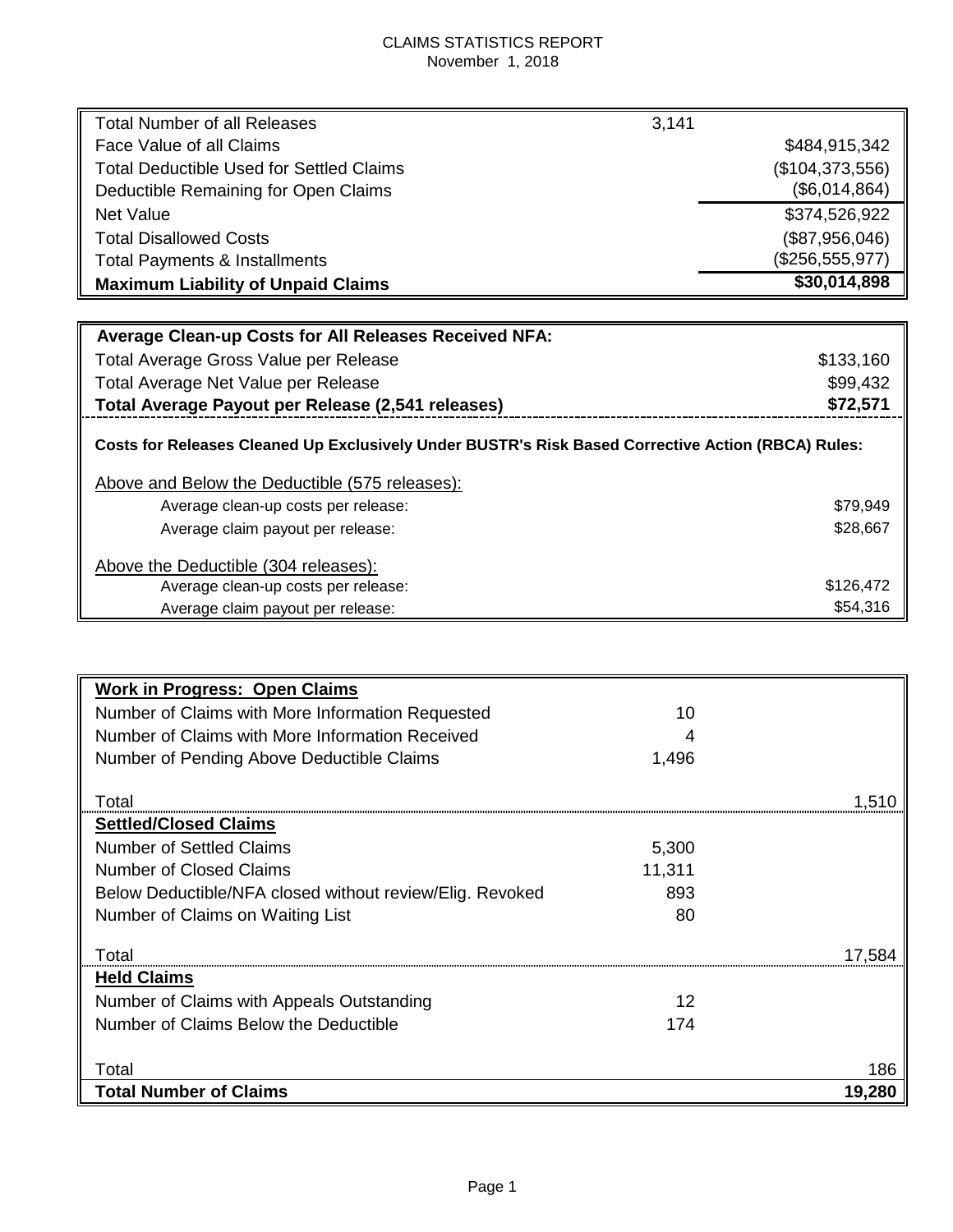# CLAIMS STATISTICS REPORT

November 1, 2018

| | | |
|---|---|---|
| Total Number of all Releases | 3,141 | |
| Face Value of all Claims | | $484,915,342 |
| Total Deductible Used for Settled Claims | | ($104,373,556) |
| Deductible Remaining for Open Claims | | ($6,014,864) |
| Net Value | | $374,526,922 |
| Total Disallowed Costs | | ($87,956,046) |
| Total Payments & Installments | | ($256,555,977) |
| **Maximum Liability of Unpaid Claims** | | **$30,014,898** |

| | |
|---|---|
| **Average Clean-up Costs for All Releases Received NFA:** | |
| Total Average Gross Value per Release | $133,160 |
| Total Average Net Value per Release | $99,432 |
| **Total Average Payout per Release (2,541 releases)** | **$72,571** |
| **Costs for Releases Cleaned Up Exclusively Under BUSTR's Risk Based Corrective Action (RBCA) Rules:** | |
| Above and Below the Deductible (575 releases): | |
| Average clean-up costs per release: | $79,949 |
| Average claim payout per release: | $28,667 |
| Above the Deductible (304 releases): | |
| Average clean-up costs per release: | $126,472 |
| Average claim payout per release: | $54,316 |

| | | |
|---|---|---|
| **Work in Progress: Open Claims** | | |
| Number of Claims with More Information Requested | 10 | |
| Number of Claims with More Information Received | 4 | |
| Number of Pending Above Deductible Claims | 1,496 | |
| Total | | 1,510 |
| **Settled/Closed Claims** | | |
| Number of Settled Claims | 5,300 | |
| Number of Closed Claims | 11,311 | |
| Below Deductible/NFA closed without review/Elig. Revoked | 893 | |
| Number of Claims on Waiting List | 80 | |
| Total | | 17,584 |
| **Held Claims** | | |
| Number of Claims with Appeals Outstanding | 12 | |
| Number of Claims Below the Deductible | 174 | |
| Total | | 186 |
| **Total Number of Claims** | | **19,280** |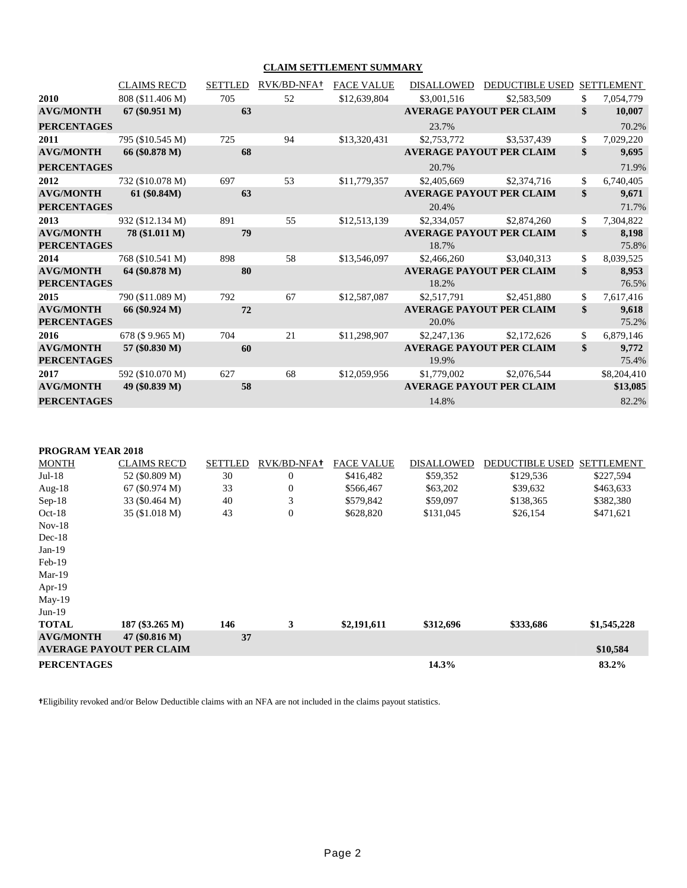## CLAIM SETTLEMENT SUMMARY

| | CLAIMS REC'D | SETTLED | RVK/BD-NFA† | FACE VALUE | DISALLOWED | DEDUCTIBLE USED | SETTLEMENT |
|---|---|---|---|---|---|---|---|
| **2010** | 808 ($11.406 M) | 705 | 52 | $12,639,804 | $3,001,516 | $2,583,509 | $ 7,054,779 |
| **AVG/MONTH** | **67 ($0.951 M)** | **63** | | | **AVERAGE PAYOUT PER CLAIM** | | **$ 10,007** |
| **PERCENTAGES** | | | | | 23.7% | | 70.2% |
| **2011** | 795 ($10.545 M) | 725 | 94 | $13,320,431 | $2,753,772 | $3,537,439 | $ 7,029,220 |
| **AVG/MONTH** | **66 ($0.878 M)** | **68** | | | **AVERAGE PAYOUT PER CLAIM** | | **$ 9,695** |
| **PERCENTAGES** | | | | | 20.7% | | 71.9% |
| **2012** | 732 ($10.078 M) | 697 | 53 | $11,779,357 | $2,405,669 | $2,374,716 | $ 6,740,405 |
| **AVG/MONTH** | **61 ($0.84M)** | **63** | | | **AVERAGE PAYOUT PER CLAIM** | | **$ 9,671** |
| **PERCENTAGES** | | | | | 20.4% | | 71.7% |
| **2013** | 932 ($12.134 M) | 891 | 55 | $12,513,139 | $2,334,057 | $2,874,260 | $ 7,304,822 |
| **AVG/MONTH** | **78 ($1.011 M)** | **79** | | | **AVERAGE PAYOUT PER CLAIM** | | **$ 8,198** |
| **PERCENTAGES** | | | | | 18.7% | | 75.8% |
| **2014** | 768 ($10.541 M) | 898 | 58 | $13,546,097 | $2,466,260 | $3,040,313 | $ 8,039,525 |
| **AVG/MONTH** | **64 ($0.878 M)** | **80** | | | **AVERAGE PAYOUT PER CLAIM** | | **$ 8,953** |
| **PERCENTAGES** | | | | | 18.2% | | 76.5% |
| **2015** | 790 ($11.089 M) | 792 | 67 | $12,587,087 | $2,517,791 | $2,451,880 | $ 7,617,416 |
| **AVG/MONTH** | **66 ($0.924 M)** | **72** | | | **AVERAGE PAYOUT PER CLAIM** | | **$ 9,618** |
| **PERCENTAGES** | | | | | 20.0% | | 75.2% |
| **2016** | 678 ($ 9.965 M) | 704 | 21 | $11,298,907 | $2,247,136 | $2,172,626 | $ 6,879,146 |
| **AVG/MONTH** | **57 ($0.830 M)** | **60** | | | **AVERAGE PAYOUT PER CLAIM** | | **$ 9,772** |
| **PERCENTAGES** | | | | | 19.9% | | 75.4% |
| **2017** | 592 ($10.070 M) | 627 | 68 | $12,059,956 | $1,779,002 | $2,076,544 | $8,204,410 |
| **AVG/MONTH** | **49 ($0.839 M)** | **58** | | | **AVERAGE PAYOUT PER CLAIM** | | **$13,085** |
| **PERCENTAGES** | | | | | 14.8% | | 82.2% |

**PROGRAM YEAR 2018**

| MONTH | CLAIMS REC'D | SETTLED | RVK/BD-NFA† | FACE VALUE | DISALLOWED | DEDUCTIBLE USED | SETTLEMENT |
|---|---|---|---|---|---|---|---|
| Jul-18 | 52 ($0.809 M) | 30 | 0 | $416,482 | $59,352 | $129,536 | $227,594 |
| Aug-18 | 67 ($0.974 M) | 33 | 0 | $566,467 | $63,202 | $39,632 | $463,633 |
| Sep-18 | 33 ($0.464 M) | 40 | 3 | $579,842 | $59,097 | $138,365 | $382,380 |
| Oct-18 | 35 ($1.018 M) | 43 | 0 | $628,820 | $131,045 | $26,154 | $471,621 |
| Nov-18 | | | | | | | |
| Dec-18 | | | | | | | |
| Jan-19 | | | | | | | |
| Feb-19 | | | | | | | |
| Mar-19 | | | | | | | |
| Apr-19 | | | | | | | |
| May-19 | | | | | | | |
| Jun-19 | | | | | | | |
| **TOTAL** | **187 ($3.265 M)** | **146** | **3** | **$2,191,611** | **$312,696** | **$333,686** | **$1,545,228** |
| **AVG/MONTH** | **47 ($0.816 M)** | **37** | | | | | |
| **AVERAGE PAYOUT PER CLAIM** | | | | | | | **$10,584** |
| **PERCENTAGES** | | | | | **14.3%** | | **83.2%** |

†Eligibility revoked and/or Below Deductible claims with an NFA are not included in the claims payout statistics.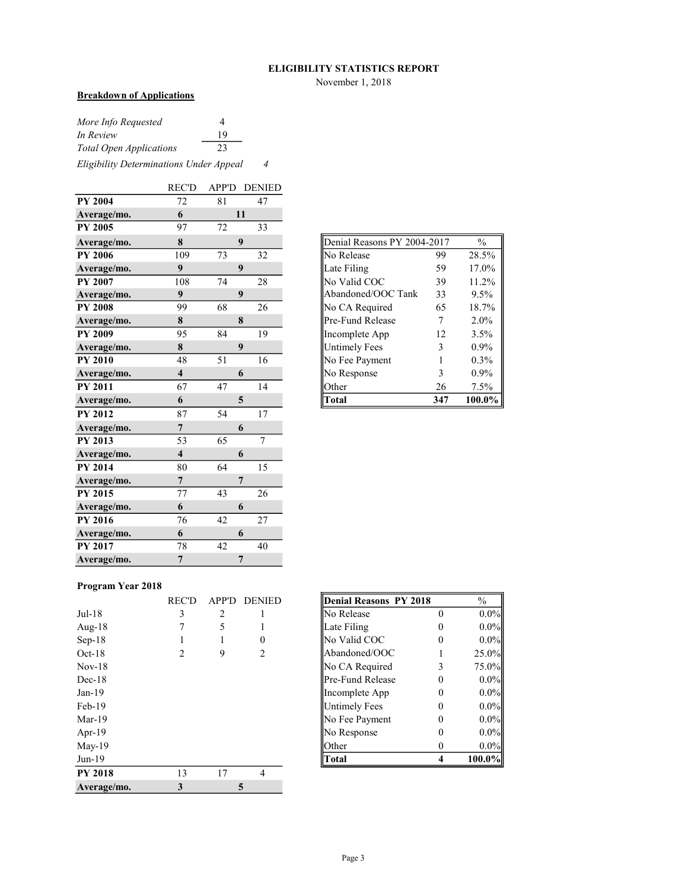**ELIGIBILITY STATISTICS REPORT**

November 1, 2018

**Breakdown of Applications**

| | |
|---|---|
| *More Info Requested* | 4 |
| *In Review* | 19 |
| *Total Open Applications* | 23 |

*Eligibility Determinations Under Appeal* 4

| | REC'D | APP'D | DENIED |
|---|---|---|---|
| **PY 2004** | 72 | 81 | 47 |
| **Average/mo.** | **6** | **11** | |
| **PY 2005** | 97 | 72 | 33 |
| **Average/mo.** | **8** | **9** | |
| **PY 2006** | 109 | 73 | 32 |
| **Average/mo.** | **9** | **9** | |
| **PY 2007** | 108 | 74 | 28 |
| **Average/mo.** | **9** | **9** | |
| **PY 2008** | 99 | 68 | 26 |
| **Average/mo.** | **8** | **8** | |
| **PY 2009** | 95 | 84 | 19 |
| **Average/mo.** | **8** | **9** | |
| **PY 2010** | 48 | 51 | 16 |
| **Average/mo.** | **4** | **6** | |
| **PY 2011** | 67 | 47 | 14 |
| **Average/mo.** | **6** | **5** | |
| **PY 2012** | 87 | 54 | 17 |
| **Average/mo.** | **7** | **6** | |
| **PY 2013** | 53 | 65 | 7 |
| **Average/mo.** | **4** | **6** | |
| **PY 2014** | 80 | 64 | 15 |
| **Average/mo.** | **7** | **7** | |
| **PY 2015** | 77 | 43 | 26 |
| **Average/mo.** | **6** | **6** | |
| **PY 2016** | 76 | 42 | 27 |
| **Average/mo.** | **6** | **6** | |
| **PY 2017** | 78 | 42 | 40 |
| **Average/mo.** | **7** | **7** | |

| Denial Reasons PY 2004-2017 | | % |
|---|---|---|
| No Release | 99 | 28.5% |
| Late Filing | 59 | 17.0% |
| No Valid COC | 39 | 11.2% |
| Abandoned/OOC Tank | 33 | 9.5% |
| No CA Required | 65 | 18.7% |
| Pre-Fund Release | 7 | 2.0% |
| Incomplete App | 12 | 3.5% |
| Untimely Fees | 3 | 0.9% |
| No Fee Payment | 1 | 0.3% |
| No Response | 3 | 0.9% |
| Other | 26 | 7.5% |
| **Total** | **347** | **100.0%** |

**Program Year 2018**

| | REC'D | APP'D | DENIED |
|---|---|---|---|
| Jul-18 | 3 | 2 | 1 |
| Aug-18 | 7 | 5 | 1 |
| Sep-18 | 1 | 1 | 0 |
| Oct-18 | 2 | 9 | 2 |
| Nov-18 | | | |
| Dec-18 | | | |
| Jan-19 | | | |
| Feb-19 | | | |
| Mar-19 | | | |
| Apr-19 | | | |
| May-19 | | | |
| Jun-19 | | | |
| **PY 2018** | 13 | 17 | 4 |
| **Average/mo.** | **3** | **5** | |

| **Denial Reasons PY 2018** | | % |
|---|---|---|
| No Release | 0 | 0.0% |
| Late Filing | 0 | 0.0% |
| No Valid COC | 0 | 0.0% |
| Abandoned/OOC | 1 | 25.0% |
| No CA Required | 3 | 75.0% |
| Pre-Fund Release | 0 | 0.0% |
| Incomplete App | 0 | 0.0% |
| Untimely Fees | 0 | 0.0% |
| No Fee Payment | 0 | 0.0% |
| No Response | 0 | 0.0% |
| Other | 0 | 0.0% |
| **Total** | **4** | **100.0%** |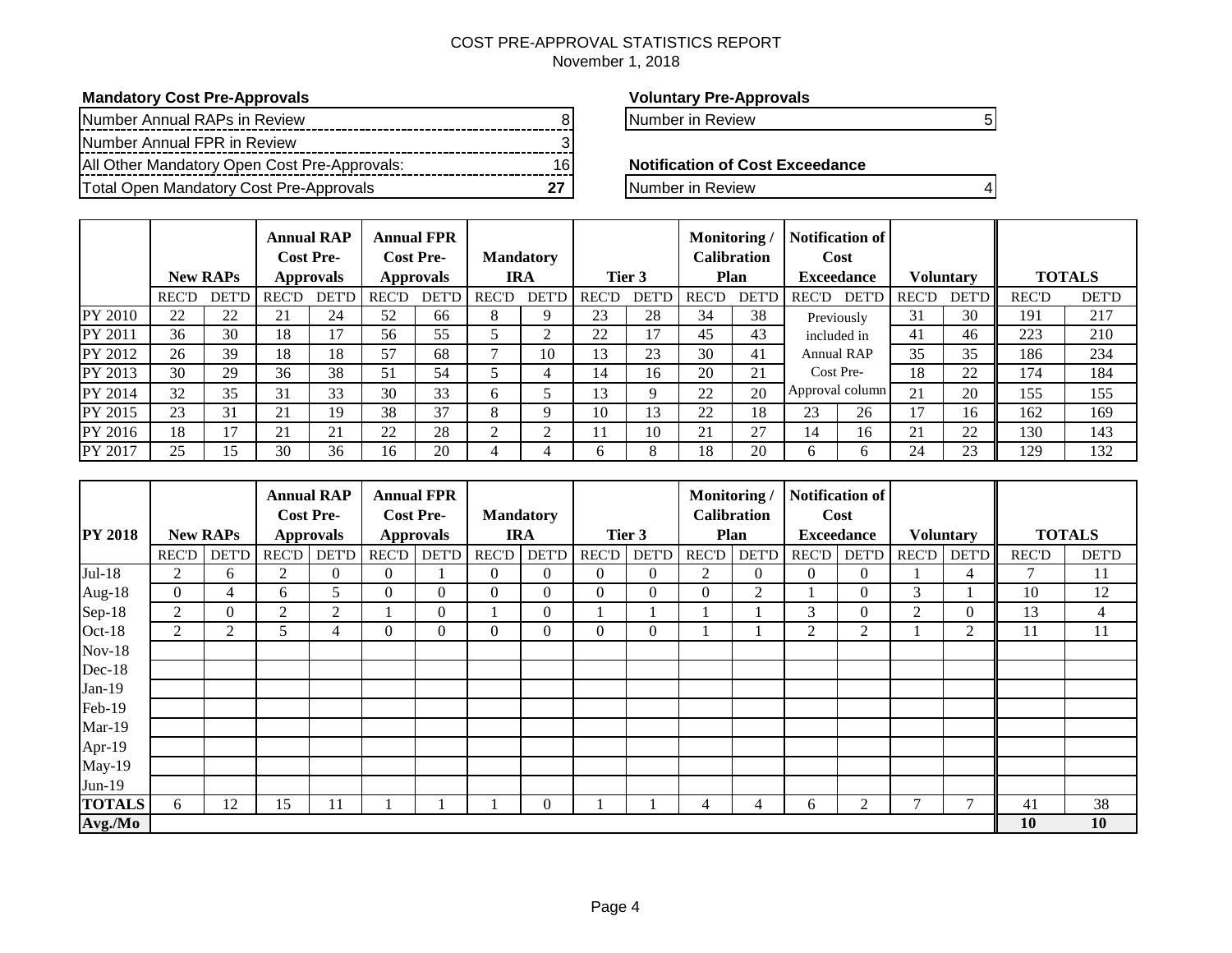# COST PRE-APPROVAL STATISTICS REPORT

November 1, 2018

**Mandatory Cost Pre-Approvals**

| | |
|---|---|
| Number Annual RAPs in Review | 8 |
| Number Annual FPR in Review | 3 |
| All Other Mandatory Open Cost Pre-Approvals: | 16 |
| Total Open Mandatory Cost Pre-Approvals | **27** |

**Voluntary Pre-Approvals**

| | |
|---|---|
| Number in Review | 5 |

**Notification of Cost Exceedance**

| | |
|---|---|
| Number in Review | 4 |

| | New RAPs | | Annual RAP Cost Pre-Approvals | | Annual FPR Cost Pre-Approvals | | Mandatory IRA | | Tier 3 | | Monitoring / Calibration Plan | | Notification of Cost Exceedance | | Voluntary | | TOTALS | |
|---|---|---|---|---|---|---|---|---|---|---|---|---|---|---|---|---|---|---|
| | REC'D | DET'D | REC'D | DET'D | REC'D | DET'D | REC'D | DET'D | REC'D | DET'D | REC'D | DET'D | REC'D | DET'D | REC'D | DET'D | REC'D | DET'D |
| PY 2010 | 22 | 22 | 21 | 24 | 52 | 66 | 8 | 9 | 23 | 28 | 34 | 38 | Previously included in Annual RAP Cost Pre-Approval column | | 31 | 30 | 191 | 217 |
| PY 2011 | 36 | 30 | 18 | 17 | 56 | 55 | 5 | 2 | 22 | 17 | 45 | 43 | | | 41 | 46 | 223 | 210 |
| PY 2012 | 26 | 39 | 18 | 18 | 57 | 68 | 7 | 10 | 13 | 23 | 30 | 41 | | | 35 | 35 | 186 | 234 |
| PY 2013 | 30 | 29 | 36 | 38 | 51 | 54 | 5 | 4 | 14 | 16 | 20 | 21 | | | 18 | 22 | 174 | 184 |
| PY 2014 | 32 | 35 | 31 | 33 | 30 | 33 | 6 | 5 | 13 | 9 | 22 | 20 | | | 21 | 20 | 155 | 155 |
| PY 2015 | 23 | 31 | 21 | 19 | 38 | 37 | 8 | 9 | 10 | 13 | 22 | 18 | 23 | 26 | 17 | 16 | 162 | 169 |
| PY 2016 | 18 | 17 | 21 | 21 | 22 | 28 | 2 | 2 | 11 | 10 | 21 | 27 | 14 | 16 | 21 | 22 | 130 | 143 |
| PY 2017 | 25 | 15 | 30 | 36 | 16 | 20 | 4 | 4 | 6 | 8 | 18 | 20 | 6 | 6 | 24 | 23 | 129 | 132 |

| PY 2018 | New RAPs | | Annual RAP Cost Pre-Approvals | | Annual FPR Cost Pre-Approvals | | Mandatory IRA | | Tier 3 | | Monitoring / Calibration Plan | | Notification of Cost Exceedance | | Voluntary | | TOTALS | |
|---|---|---|---|---|---|---|---|---|---|---|---|---|---|---|---|---|---|---|
| | REC'D | DET'D | REC'D | DET'D | REC'D | DET'D | REC'D | DET'D | REC'D | DET'D | REC'D | DET'D | REC'D | DET'D | REC'D | DET'D | REC'D | DET'D |
| Jul-18 | 2 | 6 | 2 | 0 | 0 | 1 | 0 | 0 | 0 | 0 | 2 | 0 | 0 | 0 | 1 | 4 | 7 | 11 |
| Aug-18 | 0 | 4 | 6 | 5 | 0 | 0 | 0 | 0 | 0 | 0 | 0 | 2 | 1 | 0 | 3 | 1 | 10 | 12 |
| Sep-18 | 2 | 0 | 2 | 2 | 1 | 0 | 1 | 0 | 1 | 1 | 1 | 1 | 3 | 0 | 2 | 0 | 13 | 4 |
| Oct-18 | 2 | 2 | 5 | 4 | 0 | 0 | 0 | 0 | 0 | 0 | 1 | 1 | 2 | 2 | 1 | 2 | 11 | 11 |
| Nov-18 | | | | | | | | | | | | | | | | | | |
| Dec-18 | | | | | | | | | | | | | | | | | | |
| Jan-19 | | | | | | | | | | | | | | | | | | |
| Feb-19 | | | | | | | | | | | | | | | | | | |
| Mar-19 | | | | | | | | | | | | | | | | | | |
| Apr-19 | | | | | | | | | | | | | | | | | | |
| May-19 | | | | | | | | | | | | | | | | | | |
| Jun-19 | | | | | | | | | | | | | | | | | | |
| **TOTALS** | 6 | 12 | 15 | 11 | 1 | 1 | 1 | 0 | 1 | 1 | 4 | 4 | 6 | 2 | 7 | 7 | 41 | 38 |
| **Avg./Mo** | | | | | | | | | | | | | | | | | **10** | **10** |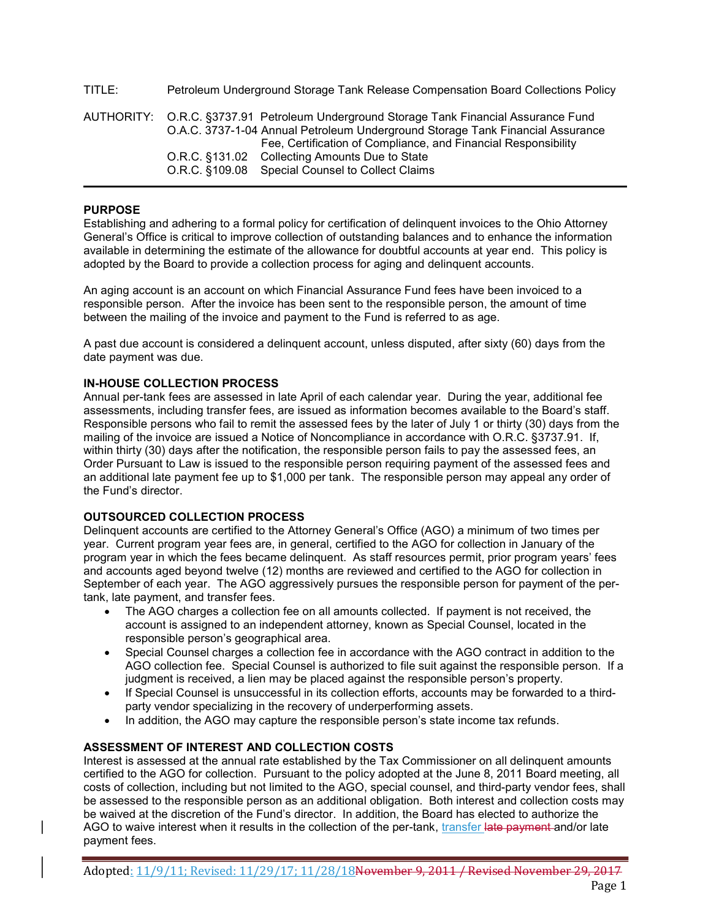TITLE: Petroleum Underground Storage Tank Release Compensation Board Collections Policy

AUTHORITY: O.R.C. §3737.91 Petroleum Underground Storage Tank Financial Assurance Fund
O.A.C. 3737-1-04 Annual Petroleum Underground Storage Tank Financial Assurance Fee, Certification of Compliance, and Financial Responsibility
O.R.C. §131.02 Collecting Amounts Due to State
O.R.C. §109.08 Special Counsel to Collect Claims

---

**PURPOSE**

Establishing and adhering to a formal policy for certification of delinquent invoices to the Ohio Attorney General's Office is critical to improve collection of outstanding balances and to enhance the information available in determining the estimate of the allowance for doubtful accounts at year end. This policy is adopted by the Board to provide a collection process for aging and delinquent accounts.

An aging account is an account on which Financial Assurance Fund fees have been invoiced to a responsible person. After the invoice has been sent to the responsible person, the amount of time between the mailing of the invoice and payment to the Fund is referred to as age.

A past due account is considered a delinquent account, unless disputed, after sixty (60) days from the date payment was due.

**IN-HOUSE COLLECTION PROCESS**

Annual per-tank fees are assessed in late April of each calendar year. During the year, additional fee assessments, including transfer fees, are issued as information becomes available to the Board's staff. Responsible persons who fail to remit the assessed fees by the later of July 1 or thirty (30) days from the mailing of the invoice are issued a Notice of Noncompliance in accordance with O.R.C. §3737.91. If, within thirty (30) days after the notification, the responsible person fails to pay the assessed fees, an Order Pursuant to Law is issued to the responsible person requiring payment of the assessed fees and an additional late payment fee up to $1,000 per tank. The responsible person may appeal any order of the Fund's director.

**OUTSOURCED COLLECTION PROCESS**

Delinquent accounts are certified to the Attorney General's Office (AGO) a minimum of two times per year. Current program year fees are, in general, certified to the AGO for collection in January of the program year in which the fees became delinquent. As staff resources permit, prior program years' fees and accounts aged beyond twelve (12) months are reviewed and certified to the AGO for collection in September of each year. The AGO aggressively pursues the responsible person for payment of the per-tank, late payment, and transfer fees.

- The AGO charges a collection fee on all amounts collected. If payment is not received, the account is assigned to an independent attorney, known as Special Counsel, located in the responsible person's geographical area.
- Special Counsel charges a collection fee in accordance with the AGO contract in addition to the AGO collection fee. Special Counsel is authorized to file suit against the responsible person. If a judgment is received, a lien may be placed against the responsible person's property.
- If Special Counsel is unsuccessful in its collection efforts, accounts may be forwarded to a third-party vendor specializing in the recovery of underperforming assets.
- In addition, the AGO may capture the responsible person's state income tax refunds.

**ASSESSMENT OF INTEREST AND COLLECTION COSTS**

Interest is assessed at the annual rate established by the Tax Commissioner on all delinquent amounts certified to the AGO for collection. Pursuant to the policy adopted at the June 8, 2011 Board meeting, all costs of collection, including but not limited to the AGO, special counsel, and third-party vendor fees, shall be assessed to the responsible person as an additional obligation. Both interest and collection costs may be waived at the discretion of the Fund's director. In addition, the Board has elected to authorize the AGO to waive interest when it results in the collection of the per-tank, transfer ~~late payment~~ and/or late payment fees.

Adopted: 11/9/11; Revised: 11/29/17; 11/28/18 ~~November 9, 2011 / Revised November 29, 2017~~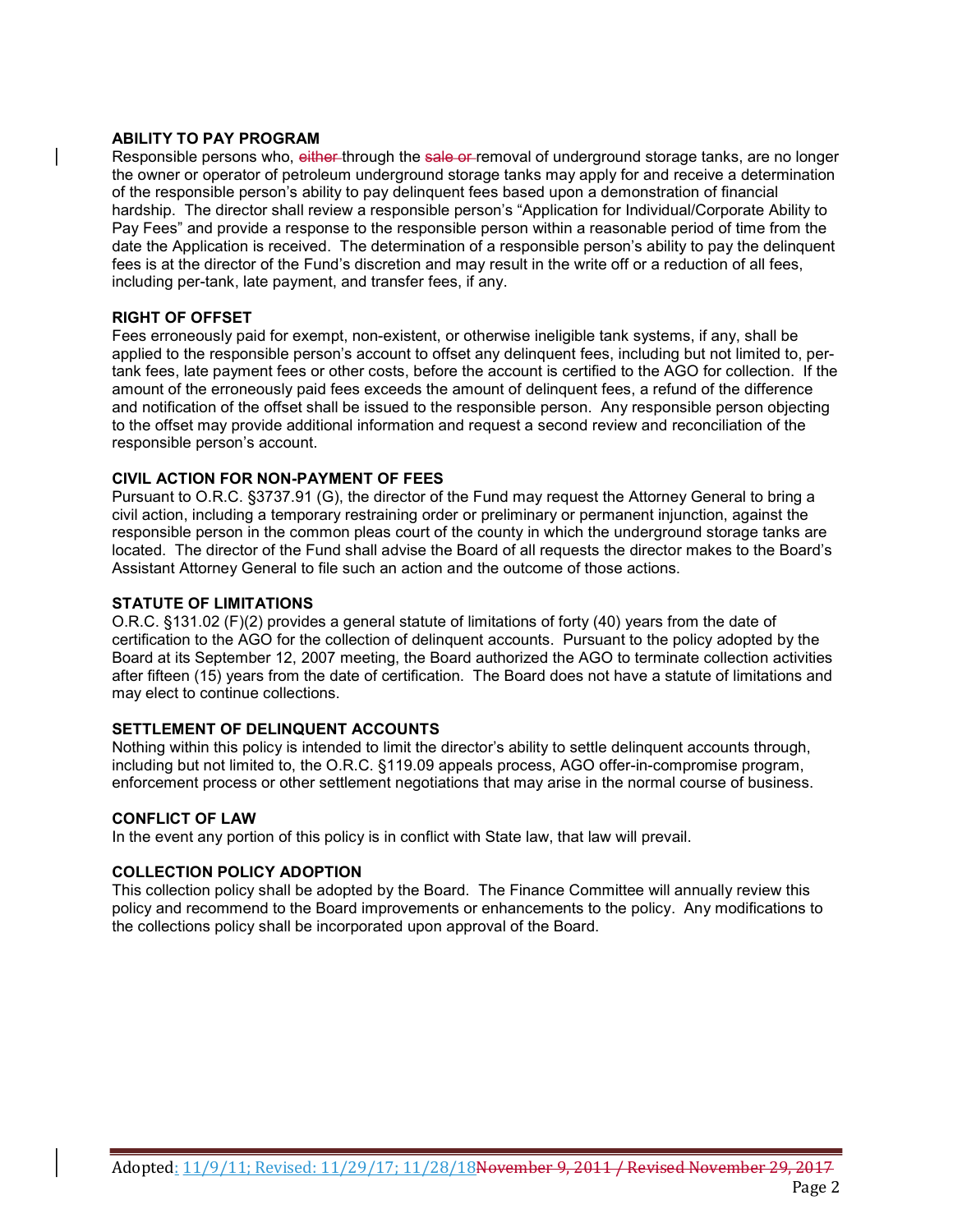**ABILITY TO PAY PROGRAM**

Responsible persons who, ~~either~~ through the ~~sale or~~ removal of underground storage tanks, are no longer the owner or operator of petroleum underground storage tanks may apply for and receive a determination of the responsible person's ability to pay delinquent fees based upon a demonstration of financial hardship. The director shall review a responsible person's "Application for Individual/Corporate Ability to Pay Fees" and provide a response to the responsible person within a reasonable period of time from the date the Application is received. The determination of a responsible person's ability to pay the delinquent fees is at the director of the Fund's discretion and may result in the write off or a reduction of all fees, including per-tank, late payment, and transfer fees, if any.

**RIGHT OF OFFSET**

Fees erroneously paid for exempt, non-existent, or otherwise ineligible tank systems, if any, shall be applied to the responsible person's account to offset any delinquent fees, including but not limited to, per-tank fees, late payment fees or other costs, before the account is certified to the AGO for collection. If the amount of the erroneously paid fees exceeds the amount of delinquent fees, a refund of the difference and notification of the offset shall be issued to the responsible person. Any responsible person objecting to the offset may provide additional information and request a second review and reconciliation of the responsible person's account.

**CIVIL ACTION FOR NON-PAYMENT OF FEES**

Pursuant to O.R.C. §3737.91 (G), the director of the Fund may request the Attorney General to bring a civil action, including a temporary restraining order or preliminary or permanent injunction, against the responsible person in the common pleas court of the county in which the underground storage tanks are located. The director of the Fund shall advise the Board of all requests the director makes to the Board's Assistant Attorney General to file such an action and the outcome of those actions.

**STATUTE OF LIMITATIONS**

O.R.C. §131.02 (F)(2) provides a general statute of limitations of forty (40) years from the date of certification to the AGO for the collection of delinquent accounts. Pursuant to the policy adopted by the Board at its September 12, 2007 meeting, the Board authorized the AGO to terminate collection activities after fifteen (15) years from the date of certification. The Board does not have a statute of limitations and may elect to continue collections.

**SETTLEMENT OF DELINQUENT ACCOUNTS**

Nothing within this policy is intended to limit the director's ability to settle delinquent accounts through, including but not limited to, the O.R.C. §119.09 appeals process, AGO offer-in-compromise program, enforcement process or other settlement negotiations that may arise in the normal course of business.

**CONFLICT OF LAW**

In the event any portion of this policy is in conflict with State law, that law will prevail.

**COLLECTION POLICY ADOPTION**

This collection policy shall be adopted by the Board. The Finance Committee will annually review this policy and recommend to the Board improvements or enhancements to the policy. Any modifications to the collections policy shall be incorporated upon approval of the Board.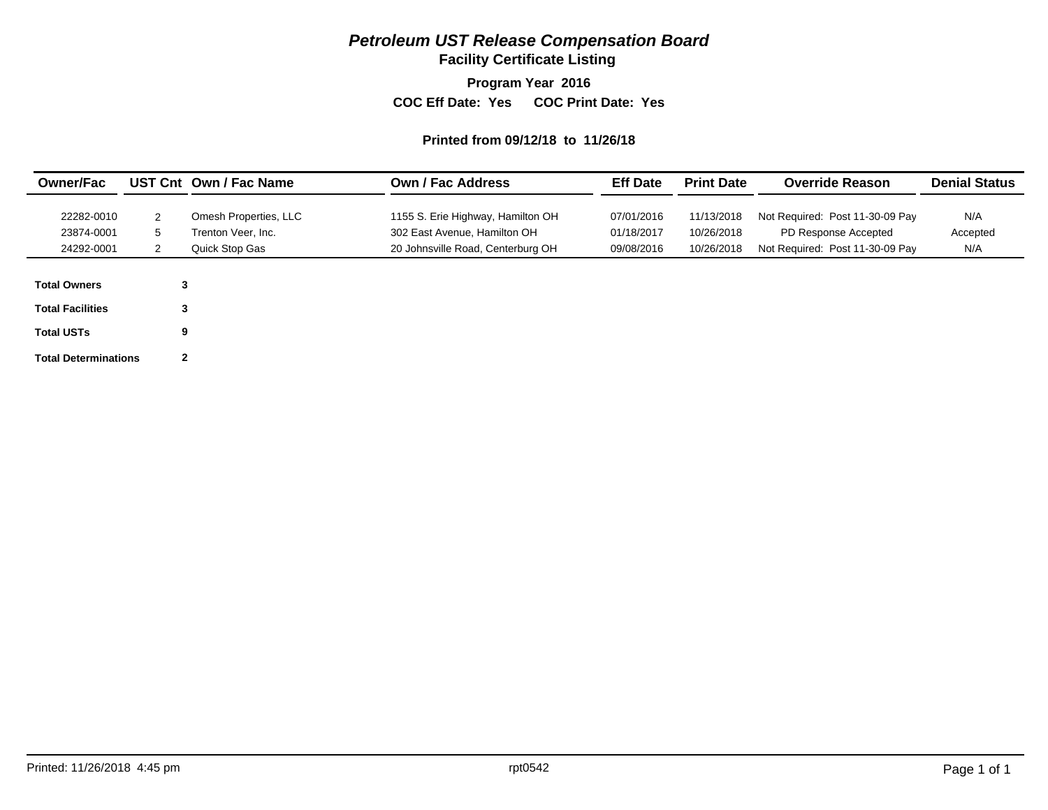# *Petroleum UST Release Compensation Board*

## Facility Certificate Listing

**Program Year 2016**

**COC Eff Date: Yes COC Print Date: Yes**

**Printed from 09/12/18 to 11/26/18**

| Owner/Fac | UST Cnt | Own / Fac Name | Own / Fac Address | Eff Date | Print Date | Override Reason | Denial Status |
|---|---|---|---|---|---|---|---|
| 22282-0010 | 2 | Omesh Properties, LLC | 1155 S. Erie Highway, Hamilton OH | 07/01/2016 | 11/13/2018 | Not Required: Post 11-30-09 Pay | N/A |
| 23874-0001 | 5 | Trenton Veer, Inc. | 302 East Avenue, Hamilton OH | 01/18/2017 | 10/26/2018 | PD Response Accepted | Accepted |
| 24292-0001 | 2 | Quick Stop Gas | 20 Johnsville Road, Centerburg OH | 09/08/2016 | 10/26/2018 | Not Required: Post 11-30-09 Pay | N/A |

| | |
|---|---|
| **Total Owners** | **3** |
| **Total Facilities** | **3** |
| **Total USTs** | **9** |
| **Total Determinations** | **2** |

Printed: 11/26/2018 4:45 pm rpt0542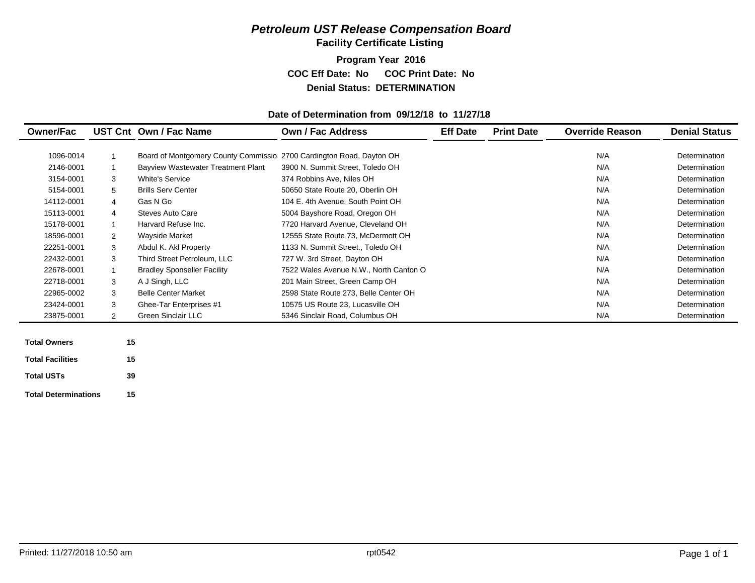# *Petroleum UST Release Compensation Board*

## Facility Certificate Listing

**Program Year 2016**

**COC Eff Date: No COC Print Date: No**

**Denial Status: DETERMINATION**

**Date of Determination from 09/12/18 to 11/27/18**

| Owner/Fac | UST Cnt | Own / Fac Name | Own / Fac Address | Eff Date | Print Date | Override Reason | Denial Status |
|---|---|---|---|---|---|---|---|
| 1096-0014 | 1 | Board of Montgomery County Commissio | 2700 Cardington Road, Dayton OH | | | N/A | Determination |
| 2146-0001 | 1 | Bayview Wastewater Treatment Plant | 3900 N. Summit Street, Toledo OH | | | N/A | Determination |
| 3154-0001 | 3 | White's Service | 374 Robbins Ave, Niles OH | | | N/A | Determination |
| 5154-0001 | 5 | Brills Serv Center | 50650 State Route 20, Oberlin OH | | | N/A | Determination |
| 14112-0001 | 4 | Gas N Go | 104 E. 4th Avenue, South Point OH | | | N/A | Determination |
| 15113-0001 | 4 | Steves Auto Care | 5004 Bayshore Road, Oregon OH | | | N/A | Determination |
| 15178-0001 | 1 | Harvard Refuse Inc. | 7720 Harvard Avenue, Cleveland OH | | | N/A | Determination |
| 18596-0001 | 2 | Wayside Market | 12555 State Route 73, McDermott OH | | | N/A | Determination |
| 22251-0001 | 3 | Abdul K. Akl Property | 1133 N. Summit Street., Toledo OH | | | N/A | Determination |
| 22432-0001 | 3 | Third Street Petroleum, LLC | 727 W. 3rd Street, Dayton OH | | | N/A | Determination |
| 22678-0001 | 1 | Bradley Sponseller Facility | 7522 Wales Avenue N.W., North Canton O | | | N/A | Determination |
| 22718-0001 | 3 | A J Singh, LLC | 201 Main Street, Green Camp OH | | | N/A | Determination |
| 22965-0002 | 3 | Belle Center Market | 2598 State Route 273, Belle Center OH | | | N/A | Determination |
| 23424-0001 | 3 | Ghee-Tar Enterprises #1 | 10575 US Route 23, Lucasville OH | | | N/A | Determination |
| 23875-0001 | 2 | Green Sinclair LLC | 5346 Sinclair Road, Columbus OH | | | N/A | Determination |

| | |
|---|---|
| **Total Owners** | **15** |
| **Total Facilities** | **15** |
| **Total USTs** | **39** |
| **Total Determinations** | **15** |

Printed: 11/27/2018 10:50 am rpt0542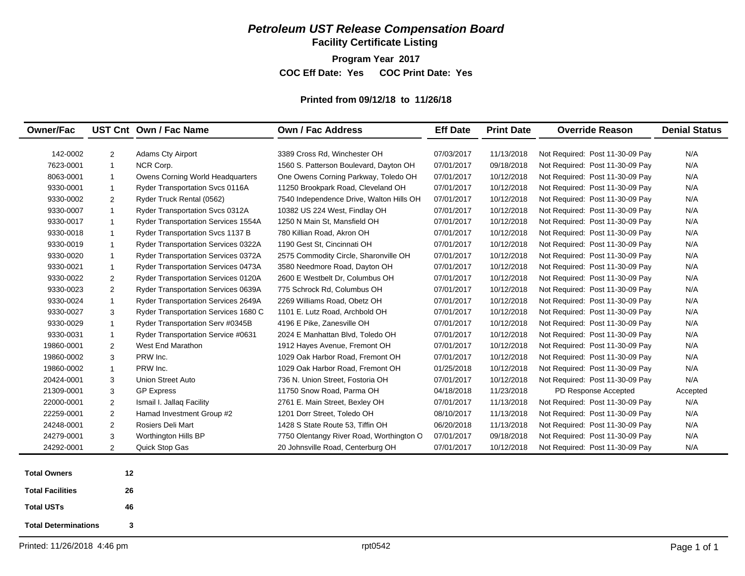# *Petroleum UST Release Compensation Board*

## Facility Certificate Listing

**Program Year 2017**

**COC Eff Date: Yes COC Print Date: Yes**

**Printed from 09/12/18 to 11/26/18**

| Owner/Fac | UST Cnt | Own / Fac Name | Own / Fac Address | Eff Date | Print Date | Override Reason | Denial Status |
|---|---|---|---|---|---|---|---|
| 142-0002 | 2 | Adams Cty Airport | 3389 Cross Rd, Winchester OH | 07/03/2017 | 11/13/2018 | Not Required: Post 11-30-09 Pay | N/A |
| 7623-0001 | 1 | NCR Corp. | 1560 S. Patterson Boulevard, Dayton OH | 07/01/2017 | 09/18/2018 | Not Required: Post 11-30-09 Pay | N/A |
| 8063-0001 | 1 | Owens Corning World Headquarters | One Owens Corning Parkway, Toledo OH | 07/01/2017 | 10/12/2018 | Not Required: Post 11-30-09 Pay | N/A |
| 9330-0001 | 1 | Ryder Transportation Svcs 0116A | 11250 Brookpark Road, Cleveland OH | 07/01/2017 | 10/12/2018 | Not Required: Post 11-30-09 Pay | N/A |
| 9330-0002 | 2 | Ryder Truck Rental (0562) | 7540 Independence Drive, Walton Hills OH | 07/01/2017 | 10/12/2018 | Not Required: Post 11-30-09 Pay | N/A |
| 9330-0007 | 1 | Ryder Transportation Svcs 0312A | 10382 US 224 West, Findlay OH | 07/01/2017 | 10/12/2018 | Not Required: Post 11-30-09 Pay | N/A |
| 9330-0017 | 1 | Ryder Transportation Services 1554A | 1250 N Main St, Mansfield OH | 07/01/2017 | 10/12/2018 | Not Required: Post 11-30-09 Pay | N/A |
| 9330-0018 | 1 | Ryder Transportation Svcs 1137 B | 780 Killian Road, Akron OH | 07/01/2017 | 10/12/2018 | Not Required: Post 11-30-09 Pay | N/A |
| 9330-0019 | 1 | Ryder Transportation Services 0322A | 1190 Gest St, Cincinnati OH | 07/01/2017 | 10/12/2018 | Not Required: Post 11-30-09 Pay | N/A |
| 9330-0020 | 1 | Ryder Transportation Services 0372A | 2575 Commodity Circle, Sharonville OH | 07/01/2017 | 10/12/2018 | Not Required: Post 11-30-09 Pay | N/A |
| 9330-0021 | 1 | Ryder Transportation Services 0473A | 3580 Needmore Road, Dayton OH | 07/01/2017 | 10/12/2018 | Not Required: Post 11-30-09 Pay | N/A |
| 9330-0022 | 2 | Ryder Transportation Services 0120A | 2600 E Westbelt Dr, Columbus OH | 07/01/2017 | 10/12/2018 | Not Required: Post 11-30-09 Pay | N/A |
| 9330-0023 | 2 | Ryder Transportation Services 0639A | 775 Schrock Rd, Columbus OH | 07/01/2017 | 10/12/2018 | Not Required: Post 11-30-09 Pay | N/A |
| 9330-0024 | 1 | Ryder Transportation Services 2649A | 2269 Williams Road, Obetz OH | 07/01/2017 | 10/12/2018 | Not Required: Post 11-30-09 Pay | N/A |
| 9330-0027 | 3 | Ryder Transportation Services 1680 C | 1101 E. Lutz Road, Archbold OH | 07/01/2017 | 10/12/2018 | Not Required: Post 11-30-09 Pay | N/A |
| 9330-0029 | 1 | Ryder Transportation Serv #0345B | 4196 E Pike, Zanesville OH | 07/01/2017 | 10/12/2018 | Not Required: Post 11-30-09 Pay | N/A |
| 9330-0031 | 1 | Ryder Transportation Service #0631 | 2024 E Manhattan Blvd, Toledo OH | 07/01/2017 | 10/12/2018 | Not Required: Post 11-30-09 Pay | N/A |
| 19860-0001 | 2 | West End Marathon | 1912 Hayes Avenue, Fremont OH | 07/01/2017 | 10/12/2018 | Not Required: Post 11-30-09 Pay | N/A |
| 19860-0002 | 3 | PRW Inc. | 1029 Oak Harbor Road, Fremont OH | 07/01/2017 | 10/12/2018 | Not Required: Post 11-30-09 Pay | N/A |
| 19860-0002 | 1 | PRW Inc. | 1029 Oak Harbor Road, Fremont OH | 01/25/2018 | 10/12/2018 | Not Required: Post 11-30-09 Pay | N/A |
| 20424-0001 | 3 | Union Street Auto | 736 N. Union Street, Fostoria OH | 07/01/2017 | 10/12/2018 | Not Required: Post 11-30-09 Pay | N/A |
| 21309-0001 | 3 | GP Express | 11750 Snow Road, Parma OH | 04/18/2018 | 11/23/2018 | PD Response Accepted | Accepted |
| 22000-0001 | 2 | Ismail I. Jallaq Facility | 2761 E. Main Street, Bexley OH | 07/01/2017 | 11/13/2018 | Not Required: Post 11-30-09 Pay | N/A |
| 22259-0001 | 2 | Hamad Investment Group #2 | 1201 Dorr Street, Toledo OH | 08/10/2017 | 11/13/2018 | Not Required: Post 11-30-09 Pay | N/A |
| 24248-0001 | 2 | Rosiers Deli Mart | 1428 S State Route 53, Tiffin OH | 06/20/2018 | 11/13/2018 | Not Required: Post 11-30-09 Pay | N/A |
| 24279-0001 | 3 | Worthington Hills BP | 7750 Olentangy River Road, Worthington O | 07/01/2017 | 09/18/2018 | Not Required: Post 11-30-09 Pay | N/A |
| 24292-0001 | 2 | Quick Stop Gas | 20 Johnsville Road, Centerburg OH | 07/01/2017 | 10/12/2018 | Not Required: Post 11-30-09 Pay | N/A |

| | |
|---|---|
| **Total Owners** | **12** |
| **Total Facilities** | **26** |
| **Total USTs** | **46** |
| **Total Determinations** | **3** |

Printed: 11/26/2018 4:46 pm rpt0542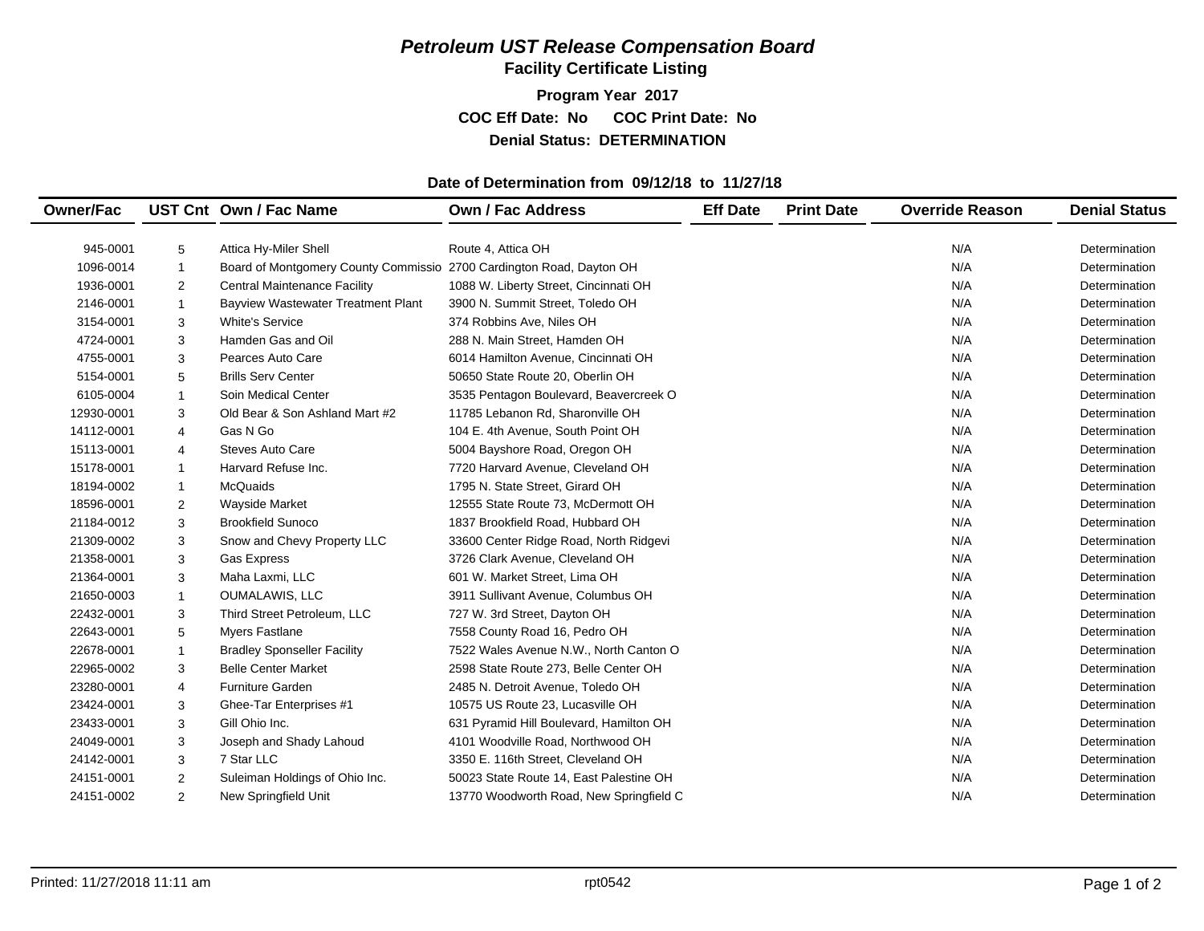# *Petroleum UST Release Compensation Board*

## Facility Certificate Listing

**Program Year 2017**

**COC Eff Date: No COC Print Date: No**

**Denial Status: DETERMINATION**

**Date of Determination from 09/12/18 to 11/27/18**

| Owner/Fac | UST Cnt | Own / Fac Name | Own / Fac Address | Eff Date | Print Date | Override Reason | Denial Status |
|---|---|---|---|---|---|---|---|
| 945-0001 | 5 | Attica Hy-Miler Shell | Route 4, Attica OH | | | N/A | Determination |
| 1096-0014 | 1 | Board of Montgomery County Commissio | 2700 Cardington Road, Dayton OH | | | N/A | Determination |
| 1936-0001 | 2 | Central Maintenance Facility | 1088 W. Liberty Street, Cincinnati OH | | | N/A | Determination |
| 2146-0001 | 1 | Bayview Wastewater Treatment Plant | 3900 N. Summit Street, Toledo OH | | | N/A | Determination |
| 3154-0001 | 3 | White's Service | 374 Robbins Ave, Niles OH | | | N/A | Determination |
| 4724-0001 | 3 | Hamden Gas and Oil | 288 N. Main Street, Hamden OH | | | N/A | Determination |
| 4755-0001 | 3 | Pearces Auto Care | 6014 Hamilton Avenue, Cincinnati OH | | | N/A | Determination |
| 5154-0001 | 5 | Brills Serv Center | 50650 State Route 20, Oberlin OH | | | N/A | Determination |
| 6105-0004 | 1 | Soin Medical Center | 3535 Pentagon Boulevard, Beavercreek O | | | N/A | Determination |
| 12930-0001 | 3 | Old Bear & Son Ashland Mart #2 | 11785 Lebanon Rd, Sharonville OH | | | N/A | Determination |
| 14112-0001 | 4 | Gas N Go | 104 E. 4th Avenue, South Point OH | | | N/A | Determination |
| 15113-0001 | 4 | Steves Auto Care | 5004 Bayshore Road, Oregon OH | | | N/A | Determination |
| 15178-0001 | 1 | Harvard Refuse Inc. | 7720 Harvard Avenue, Cleveland OH | | | N/A | Determination |
| 18194-0002 | 1 | McQuaids | 1795 N. State Street, Girard OH | | | N/A | Determination |
| 18596-0001 | 2 | Wayside Market | 12555 State Route 73, McDermott OH | | | N/A | Determination |
| 21184-0012 | 3 | Brookfield Sunoco | 1837 Brookfield Road, Hubbard OH | | | N/A | Determination |
| 21309-0002 | 3 | Snow and Chevy Property LLC | 33600 Center Ridge Road, North Ridgevi | | | N/A | Determination |
| 21358-0001 | 3 | Gas Express | 3726 Clark Avenue, Cleveland OH | | | N/A | Determination |
| 21364-0001 | 3 | Maha Laxmi, LLC | 601 W. Market Street, Lima OH | | | N/A | Determination |
| 21650-0003 | 1 | OUMALAWIS, LLC | 3911 Sullivant Avenue, Columbus OH | | | N/A | Determination |
| 22432-0001 | 3 | Third Street Petroleum, LLC | 727 W. 3rd Street, Dayton OH | | | N/A | Determination |
| 22643-0001 | 5 | Myers Fastlane | 7558 County Road 16, Pedro OH | | | N/A | Determination |
| 22678-0001 | 1 | Bradley Sponseller Facility | 7522 Wales Avenue N.W., North Canton O | | | N/A | Determination |
| 22965-0002 | 3 | Belle Center Market | 2598 State Route 273, Belle Center OH | | | N/A | Determination |
| 23280-0001 | 4 | Furniture Garden | 2485 N. Detroit Avenue, Toledo OH | | | N/A | Determination |
| 23424-0001 | 3 | Ghee-Tar Enterprises #1 | 10575 US Route 23, Lucasville OH | | | N/A | Determination |
| 23433-0001 | 3 | Gill Ohio Inc. | 631 Pyramid Hill Boulevard, Hamilton OH | | | N/A | Determination |
| 24049-0001 | 3 | Joseph and Shady Lahoud | 4101 Woodville Road, Northwood OH | | | N/A | Determination |
| 24142-0001 | 3 | 7 Star LLC | 3350 E. 116th Street, Cleveland OH | | | N/A | Determination |
| 24151-0001 | 2 | Suleiman Holdings of Ohio Inc. | 50023 State Route 14, East Palestine OH | | | N/A | Determination |
| 24151-0002 | 2 | New Springfield Unit | 13770 Woodworth Road, New Springfield C | | | N/A | Determination |

Printed: 11/27/2018 11:11 am rpt0542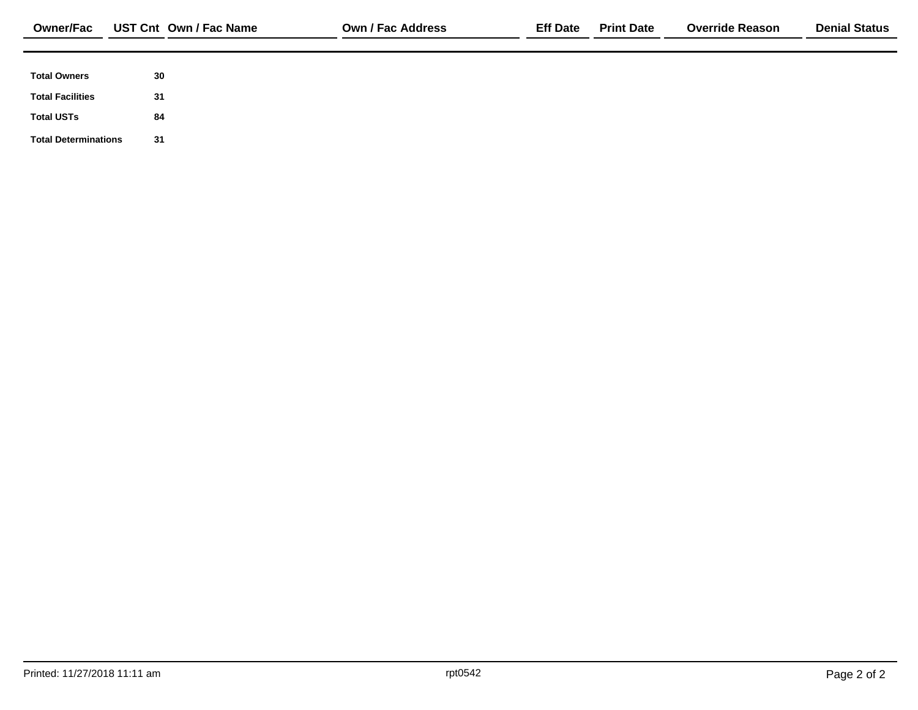| Owner/Fac | UST Cnt | Own / Fac Name | Own / Fac Address | Eff Date | Print Date | Override Reason | Denial Status |
|---|---|---|---|---|---|---|---|

| | |
|---|---|
| **Total Owners** | **30** |
| **Total Facilities** | **31** |
| **Total USTs** | **84** |
| **Total Determinations** | **31** |

Printed: 11/27/2018 11:11 am

rpt0542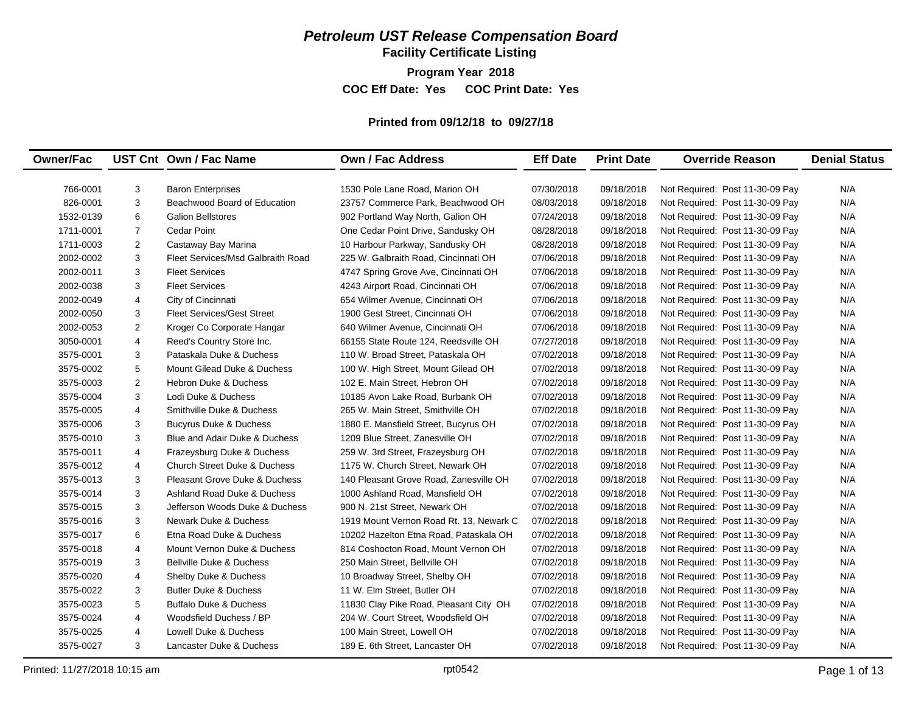# *Petroleum UST Release Compensation Board*

## Facility Certificate Listing

**Program Year 2018**

**COC Eff Date: Yes COC Print Date: Yes**

**Printed from 09/12/18 to 09/27/18**

| Owner/Fac | UST Cnt | Own / Fac Name | Own / Fac Address | Eff Date | Print Date | Override Reason | Denial Status |
|---|---|---|---|---|---|---|---|
| 766-0001 | 3 | Baron Enterprises | 1530 Pole Lane Road, Marion OH | 07/30/2018 | 09/18/2018 | Not Required: Post 11-30-09 Pay | N/A |
| 826-0001 | 3 | Beachwood Board of Education | 23757 Commerce Park, Beachwood OH | 08/03/2018 | 09/18/2018 | Not Required: Post 11-30-09 Pay | N/A |
| 1532-0139 | 6 | Galion Bellstores | 902 Portland Way North, Galion OH | 07/24/2018 | 09/18/2018 | Not Required: Post 11-30-09 Pay | N/A |
| 1711-0001 | 7 | Cedar Point | One Cedar Point Drive, Sandusky OH | 08/28/2018 | 09/18/2018 | Not Required: Post 11-30-09 Pay | N/A |
| 1711-0003 | 2 | Castaway Bay Marina | 10 Harbour Parkway, Sandusky OH | 08/28/2018 | 09/18/2018 | Not Required: Post 11-30-09 Pay | N/A |
| 2002-0002 | 3 | Fleet Services/Msd Galbraith Road | 225 W. Galbraith Road, Cincinnati OH | 07/06/2018 | 09/18/2018 | Not Required: Post 11-30-09 Pay | N/A |
| 2002-0011 | 3 | Fleet Services | 4747 Spring Grove Ave, Cincinnati OH | 07/06/2018 | 09/18/2018 | Not Required: Post 11-30-09 Pay | N/A |
| 2002-0038 | 3 | Fleet Services | 4243 Airport Road, Cincinnati OH | 07/06/2018 | 09/18/2018 | Not Required: Post 11-30-09 Pay | N/A |
| 2002-0049 | 4 | City of Cincinnati | 654 Wilmer Avenue, Cincinnati OH | 07/06/2018 | 09/18/2018 | Not Required: Post 11-30-09 Pay | N/A |
| 2002-0050 | 3 | Fleet Services/Gest Street | 1900 Gest Street, Cincinnati OH | 07/06/2018 | 09/18/2018 | Not Required: Post 11-30-09 Pay | N/A |
| 2002-0053 | 2 | Kroger Co Corporate Hangar | 640 Wilmer Avenue, Cincinnati OH | 07/06/2018 | 09/18/2018 | Not Required: Post 11-30-09 Pay | N/A |
| 3050-0001 | 4 | Reed's Country Store Inc. | 66155 State Route 124, Reedsville OH | 07/27/2018 | 09/18/2018 | Not Required: Post 11-30-09 Pay | N/A |
| 3575-0001 | 3 | Pataskala Duke & Duchess | 110 W. Broad Street, Pataskala OH | 07/02/2018 | 09/18/2018 | Not Required: Post 11-30-09 Pay | N/A |
| 3575-0002 | 5 | Mount Gilead Duke & Duchess | 100 W. High Street, Mount Gilead OH | 07/02/2018 | 09/18/2018 | Not Required: Post 11-30-09 Pay | N/A |
| 3575-0003 | 2 | Hebron Duke & Duchess | 102 E. Main Street, Hebron OH | 07/02/2018 | 09/18/2018 | Not Required: Post 11-30-09 Pay | N/A |
| 3575-0004 | 3 | Lodi Duke & Duchess | 10185 Avon Lake Road, Burbank OH | 07/02/2018 | 09/18/2018 | Not Required: Post 11-30-09 Pay | N/A |
| 3575-0005 | 4 | Smithville Duke & Duchess | 265 W. Main Street, Smithville OH | 07/02/2018 | 09/18/2018 | Not Required: Post 11-30-09 Pay | N/A |
| 3575-0006 | 3 | Bucyrus Duke & Duchess | 1880 E. Mansfield Street, Bucyrus OH | 07/02/2018 | 09/18/2018 | Not Required: Post 11-30-09 Pay | N/A |
| 3575-0010 | 3 | Blue and Adair Duke & Duchess | 1209 Blue Street, Zanesville OH | 07/02/2018 | 09/18/2018 | Not Required: Post 11-30-09 Pay | N/A |
| 3575-0011 | 4 | Frazeysburg Duke & Duchess | 259 W. 3rd Street, Frazeysburg OH | 07/02/2018 | 09/18/2018 | Not Required: Post 11-30-09 Pay | N/A |
| 3575-0012 | 4 | Church Street Duke & Duchess | 1175 W. Church Street, Newark OH | 07/02/2018 | 09/18/2018 | Not Required: Post 11-30-09 Pay | N/A |
| 3575-0013 | 3 | Pleasant Grove Duke & Duchess | 140 Pleasant Grove Road, Zanesville OH | 07/02/2018 | 09/18/2018 | Not Required: Post 11-30-09 Pay | N/A |
| 3575-0014 | 3 | Ashland Road Duke & Duchess | 1000 Ashland Road, Mansfield OH | 07/02/2018 | 09/18/2018 | Not Required: Post 11-30-09 Pay | N/A |
| 3575-0015 | 3 | Jefferson Woods Duke & Duchess | 900 N. 21st Street, Newark OH | 07/02/2018 | 09/18/2018 | Not Required: Post 11-30-09 Pay | N/A |
| 3575-0016 | 3 | Newark Duke & Duchess | 1919 Mount Vernon Road Rt. 13, Newark C | 07/02/2018 | 09/18/2018 | Not Required: Post 11-30-09 Pay | N/A |
| 3575-0017 | 6 | Etna Road Duke & Duchess | 10202 Hazelton Etna Road, Pataskala OH | 07/02/2018 | 09/18/2018 | Not Required: Post 11-30-09 Pay | N/A |
| 3575-0018 | 4 | Mount Vernon Duke & Duchess | 814 Coshocton Road, Mount Vernon OH | 07/02/2018 | 09/18/2018 | Not Required: Post 11-30-09 Pay | N/A |
| 3575-0019 | 3 | Bellville Duke & Duchess | 250 Main Street, Bellville OH | 07/02/2018 | 09/18/2018 | Not Required: Post 11-30-09 Pay | N/A |
| 3575-0020 | 4 | Shelby Duke & Duchess | 10 Broadway Street, Shelby OH | 07/02/2018 | 09/18/2018 | Not Required: Post 11-30-09 Pay | N/A |
| 3575-0022 | 3 | Butler Duke & Duchess | 11 W. Elm Street, Butler OH | 07/02/2018 | 09/18/2018 | Not Required: Post 11-30-09 Pay | N/A |
| 3575-0023 | 5 | Buffalo Duke & Duchess | 11830 Clay Pike Road, Pleasant City OH | 07/02/2018 | 09/18/2018 | Not Required: Post 11-30-09 Pay | N/A |
| 3575-0024 | 4 | Woodsfield Duchess / BP | 204 W. Court Street, Woodsfield OH | 07/02/2018 | 09/18/2018 | Not Required: Post 11-30-09 Pay | N/A |
| 3575-0025 | 4 | Lowell Duke & Duchess | 100 Main Street, Lowell OH | 07/02/2018 | 09/18/2018 | Not Required: Post 11-30-09 Pay | N/A |
| 3575-0027 | 3 | Lancaster Duke & Duchess | 189 E. 6th Street, Lancaster OH | 07/02/2018 | 09/18/2018 | Not Required: Post 11-30-09 Pay | N/A |

Printed: 11/27/2018 10:15 am rpt0542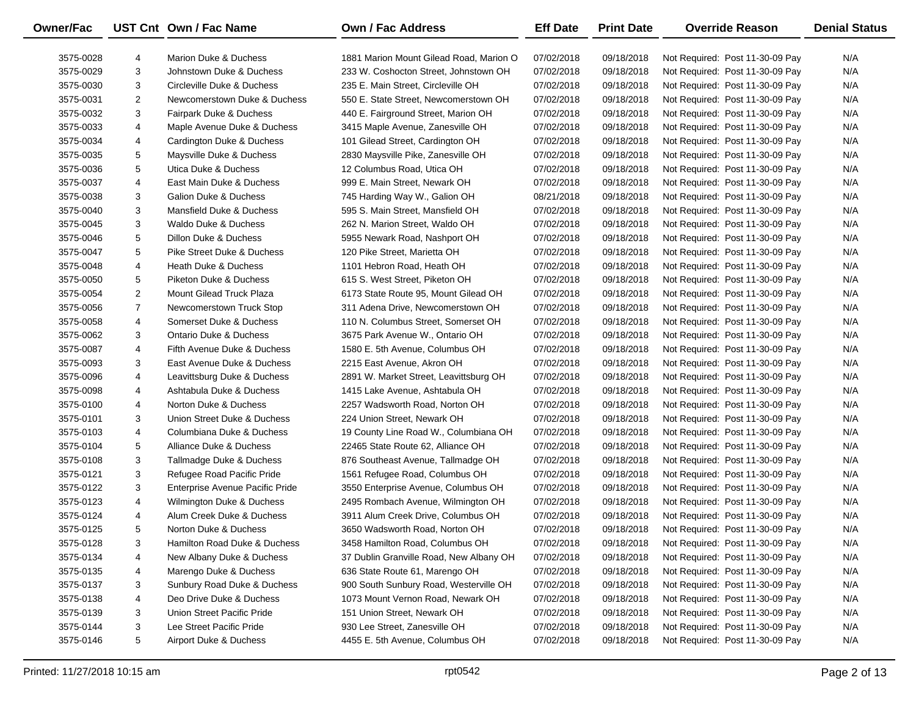| Owner/Fac | UST Cnt | Own / Fac Name | Own / Fac Address | Eff Date | Print Date | Override Reason | Denial Status |
|---|---|---|---|---|---|---|---|
| 3575-0028 | 4 | Marion Duke & Duchess | 1881 Marion Mount Gilead Road, Marion O | 07/02/2018 | 09/18/2018 | Not Required: Post 11-30-09 Pay | N/A |
| 3575-0029 | 3 | Johnstown Duke & Duchess | 233 W. Coshocton Street, Johnstown OH | 07/02/2018 | 09/18/2018 | Not Required: Post 11-30-09 Pay | N/A |
| 3575-0030 | 3 | Circleville Duke & Duchess | 235 E. Main Street, Circleville OH | 07/02/2018 | 09/18/2018 | Not Required: Post 11-30-09 Pay | N/A |
| 3575-0031 | 2 | Newcomerstown Duke & Duchess | 550 E. State Street, Newcomerstown OH | 07/02/2018 | 09/18/2018 | Not Required: Post 11-30-09 Pay | N/A |
| 3575-0032 | 3 | Fairpark Duke & Duchess | 440 E. Fairground Street, Marion OH | 07/02/2018 | 09/18/2018 | Not Required: Post 11-30-09 Pay | N/A |
| 3575-0033 | 4 | Maple Avenue Duke & Duchess | 3415 Maple Avenue, Zanesville OH | 07/02/2018 | 09/18/2018 | Not Required: Post 11-30-09 Pay | N/A |
| 3575-0034 | 4 | Cardington Duke & Duchess | 101 Gilead Street, Cardington OH | 07/02/2018 | 09/18/2018 | Not Required: Post 11-30-09 Pay | N/A |
| 3575-0035 | 5 | Maysville Duke & Duchess | 2830 Maysville Pike, Zanesville OH | 07/02/2018 | 09/18/2018 | Not Required: Post 11-30-09 Pay | N/A |
| 3575-0036 | 5 | Utica Duke & Duchess | 12 Columbus Road, Utica OH | 07/02/2018 | 09/18/2018 | Not Required: Post 11-30-09 Pay | N/A |
| 3575-0037 | 4 | East Main Duke & Duchess | 999 E. Main Street, Newark OH | 07/02/2018 | 09/18/2018 | Not Required: Post 11-30-09 Pay | N/A |
| 3575-0038 | 3 | Galion Duke & Duchess | 745 Harding Way W., Galion OH | 08/21/2018 | 09/18/2018 | Not Required: Post 11-30-09 Pay | N/A |
| 3575-0040 | 3 | Mansfield Duke & Duchess | 595 S. Main Street, Mansfield OH | 07/02/2018 | 09/18/2018 | Not Required: Post 11-30-09 Pay | N/A |
| 3575-0045 | 3 | Waldo Duke & Duchess | 262 N. Marion Street, Waldo OH | 07/02/2018 | 09/18/2018 | Not Required: Post 11-30-09 Pay | N/A |
| 3575-0046 | 5 | Dillon Duke & Duchess | 5955 Newark Road, Nashport OH | 07/02/2018 | 09/18/2018 | Not Required: Post 11-30-09 Pay | N/A |
| 3575-0047 | 5 | Pike Street Duke & Duchess | 120 Pike Street, Marietta OH | 07/02/2018 | 09/18/2018 | Not Required: Post 11-30-09 Pay | N/A |
| 3575-0048 | 4 | Heath Duke & Duchess | 1101 Hebron Road, Heath OH | 07/02/2018 | 09/18/2018 | Not Required: Post 11-30-09 Pay | N/A |
| 3575-0050 | 5 | Piketon Duke & Duchess | 615 S. West Street, Piketon OH | 07/02/2018 | 09/18/2018 | Not Required: Post 11-30-09 Pay | N/A |
| 3575-0054 | 2 | Mount Gilead Truck Plaza | 6173 State Route 95, Mount Gilead OH | 07/02/2018 | 09/18/2018 | Not Required: Post 11-30-09 Pay | N/A |
| 3575-0056 | 7 | Newcomerstown Truck Stop | 311 Adena Drive, Newcomerstown OH | 07/02/2018 | 09/18/2018 | Not Required: Post 11-30-09 Pay | N/A |
| 3575-0058 | 4 | Somerset Duke & Duchess | 110 N. Columbus Street, Somerset OH | 07/02/2018 | 09/18/2018 | Not Required: Post 11-30-09 Pay | N/A |
| 3575-0062 | 3 | Ontario Duke & Duchess | 3675 Park Avenue W., Ontario OH | 07/02/2018 | 09/18/2018 | Not Required: Post 11-30-09 Pay | N/A |
| 3575-0087 | 4 | Fifth Avenue Duke & Duchess | 1580 E. 5th Avenue, Columbus OH | 07/02/2018 | 09/18/2018 | Not Required: Post 11-30-09 Pay | N/A |
| 3575-0093 | 3 | East Avenue Duke & Duchess | 2215 East Avenue, Akron OH | 07/02/2018 | 09/18/2018 | Not Required: Post 11-30-09 Pay | N/A |
| 3575-0096 | 4 | Leavittsburg Duke & Duchess | 2891 W. Market Street, Leavittsburg OH | 07/02/2018 | 09/18/2018 | Not Required: Post 11-30-09 Pay | N/A |
| 3575-0098 | 4 | Ashtabula Duke & Duchess | 1415 Lake Avenue, Ashtabula OH | 07/02/2018 | 09/18/2018 | Not Required: Post 11-30-09 Pay | N/A |
| 3575-0100 | 4 | Norton Duke & Duchess | 2257 Wadsworth Road, Norton OH | 07/02/2018 | 09/18/2018 | Not Required: Post 11-30-09 Pay | N/A |
| 3575-0101 | 3 | Union Street Duke & Duchess | 224 Union Street, Newark OH | 07/02/2018 | 09/18/2018 | Not Required: Post 11-30-09 Pay | N/A |
| 3575-0103 | 4 | Columbiana Duke & Duchess | 19 County Line Road W., Columbiana OH | 07/02/2018 | 09/18/2018 | Not Required: Post 11-30-09 Pay | N/A |
| 3575-0104 | 5 | Alliance Duke & Duchess | 22465 State Route 62, Alliance OH | 07/02/2018 | 09/18/2018 | Not Required: Post 11-30-09 Pay | N/A |
| 3575-0108 | 3 | Tallmadge Duke & Duchess | 876 Southeast Avenue, Tallmadge OH | 07/02/2018 | 09/18/2018 | Not Required: Post 11-30-09 Pay | N/A |
| 3575-0121 | 3 | Refugee Road Pacific Pride | 1561 Refugee Road, Columbus OH | 07/02/2018 | 09/18/2018 | Not Required: Post 11-30-09 Pay | N/A |
| 3575-0122 | 3 | Enterprise Avenue Pacific Pride | 3550 Enterprise Avenue, Columbus OH | 07/02/2018 | 09/18/2018 | Not Required: Post 11-30-09 Pay | N/A |
| 3575-0123 | 4 | Wilmington Duke & Duchess | 2495 Rombach Avenue, Wilmington OH | 07/02/2018 | 09/18/2018 | Not Required: Post 11-30-09 Pay | N/A |
| 3575-0124 | 4 | Alum Creek Duke & Duchess | 3911 Alum Creek Drive, Columbus OH | 07/02/2018 | 09/18/2018 | Not Required: Post 11-30-09 Pay | N/A |
| 3575-0125 | 5 | Norton Duke & Duchess | 3650 Wadsworth Road, Norton OH | 07/02/2018 | 09/18/2018 | Not Required: Post 11-30-09 Pay | N/A |
| 3575-0128 | 3 | Hamilton Road Duke & Duchess | 3458 Hamilton Road, Columbus OH | 07/02/2018 | 09/18/2018 | Not Required: Post 11-30-09 Pay | N/A |
| 3575-0134 | 4 | New Albany Duke & Duchess | 37 Dublin Granville Road, New Albany OH | 07/02/2018 | 09/18/2018 | Not Required: Post 11-30-09 Pay | N/A |
| 3575-0135 | 4 | Marengo Duke & Duchess | 636 State Route 61, Marengo OH | 07/02/2018 | 09/18/2018 | Not Required: Post 11-30-09 Pay | N/A |
| 3575-0137 | 3 | Sunbury Road Duke & Duchess | 900 South Sunbury Road, Westerville OH | 07/02/2018 | 09/18/2018 | Not Required: Post 11-30-09 Pay | N/A |
| 3575-0138 | 4 | Deo Drive Duke & Duchess | 1073 Mount Vernon Road, Newark OH | 07/02/2018 | 09/18/2018 | Not Required: Post 11-30-09 Pay | N/A |
| 3575-0139 | 3 | Union Street Pacific Pride | 151 Union Street, Newark OH | 07/02/2018 | 09/18/2018 | Not Required: Post 11-30-09 Pay | N/A |
| 3575-0144 | 3 | Lee Street Pacific Pride | 930 Lee Street, Zanesville OH | 07/02/2018 | 09/18/2018 | Not Required: Post 11-30-09 Pay | N/A |
| 3575-0146 | 5 | Airport Duke & Duchess | 4455 E. 5th Avenue, Columbus OH | 07/02/2018 | 09/18/2018 | Not Required: Post 11-30-09 Pay | N/A |

Printed: 11/27/2018 10:15 am    rpt0542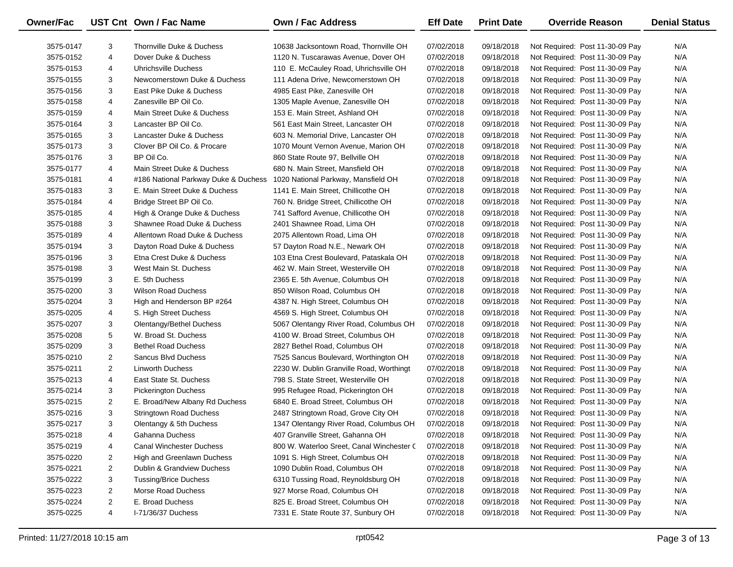| Owner/Fac | UST Cnt | Own / Fac Name | Own / Fac Address | Eff Date | Print Date | Override Reason | Denial Status |
|---|---|---|---|---|---|---|---|
| 3575-0147 | 3 | Thornville Duke & Duchess | 10638 Jacksontown Road, Thornville OH | 07/02/2018 | 09/18/2018 | Not Required: Post 11-30-09 Pay | N/A |
| 3575-0152 | 4 | Dover Duke & Duchess | 1120 N. Tuscarawas Avenue, Dover OH | 07/02/2018 | 09/18/2018 | Not Required: Post 11-30-09 Pay | N/A |
| 3575-0153 | 4 | Uhrichsville Duchess | 110 E. McCauley Road, Uhrichsville OH | 07/02/2018 | 09/18/2018 | Not Required: Post 11-30-09 Pay | N/A |
| 3575-0155 | 3 | Newcomerstown Duke & Duchess | 111 Adena Drive, Newcomerstown OH | 07/02/2018 | 09/18/2018 | Not Required: Post 11-30-09 Pay | N/A |
| 3575-0156 | 3 | East Pike Duke & Duchess | 4985 East Pike, Zanesville OH | 07/02/2018 | 09/18/2018 | Not Required: Post 11-30-09 Pay | N/A |
| 3575-0158 | 4 | Zanesville BP Oil Co. | 1305 Maple Avenue, Zanesville OH | 07/02/2018 | 09/18/2018 | Not Required: Post 11-30-09 Pay | N/A |
| 3575-0159 | 4 | Main Street Duke & Duchess | 153 E. Main Street, Ashland OH | 07/02/2018 | 09/18/2018 | Not Required: Post 11-30-09 Pay | N/A |
| 3575-0164 | 3 | Lancaster BP Oil Co. | 561 East Main Street, Lancaster OH | 07/02/2018 | 09/18/2018 | Not Required: Post 11-30-09 Pay | N/A |
| 3575-0165 | 3 | Lancaster Duke & Duchess | 603 N. Memorial Drive, Lancaster OH | 07/02/2018 | 09/18/2018 | Not Required: Post 11-30-09 Pay | N/A |
| 3575-0173 | 3 | Clover BP Oil Co. & Procare | 1070 Mount Vernon Avenue, Marion OH | 07/02/2018 | 09/18/2018 | Not Required: Post 11-30-09 Pay | N/A |
| 3575-0176 | 3 | BP Oil Co. | 860 State Route 97, Bellville OH | 07/02/2018 | 09/18/2018 | Not Required: Post 11-30-09 Pay | N/A |
| 3575-0177 | 4 | Main Street Duke & Duchess | 680 N. Main Street, Mansfield OH | 07/02/2018 | 09/18/2018 | Not Required: Post 11-30-09 Pay | N/A |
| 3575-0181 | 4 | #186 National Parkway Duke & Duchess | 1020 National Parkway, Mansfield OH | 07/02/2018 | 09/18/2018 | Not Required: Post 11-30-09 Pay | N/A |
| 3575-0183 | 3 | E. Main Street Duke & Duchess | 1141 E. Main Street, Chillicothe OH | 07/02/2018 | 09/18/2018 | Not Required: Post 11-30-09 Pay | N/A |
| 3575-0184 | 4 | Bridge Street BP Oil Co. | 760 N. Bridge Street, Chillicothe OH | 07/02/2018 | 09/18/2018 | Not Required: Post 11-30-09 Pay | N/A |
| 3575-0185 | 4 | High & Orange Duke & Duchess | 741 Safford Avenue, Chillicothe OH | 07/02/2018 | 09/18/2018 | Not Required: Post 11-30-09 Pay | N/A |
| 3575-0188 | 3 | Shawnee Road Duke & Duchess | 2401 Shawnee Road, Lima OH | 07/02/2018 | 09/18/2018 | Not Required: Post 11-30-09 Pay | N/A |
| 3575-0189 | 4 | Allentown Road Duke & Duchess | 2075 Allentown Road, Lima OH | 07/02/2018 | 09/18/2018 | Not Required: Post 11-30-09 Pay | N/A |
| 3575-0194 | 3 | Dayton Road Duke & Duchess | 57 Dayton Road N.E., Newark OH | 07/02/2018 | 09/18/2018 | Not Required: Post 11-30-09 Pay | N/A |
| 3575-0196 | 3 | Etna Crest Duke & Duchess | 103 Etna Crest Boulevard, Pataskala OH | 07/02/2018 | 09/18/2018 | Not Required: Post 11-30-09 Pay | N/A |
| 3575-0198 | 3 | West Main St. Duchess | 462 W. Main Street, Westerville OH | 07/02/2018 | 09/18/2018 | Not Required: Post 11-30-09 Pay | N/A |
| 3575-0199 | 3 | E. 5th Duchess | 2365 E. 5th Avenue, Columbus OH | 07/02/2018 | 09/18/2018 | Not Required: Post 11-30-09 Pay | N/A |
| 3575-0200 | 3 | Wilson Road Duchess | 850 Wilson Road, Columbus OH | 07/02/2018 | 09/18/2018 | Not Required: Post 11-30-09 Pay | N/A |
| 3575-0204 | 3 | High and Henderson BP #264 | 4387 N. High Street, Columbus OH | 07/02/2018 | 09/18/2018 | Not Required: Post 11-30-09 Pay | N/A |
| 3575-0205 | 4 | S. High Street Duchess | 4569 S. High Street, Columbus OH | 07/02/2018 | 09/18/2018 | Not Required: Post 11-30-09 Pay | N/A |
| 3575-0207 | 3 | Olentangy/Bethel Duchess | 5067 Olentangy River Road, Columbus OH | 07/02/2018 | 09/18/2018 | Not Required: Post 11-30-09 Pay | N/A |
| 3575-0208 | 5 | W. Broad St. Duchess | 4100 W. Broad Street, Columbus OH | 07/02/2018 | 09/18/2018 | Not Required: Post 11-30-09 Pay | N/A |
| 3575-0209 | 3 | Bethel Road Duchess | 2827 Bethel Road, Columbus OH | 07/02/2018 | 09/18/2018 | Not Required: Post 11-30-09 Pay | N/A |
| 3575-0210 | 2 | Sancus Blvd Duchess | 7525 Sancus Boulevard, Worthington OH | 07/02/2018 | 09/18/2018 | Not Required: Post 11-30-09 Pay | N/A |
| 3575-0211 | 2 | Linworth Duchess | 2230 W. Dublin Granville Road, Worthingt | 07/02/2018 | 09/18/2018 | Not Required: Post 11-30-09 Pay | N/A |
| 3575-0213 | 4 | East State St. Duchess | 798 S. State Street, Westerville OH | 07/02/2018 | 09/18/2018 | Not Required: Post 11-30-09 Pay | N/A |
| 3575-0214 | 3 | Pickerington Duchess | 995 Refugee Road, Pickerington OH | 07/02/2018 | 09/18/2018 | Not Required: Post 11-30-09 Pay | N/A |
| 3575-0215 | 2 | E. Broad/New Albany Rd Duchess | 6840 E. Broad Street, Columbus OH | 07/02/2018 | 09/18/2018 | Not Required: Post 11-30-09 Pay | N/A |
| 3575-0216 | 3 | Stringtown Road Duchess | 2487 Stringtown Road, Grove City OH | 07/02/2018 | 09/18/2018 | Not Required: Post 11-30-09 Pay | N/A |
| 3575-0217 | 3 | Olentangy & 5th Duchess | 1347 Olentangy River Road, Columbus OH | 07/02/2018 | 09/18/2018 | Not Required: Post 11-30-09 Pay | N/A |
| 3575-0218 | 4 | Gahanna Duchess | 407 Granville Street, Gahanna OH | 07/02/2018 | 09/18/2018 | Not Required: Post 11-30-09 Pay | N/A |
| 3575-0219 | 4 | Canal Winchester Duchess | 800 W. Waterloo Sreet, Canal Winchester C | 07/02/2018 | 09/18/2018 | Not Required: Post 11-30-09 Pay | N/A |
| 3575-0220 | 2 | High and Greenlawn Duchess | 1091 S. High Street, Columbus OH | 07/02/2018 | 09/18/2018 | Not Required: Post 11-30-09 Pay | N/A |
| 3575-0221 | 2 | Dublin & Grandview Duchess | 1090 Dublin Road, Columbus OH | 07/02/2018 | 09/18/2018 | Not Required: Post 11-30-09 Pay | N/A |
| 3575-0222 | 3 | Tussing/Brice Duchess | 6310 Tussing Road, Reynoldsburg OH | 07/02/2018 | 09/18/2018 | Not Required: Post 11-30-09 Pay | N/A |
| 3575-0223 | 2 | Morse Road Duchess | 927 Morse Road, Columbus OH | 07/02/2018 | 09/18/2018 | Not Required: Post 11-30-09 Pay | N/A |
| 3575-0224 | 2 | E. Broad Duchess | 825 E. Broad Street, Columbus OH | 07/02/2018 | 09/18/2018 | Not Required: Post 11-30-09 Pay | N/A |
| 3575-0225 | 4 | I-71/36/37 Duchess | 7331 E. State Route 37, Sunbury OH | 07/02/2018 | 09/18/2018 | Not Required: Post 11-30-09 Pay | N/A |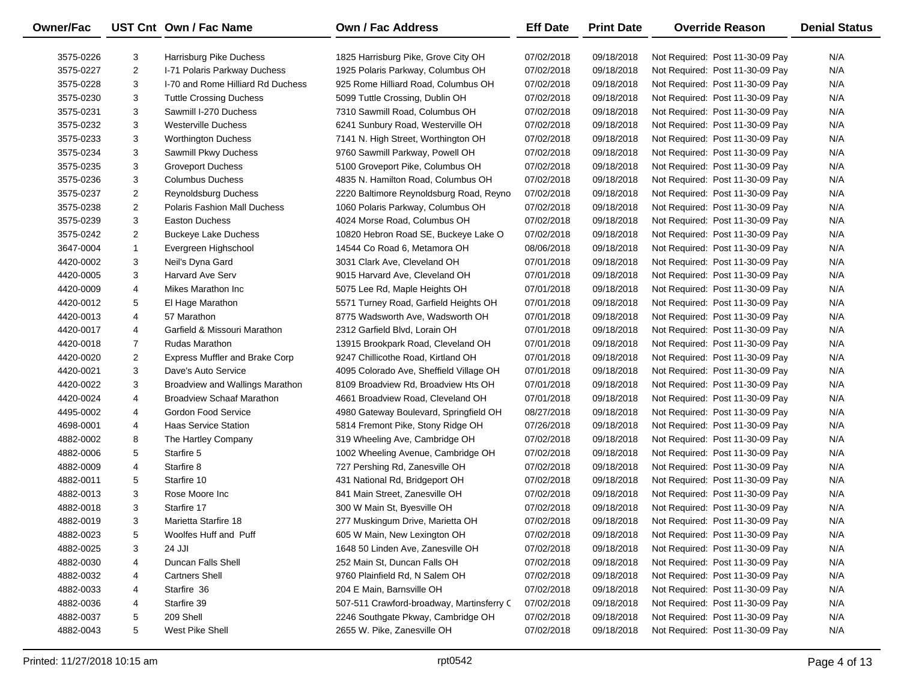| Owner/Fac | UST Cnt | Own / Fac Name | Own / Fac Address | Eff Date | Print Date | Override Reason | Denial Status |
|---|---|---|---|---|---|---|---|
| 3575-0226 | 3 | Harrisburg Pike Duchess | 1825 Harrisburg Pike, Grove City OH | 07/02/2018 | 09/18/2018 | Not Required: Post 11-30-09 Pay | N/A |
| 3575-0227 | 2 | I-71 Polaris Parkway Duchess | 1925 Polaris Parkway, Columbus OH | 07/02/2018 | 09/18/2018 | Not Required: Post 11-30-09 Pay | N/A |
| 3575-0228 | 3 | I-70 and Rome Hilliard Rd Duchess | 925 Rome Hilliard Road, Columbus OH | 07/02/2018 | 09/18/2018 | Not Required: Post 11-30-09 Pay | N/A |
| 3575-0230 | 3 | Tuttle Crossing Duchess | 5099 Tuttle Crossing, Dublin OH | 07/02/2018 | 09/18/2018 | Not Required: Post 11-30-09 Pay | N/A |
| 3575-0231 | 3 | Sawmill I-270 Duchess | 7310 Sawmill Road, Columbus OH | 07/02/2018 | 09/18/2018 | Not Required: Post 11-30-09 Pay | N/A |
| 3575-0232 | 3 | Westerville Duchess | 6241 Sunbury Road, Westerville OH | 07/02/2018 | 09/18/2018 | Not Required: Post 11-30-09 Pay | N/A |
| 3575-0233 | 3 | Worthington Duchess | 7141 N. High Street, Worthington OH | 07/02/2018 | 09/18/2018 | Not Required: Post 11-30-09 Pay | N/A |
| 3575-0234 | 3 | Sawmill Pkwy Duchess | 9760 Sawmill Parkway, Powell OH | 07/02/2018 | 09/18/2018 | Not Required: Post 11-30-09 Pay | N/A |
| 3575-0235 | 3 | Groveport Duchess | 5100 Groveport Pike, Columbus OH | 07/02/2018 | 09/18/2018 | Not Required: Post 11-30-09 Pay | N/A |
| 3575-0236 | 3 | Columbus Duchess | 4835 N. Hamilton Road, Columbus OH | 07/02/2018 | 09/18/2018 | Not Required: Post 11-30-09 Pay | N/A |
| 3575-0237 | 2 | Reynoldsburg Duchess | 2220 Baltimore Reynoldsburg Road, Reyno | 07/02/2018 | 09/18/2018 | Not Required: Post 11-30-09 Pay | N/A |
| 3575-0238 | 2 | Polaris Fashion Mall Duchess | 1060 Polaris Parkway, Columbus OH | 07/02/2018 | 09/18/2018 | Not Required: Post 11-30-09 Pay | N/A |
| 3575-0239 | 3 | Easton Duchess | 4024 Morse Road, Columbus OH | 07/02/2018 | 09/18/2018 | Not Required: Post 11-30-09 Pay | N/A |
| 3575-0242 | 2 | Buckeye Lake Duchess | 10820 Hebron Road SE, Buckeye Lake O | 07/02/2018 | 09/18/2018 | Not Required: Post 11-30-09 Pay | N/A |
| 3647-0004 | 1 | Evergreen Highschool | 14544 Co Road 6, Metamora OH | 08/06/2018 | 09/18/2018 | Not Required: Post 11-30-09 Pay | N/A |
| 4420-0002 | 3 | Neil's Dyna Gard | 3031 Clark Ave, Cleveland OH | 07/01/2018 | 09/18/2018 | Not Required: Post 11-30-09 Pay | N/A |
| 4420-0005 | 3 | Harvard Ave Serv | 9015 Harvard Ave, Cleveland OH | 07/01/2018 | 09/18/2018 | Not Required: Post 11-30-09 Pay | N/A |
| 4420-0009 | 4 | Mikes Marathon Inc | 5075 Lee Rd, Maple Heights OH | 07/01/2018 | 09/18/2018 | Not Required: Post 11-30-09 Pay | N/A |
| 4420-0012 | 5 | El Hage Marathon | 5571 Turney Road, Garfield Heights OH | 07/01/2018 | 09/18/2018 | Not Required: Post 11-30-09 Pay | N/A |
| 4420-0013 | 4 | 57 Marathon | 8775 Wadsworth Ave, Wadsworth OH | 07/01/2018 | 09/18/2018 | Not Required: Post 11-30-09 Pay | N/A |
| 4420-0017 | 4 | Garfield & Missouri Marathon | 2312 Garfield Blvd, Lorain OH | 07/01/2018 | 09/18/2018 | Not Required: Post 11-30-09 Pay | N/A |
| 4420-0018 | 7 | Rudas Marathon | 13915 Brookpark Road, Cleveland OH | 07/01/2018 | 09/18/2018 | Not Required: Post 11-30-09 Pay | N/A |
| 4420-0020 | 2 | Express Muffler and Brake Corp | 9247 Chillicothe Road, Kirtland OH | 07/01/2018 | 09/18/2018 | Not Required: Post 11-30-09 Pay | N/A |
| 4420-0021 | 3 | Dave's Auto Service | 4095 Colorado Ave, Sheffield Village OH | 07/01/2018 | 09/18/2018 | Not Required: Post 11-30-09 Pay | N/A |
| 4420-0022 | 3 | Broadview and Wallings Marathon | 8109 Broadview Rd, Broadview Hts OH | 07/01/2018 | 09/18/2018 | Not Required: Post 11-30-09 Pay | N/A |
| 4420-0024 | 4 | Broadview Schaaf Marathon | 4661 Broadview Road, Cleveland OH | 07/01/2018 | 09/18/2018 | Not Required: Post 11-30-09 Pay | N/A |
| 4495-0002 | 4 | Gordon Food Service | 4980 Gateway Boulevard, Springfield OH | 08/27/2018 | 09/18/2018 | Not Required: Post 11-30-09 Pay | N/A |
| 4698-0001 | 4 | Haas Service Station | 5814 Fremont Pike, Stony Ridge OH | 07/26/2018 | 09/18/2018 | Not Required: Post 11-30-09 Pay | N/A |
| 4882-0002 | 8 | The Hartley Company | 319 Wheeling Ave, Cambridge OH | 07/02/2018 | 09/18/2018 | Not Required: Post 11-30-09 Pay | N/A |
| 4882-0006 | 5 | Starfire 5 | 1002 Wheeling Avenue, Cambridge OH | 07/02/2018 | 09/18/2018 | Not Required: Post 11-30-09 Pay | N/A |
| 4882-0009 | 4 | Starfire 8 | 727 Pershing Rd, Zanesville OH | 07/02/2018 | 09/18/2018 | Not Required: Post 11-30-09 Pay | N/A |
| 4882-0011 | 5 | Starfire 10 | 431 National Rd, Bridgeport OH | 07/02/2018 | 09/18/2018 | Not Required: Post 11-30-09 Pay | N/A |
| 4882-0013 | 3 | Rose Moore Inc | 841 Main Street, Zanesville OH | 07/02/2018 | 09/18/2018 | Not Required: Post 11-30-09 Pay | N/A |
| 4882-0018 | 3 | Starfire 17 | 300 W Main St, Byesville OH | 07/02/2018 | 09/18/2018 | Not Required: Post 11-30-09 Pay | N/A |
| 4882-0019 | 3 | Marietta Starfire 18 | 277 Muskingum Drive, Marietta OH | 07/02/2018 | 09/18/2018 | Not Required: Post 11-30-09 Pay | N/A |
| 4882-0023 | 5 | Woolfes Huff and Puff | 605 W Main, New Lexington OH | 07/02/2018 | 09/18/2018 | Not Required: Post 11-30-09 Pay | N/A |
| 4882-0025 | 3 | 24 JJI | 1648 50 Linden Ave, Zanesville OH | 07/02/2018 | 09/18/2018 | Not Required: Post 11-30-09 Pay | N/A |
| 4882-0030 | 4 | Duncan Falls Shell | 252 Main St, Duncan Falls OH | 07/02/2018 | 09/18/2018 | Not Required: Post 11-30-09 Pay | N/A |
| 4882-0032 | 4 | Cartners Shell | 9760 Plainfield Rd, N Salem OH | 07/02/2018 | 09/18/2018 | Not Required: Post 11-30-09 Pay | N/A |
| 4882-0033 | 4 | Starfire 36 | 204 E Main, Barnsville OH | 07/02/2018 | 09/18/2018 | Not Required: Post 11-30-09 Pay | N/A |
| 4882-0036 | 4 | Starfire 39 | 507-511 Crawford-broadway, Martinsferry C | 07/02/2018 | 09/18/2018 | Not Required: Post 11-30-09 Pay | N/A |
| 4882-0037 | 5 | 209 Shell | 2246 Southgate Pkway, Cambridge OH | 07/02/2018 | 09/18/2018 | Not Required: Post 11-30-09 Pay | N/A |
| 4882-0043 | 5 | West Pike Shell | 2655 W. Pike, Zanesville OH | 07/02/2018 | 09/18/2018 | Not Required: Post 11-30-09 Pay | N/A |

Printed: 11/27/2018 10:15 am rpt0542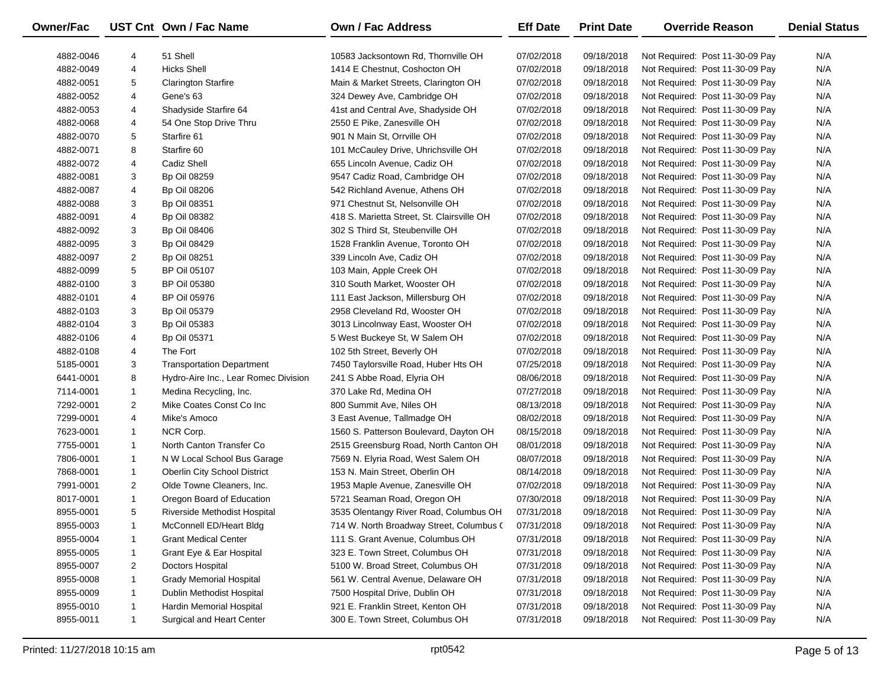| Owner/Fac | UST Cnt | Own / Fac Name | Own / Fac Address | Eff Date | Print Date | Override Reason | Denial Status |
|---|---|---|---|---|---|---|---|
| 4882-0046 | 4 | 51 Shell | 10583 Jacksontown Rd, Thornville OH | 07/02/2018 | 09/18/2018 | Not Required: Post 11-30-09 Pay | N/A |
| 4882-0049 | 4 | Hicks Shell | 1414 E Chestnut, Coshocton OH | 07/02/2018 | 09/18/2018 | Not Required: Post 11-30-09 Pay | N/A |
| 4882-0051 | 5 | Clarington Starfire | Main & Market Streets, Clarington OH | 07/02/2018 | 09/18/2018 | Not Required: Post 11-30-09 Pay | N/A |
| 4882-0052 | 4 | Gene's 63 | 324 Dewey Ave, Cambridge OH | 07/02/2018 | 09/18/2018 | Not Required: Post 11-30-09 Pay | N/A |
| 4882-0053 | 4 | Shadyside Starfire 64 | 41st and Central Ave, Shadyside OH | 07/02/2018 | 09/18/2018 | Not Required: Post 11-30-09 Pay | N/A |
| 4882-0068 | 4 | 54 One Stop Drive Thru | 2550 E Pike, Zanesville OH | 07/02/2018 | 09/18/2018 | Not Required: Post 11-30-09 Pay | N/A |
| 4882-0070 | 5 | Starfire 61 | 901 N Main St, Orrville OH | 07/02/2018 | 09/18/2018 | Not Required: Post 11-30-09 Pay | N/A |
| 4882-0071 | 8 | Starfire 60 | 101 McCauley Drive, Uhrichsville OH | 07/02/2018 | 09/18/2018 | Not Required: Post 11-30-09 Pay | N/A |
| 4882-0072 | 4 | Cadiz Shell | 655 Lincoln Avenue, Cadiz OH | 07/02/2018 | 09/18/2018 | Not Required: Post 11-30-09 Pay | N/A |
| 4882-0081 | 3 | Bp Oil 08259 | 9547 Cadiz Road, Cambridge OH | 07/02/2018 | 09/18/2018 | Not Required: Post 11-30-09 Pay | N/A |
| 4882-0087 | 4 | Bp Oil 08206 | 542 Richland Avenue, Athens OH | 07/02/2018 | 09/18/2018 | Not Required: Post 11-30-09 Pay | N/A |
| 4882-0088 | 3 | Bp Oil 08351 | 971 Chestnut St, Nelsonville OH | 07/02/2018 | 09/18/2018 | Not Required: Post 11-30-09 Pay | N/A |
| 4882-0091 | 4 | Bp Oil 08382 | 418 S. Marietta Street, St. Clairsville OH | 07/02/2018 | 09/18/2018 | Not Required: Post 11-30-09 Pay | N/A |
| 4882-0092 | 3 | Bp Oil 08406 | 302 S Third St, Steubenville OH | 07/02/2018 | 09/18/2018 | Not Required: Post 11-30-09 Pay | N/A |
| 4882-0095 | 3 | Bp Oil 08429 | 1528 Franklin Avenue, Toronto OH | 07/02/2018 | 09/18/2018 | Not Required: Post 11-30-09 Pay | N/A |
| 4882-0097 | 2 | Bp Oil 08251 | 339 Lincoln Ave, Cadiz OH | 07/02/2018 | 09/18/2018 | Not Required: Post 11-30-09 Pay | N/A |
| 4882-0099 | 5 | BP Oil 05107 | 103 Main, Apple Creek OH | 07/02/2018 | 09/18/2018 | Not Required: Post 11-30-09 Pay | N/A |
| 4882-0100 | 3 | BP Oil 05380 | 310 South Market, Wooster OH | 07/02/2018 | 09/18/2018 | Not Required: Post 11-30-09 Pay | N/A |
| 4882-0101 | 4 | BP Oil 05976 | 111 East Jackson, Millersburg OH | 07/02/2018 | 09/18/2018 | Not Required: Post 11-30-09 Pay | N/A |
| 4882-0103 | 3 | Bp Oil 05379 | 2958 Cleveland Rd, Wooster OH | 07/02/2018 | 09/18/2018 | Not Required: Post 11-30-09 Pay | N/A |
| 4882-0104 | 3 | Bp Oil 05383 | 3013 Lincolnway East, Wooster OH | 07/02/2018 | 09/18/2018 | Not Required: Post 11-30-09 Pay | N/A |
| 4882-0106 | 4 | Bp Oil 05371 | 5 West Buckeye St, W Salem OH | 07/02/2018 | 09/18/2018 | Not Required: Post 11-30-09 Pay | N/A |
| 4882-0108 | 4 | The Fort | 102 5th Street, Beverly OH | 07/02/2018 | 09/18/2018 | Not Required: Post 11-30-09 Pay | N/A |
| 5185-0001 | 3 | Transportation Department | 7450 Taylorsville Road, Huber Hts OH | 07/25/2018 | 09/18/2018 | Not Required: Post 11-30-09 Pay | N/A |
| 6441-0001 | 8 | Hydro-Aire Inc., Lear Romec Division | 241 S Abbe Road, Elyria OH | 08/06/2018 | 09/18/2018 | Not Required: Post 11-30-09 Pay | N/A |
| 7114-0001 | 1 | Medina Recycling, Inc. | 370 Lake Rd, Medina OH | 07/27/2018 | 09/18/2018 | Not Required: Post 11-30-09 Pay | N/A |
| 7292-0001 | 2 | Mike Coates Const Co Inc | 800 Summit Ave, Niles OH | 08/13/2018 | 09/18/2018 | Not Required: Post 11-30-09 Pay | N/A |
| 7299-0001 | 4 | Mike's Amoco | 3 East Avenue, Tallmadge OH | 08/02/2018 | 09/18/2018 | Not Required: Post 11-30-09 Pay | N/A |
| 7623-0001 | 1 | NCR Corp. | 1560 S. Patterson Boulevard, Dayton OH | 08/15/2018 | 09/18/2018 | Not Required: Post 11-30-09 Pay | N/A |
| 7755-0001 | 1 | North Canton Transfer Co | 2515 Greensburg Road, North Canton OH | 08/01/2018 | 09/18/2018 | Not Required: Post 11-30-09 Pay | N/A |
| 7806-0001 | 1 | N W Local School Bus Garage | 7569 N. Elyria Road, West Salem OH | 08/07/2018 | 09/18/2018 | Not Required: Post 11-30-09 Pay | N/A |
| 7868-0001 | 1 | Oberlin City School District | 153 N. Main Street, Oberlin OH | 08/14/2018 | 09/18/2018 | Not Required: Post 11-30-09 Pay | N/A |
| 7991-0001 | 2 | Olde Towne Cleaners, Inc. | 1953 Maple Avenue, Zanesville OH | 07/02/2018 | 09/18/2018 | Not Required: Post 11-30-09 Pay | N/A |
| 8017-0001 | 1 | Oregon Board of Education | 5721 Seaman Road, Oregon OH | 07/30/2018 | 09/18/2018 | Not Required: Post 11-30-09 Pay | N/A |
| 8955-0001 | 5 | Riverside Methodist Hospital | 3535 Olentangy River Road, Columbus OH | 07/31/2018 | 09/18/2018 | Not Required: Post 11-30-09 Pay | N/A |
| 8955-0003 | 1 | McConnell ED/Heart Bldg | 714 W. North Broadway Street, Columbus ( | 07/31/2018 | 09/18/2018 | Not Required: Post 11-30-09 Pay | N/A |
| 8955-0004 | 1 | Grant Medical Center | 111 S. Grant Avenue, Columbus OH | 07/31/2018 | 09/18/2018 | Not Required: Post 11-30-09 Pay | N/A |
| 8955-0005 | 1 | Grant Eye & Ear Hospital | 323 E. Town Street, Columbus OH | 07/31/2018 | 09/18/2018 | Not Required: Post 11-30-09 Pay | N/A |
| 8955-0007 | 2 | Doctors Hospital | 5100 W. Broad Street, Columbus OH | 07/31/2018 | 09/18/2018 | Not Required: Post 11-30-09 Pay | N/A |
| 8955-0008 | 1 | Grady Memorial Hospital | 561 W. Central Avenue, Delaware OH | 07/31/2018 | 09/18/2018 | Not Required: Post 11-30-09 Pay | N/A |
| 8955-0009 | 1 | Dublin Methodist Hospital | 7500 Hospital Drive, Dublin OH | 07/31/2018 | 09/18/2018 | Not Required: Post 11-30-09 Pay | N/A |
| 8955-0010 | 1 | Hardin Memorial Hospital | 921 E. Franklin Street, Kenton OH | 07/31/2018 | 09/18/2018 | Not Required: Post 11-30-09 Pay | N/A |
| 8955-0011 | 1 | Surgical and Heart Center | 300 E. Town Street, Columbus OH | 07/31/2018 | 09/18/2018 | Not Required: Post 11-30-09 Pay | N/A |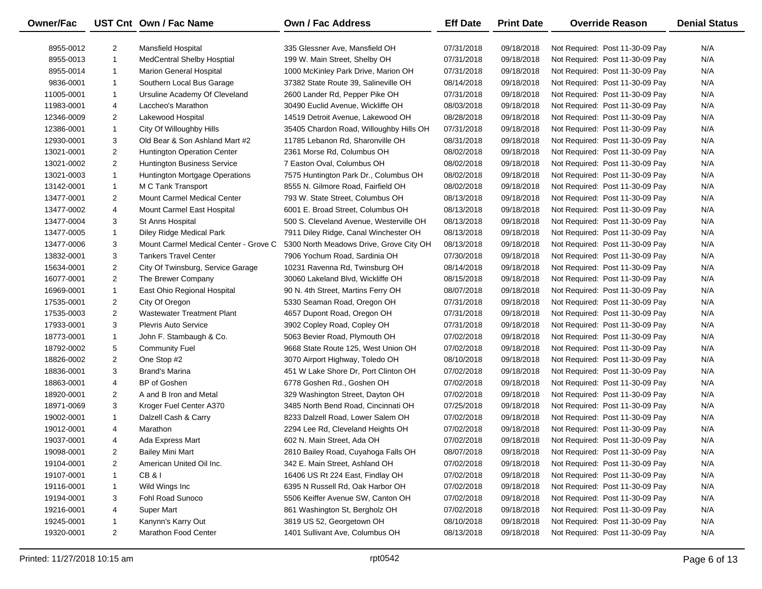| Owner/Fac | UST Cnt | Own / Fac Name | Own / Fac Address | Eff Date | Print Date | Override Reason | Denial Status |
|---|---|---|---|---|---|---|---|
| 8955-0012 | 2 | Mansfield Hospital | 335 Glessner Ave, Mansfield OH | 07/31/2018 | 09/18/2018 | Not Required: Post 11-30-09 Pay | N/A |
| 8955-0013 | 1 | MedCentral Shelby Hosptial | 199 W. Main Street, Shelby OH | 07/31/2018 | 09/18/2018 | Not Required: Post 11-30-09 Pay | N/A |
| 8955-0014 | 1 | Marion General Hospital | 1000 McKinley Park Drive, Marion OH | 07/31/2018 | 09/18/2018 | Not Required: Post 11-30-09 Pay | N/A |
| 9836-0001 | 1 | Southern Local Bus Garage | 37382 State Route 39, Salineville OH | 08/14/2018 | 09/18/2018 | Not Required: Post 11-30-09 Pay | N/A |
| 11005-0001 | 1 | Ursuline Academy Of Cleveland | 2600 Lander Rd, Pepper Pike OH | 07/31/2018 | 09/18/2018 | Not Required: Post 11-30-09 Pay | N/A |
| 11983-0001 | 4 | Laccheo's Marathon | 30490 Euclid Avenue, Wickliffe OH | 08/03/2018 | 09/18/2018 | Not Required: Post 11-30-09 Pay | N/A |
| 12346-0009 | 2 | Lakewood Hospital | 14519 Detroit Avenue, Lakewood OH | 08/28/2018 | 09/18/2018 | Not Required: Post 11-30-09 Pay | N/A |
| 12386-0001 | 1 | City Of Willoughby Hills | 35405 Chardon Road, Willoughby Hills OH | 07/31/2018 | 09/18/2018 | Not Required: Post 11-30-09 Pay | N/A |
| 12930-0001 | 3 | Old Bear & Son Ashland Mart #2 | 11785 Lebanon Rd, Sharonville OH | 08/31/2018 | 09/18/2018 | Not Required: Post 11-30-09 Pay | N/A |
| 13021-0001 | 2 | Huntington Operation Center | 2361 Morse Rd, Columbus OH | 08/02/2018 | 09/18/2018 | Not Required: Post 11-30-09 Pay | N/A |
| 13021-0002 | 2 | Huntington Business Service | 7 Easton Oval, Columbus OH | 08/02/2018 | 09/18/2018 | Not Required: Post 11-30-09 Pay | N/A |
| 13021-0003 | 1 | Huntington Mortgage Operations | 7575 Huntington Park Dr., Columbus OH | 08/02/2018 | 09/18/2018 | Not Required: Post 11-30-09 Pay | N/A |
| 13142-0001 | 1 | M C Tank Transport | 8555 N. Gilmore Road, Fairfield OH | 08/02/2018 | 09/18/2018 | Not Required: Post 11-30-09 Pay | N/A |
| 13477-0001 | 2 | Mount Carmel Medical Center | 793 W. State Street, Columbus OH | 08/13/2018 | 09/18/2018 | Not Required: Post 11-30-09 Pay | N/A |
| 13477-0002 | 4 | Mount Carmel East Hospital | 6001 E. Broad Street, Columbus OH | 08/13/2018 | 09/18/2018 | Not Required: Post 11-30-09 Pay | N/A |
| 13477-0004 | 3 | St Anns Hospital | 500 S. Cleveland Avenue, Westerville OH | 08/13/2018 | 09/18/2018 | Not Required: Post 11-30-09 Pay | N/A |
| 13477-0005 | 1 | Diley Ridge Medical Park | 7911 Diley Ridge, Canal Winchester OH | 08/13/2018 | 09/18/2018 | Not Required: Post 11-30-09 Pay | N/A |
| 13477-0006 | 3 | Mount Carmel Medical Center - Grove C | 5300 North Meadows Drive, Grove City OH | 08/13/2018 | 09/18/2018 | Not Required: Post 11-30-09 Pay | N/A |
| 13832-0001 | 3 | Tankers Travel Center | 7906 Yochum Road, Sardinia OH | 07/30/2018 | 09/18/2018 | Not Required: Post 11-30-09 Pay | N/A |
| 15634-0001 | 2 | City Of Twinsburg, Service Garage | 10231 Ravenna Rd, Twinsburg OH | 08/14/2018 | 09/18/2018 | Not Required: Post 11-30-09 Pay | N/A |
| 16077-0001 | 2 | The Brewer Company | 30060 Lakeland Blvd, Wickliffe OH | 08/15/2018 | 09/18/2018 | Not Required: Post 11-30-09 Pay | N/A |
| 16969-0001 | 1 | East Ohio Regional Hospital | 90 N. 4th Street, Martins Ferry OH | 08/07/2018 | 09/18/2018 | Not Required: Post 11-30-09 Pay | N/A |
| 17535-0001 | 2 | City Of Oregon | 5330 Seaman Road, Oregon OH | 07/31/2018 | 09/18/2018 | Not Required: Post 11-30-09 Pay | N/A |
| 17535-0003 | 2 | Wastewater Treatment Plant | 4657 Dupont Road, Oregon OH | 07/31/2018 | 09/18/2018 | Not Required: Post 11-30-09 Pay | N/A |
| 17933-0001 | 3 | Plevris Auto Service | 3902 Copley Road, Copley OH | 07/31/2018 | 09/18/2018 | Not Required: Post 11-30-09 Pay | N/A |
| 18773-0001 | 1 | John F. Stambaugh & Co. | 5063 Bevier Road, Plymouth OH | 07/02/2018 | 09/18/2018 | Not Required: Post 11-30-09 Pay | N/A |
| 18792-0002 | 5 | Community Fuel | 9668 State Route 125, West Union OH | 07/02/2018 | 09/18/2018 | Not Required: Post 11-30-09 Pay | N/A |
| 18826-0002 | 2 | One Stop #2 | 3070 Airport Highway, Toledo OH | 08/10/2018 | 09/18/2018 | Not Required: Post 11-30-09 Pay | N/A |
| 18836-0001 | 3 | Brand's Marina | 451 W Lake Shore Dr, Port Clinton OH | 07/02/2018 | 09/18/2018 | Not Required: Post 11-30-09 Pay | N/A |
| 18863-0001 | 4 | BP of Goshen | 6778 Goshen Rd., Goshen OH | 07/02/2018 | 09/18/2018 | Not Required: Post 11-30-09 Pay | N/A |
| 18920-0001 | 2 | A and B Iron and Metal | 329 Washington Street, Dayton OH | 07/02/2018 | 09/18/2018 | Not Required: Post 11-30-09 Pay | N/A |
| 18971-0069 | 3 | Kroger Fuel Center A370 | 3485 North Bend Road, Cincinnati OH | 07/25/2018 | 09/18/2018 | Not Required: Post 11-30-09 Pay | N/A |
| 19002-0001 | 1 | Dalzell Cash & Carry | 8233 Dalzell Road, Lower Salem OH | 07/02/2018 | 09/18/2018 | Not Required: Post 11-30-09 Pay | N/A |
| 19012-0001 | 4 | Marathon | 2294 Lee Rd, Cleveland Heights OH | 07/02/2018 | 09/18/2018 | Not Required: Post 11-30-09 Pay | N/A |
| 19037-0001 | 4 | Ada Express Mart | 602 N. Main Street, Ada OH | 07/02/2018 | 09/18/2018 | Not Required: Post 11-30-09 Pay | N/A |
| 19098-0001 | 2 | Bailey Mini Mart | 2810 Bailey Road, Cuyahoga Falls OH | 08/07/2018 | 09/18/2018 | Not Required: Post 11-30-09 Pay | N/A |
| 19104-0001 | 2 | American United Oil Inc. | 342 E. Main Street, Ashland OH | 07/02/2018 | 09/18/2018 | Not Required: Post 11-30-09 Pay | N/A |
| 19107-0001 | 1 | CB & I | 16406 US Rt 224 East, Findlay OH | 07/02/2018 | 09/18/2018 | Not Required: Post 11-30-09 Pay | N/A |
| 19116-0001 | 1 | Wild Wings Inc | 6395 N Russell Rd, Oak Harbor OH | 07/02/2018 | 09/18/2018 | Not Required: Post 11-30-09 Pay | N/A |
| 19194-0001 | 3 | Fohl Road Sunoco | 5506 Keiffer Avenue SW, Canton OH | 07/02/2018 | 09/18/2018 | Not Required: Post 11-30-09 Pay | N/A |
| 19216-0001 | 4 | Super Mart | 861 Washington St, Bergholz OH | 07/02/2018 | 09/18/2018 | Not Required: Post 11-30-09 Pay | N/A |
| 19245-0001 | 1 | Kanynn's Karry Out | 3819 US 52, Georgetown OH | 08/10/2018 | 09/18/2018 | Not Required: Post 11-30-09 Pay | N/A |
| 19320-0001 | 2 | Marathon Food Center | 1401 Sullivant Ave, Columbus OH | 08/13/2018 | 09/18/2018 | Not Required: Post 11-30-09 Pay | N/A |

Printed: 11/27/2018 10:15 am rpt0542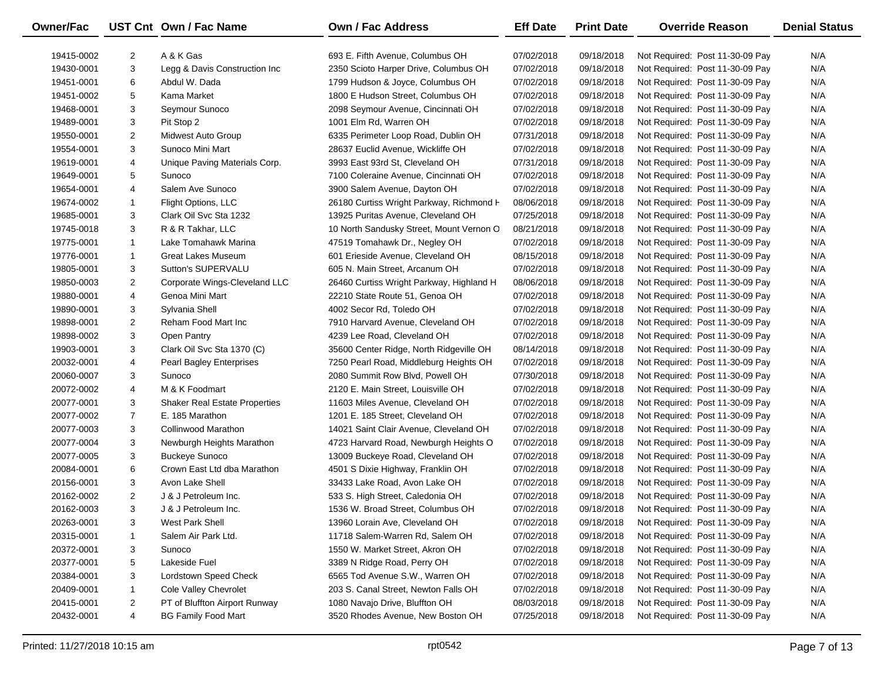| Owner/Fac | UST Cnt | Own / Fac Name | Own / Fac Address | Eff Date | Print Date | Override Reason | Denial Status |
|---|---|---|---|---|---|---|---|
| 19415-0002 | 2 | A & K Gas | 693 E. Fifth Avenue, Columbus OH | 07/02/2018 | 09/18/2018 | Not Required: Post 11-30-09 Pay | N/A |
| 19430-0001 | 3 | Legg & Davis Construction Inc | 2350 Scioto Harper Drive, Columbus OH | 07/02/2018 | 09/18/2018 | Not Required: Post 11-30-09 Pay | N/A |
| 19451-0001 | 6 | Abdul W. Dada | 1799 Hudson & Joyce, Columbus OH | 07/02/2018 | 09/18/2018 | Not Required: Post 11-30-09 Pay | N/A |
| 19451-0002 | 5 | Kama Market | 1800 E Hudson Street, Columbus OH | 07/02/2018 | 09/18/2018 | Not Required: Post 11-30-09 Pay | N/A |
| 19468-0001 | 3 | Seymour Sunoco | 2098 Seymour Avenue, Cincinnati OH | 07/02/2018 | 09/18/2018 | Not Required: Post 11-30-09 Pay | N/A |
| 19489-0001 | 3 | Pit Stop 2 | 1001 Elm Rd, Warren OH | 07/02/2018 | 09/18/2018 | Not Required: Post 11-30-09 Pay | N/A |
| 19550-0001 | 2 | Midwest Auto Group | 6335 Perimeter Loop Road, Dublin OH | 07/31/2018 | 09/18/2018 | Not Required: Post 11-30-09 Pay | N/A |
| 19554-0001 | 3 | Sunoco Mini Mart | 28637 Euclid Avenue, Wickliffe OH | 07/02/2018 | 09/18/2018 | Not Required: Post 11-30-09 Pay | N/A |
| 19619-0001 | 4 | Unique Paving Materials Corp. | 3993 East 93rd St, Cleveland OH | 07/31/2018 | 09/18/2018 | Not Required: Post 11-30-09 Pay | N/A |
| 19649-0001 | 5 | Sunoco | 7100 Coleraine Avenue, Cincinnati OH | 07/02/2018 | 09/18/2018 | Not Required: Post 11-30-09 Pay | N/A |
| 19654-0001 | 4 | Salem Ave Sunoco | 3900 Salem Avenue, Dayton OH | 07/02/2018 | 09/18/2018 | Not Required: Post 11-30-09 Pay | N/A |
| 19674-0002 | 1 | Flight Options, LLC | 26180 Curtiss Wright Parkway, Richmond H | 08/06/2018 | 09/18/2018 | Not Required: Post 11-30-09 Pay | N/A |
| 19685-0001 | 3 | Clark Oil Svc Sta 1232 | 13925 Puritas Avenue, Cleveland OH | 07/25/2018 | 09/18/2018 | Not Required: Post 11-30-09 Pay | N/A |
| 19745-0018 | 3 | R & R Takhar, LLC | 10 North Sandusky Street, Mount Vernon O | 08/21/2018 | 09/18/2018 | Not Required: Post 11-30-09 Pay | N/A |
| 19775-0001 | 1 | Lake Tomahawk Marina | 47519 Tomahawk Dr., Negley OH | 07/02/2018 | 09/18/2018 | Not Required: Post 11-30-09 Pay | N/A |
| 19776-0001 | 1 | Great Lakes Museum | 601 Erieside Avenue, Cleveland OH | 08/15/2018 | 09/18/2018 | Not Required: Post 11-30-09 Pay | N/A |
| 19805-0001 | 3 | Sutton's SUPERVALU | 605 N. Main Street, Arcanum OH | 07/02/2018 | 09/18/2018 | Not Required: Post 11-30-09 Pay | N/A |
| 19850-0003 | 2 | Corporate Wings-Cleveland LLC | 26460 Curtiss Wright Parkway, Highland H | 08/06/2018 | 09/18/2018 | Not Required: Post 11-30-09 Pay | N/A |
| 19880-0001 | 4 | Genoa Mini Mart | 22210 State Route 51, Genoa OH | 07/02/2018 | 09/18/2018 | Not Required: Post 11-30-09 Pay | N/A |
| 19890-0001 | 3 | Sylvania Shell | 4002 Secor Rd, Toledo OH | 07/02/2018 | 09/18/2018 | Not Required: Post 11-30-09 Pay | N/A |
| 19898-0001 | 2 | Reham Food Mart Inc | 7910 Harvard Avenue, Cleveland OH | 07/02/2018 | 09/18/2018 | Not Required: Post 11-30-09 Pay | N/A |
| 19898-0002 | 3 | Open Pantry | 4239 Lee Road, Cleveland OH | 07/02/2018 | 09/18/2018 | Not Required: Post 11-30-09 Pay | N/A |
| 19903-0001 | 3 | Clark Oil Svc Sta 1370 (C) | 35600 Center Ridge, North Ridgeville OH | 08/14/2018 | 09/18/2018 | Not Required: Post 11-30-09 Pay | N/A |
| 20032-0001 | 4 | Pearl Bagley Enterprises | 7250 Pearl Road, Middleburg Heights OH | 07/02/2018 | 09/18/2018 | Not Required: Post 11-30-09 Pay | N/A |
| 20060-0007 | 3 | Sunoco | 2080 Summit Row Blvd, Powell OH | 07/30/2018 | 09/18/2018 | Not Required: Post 11-30-09 Pay | N/A |
| 20072-0002 | 4 | M & K Foodmart | 2120 E. Main Street, Louisville OH | 07/02/2018 | 09/18/2018 | Not Required: Post 11-30-09 Pay | N/A |
| 20077-0001 | 3 | Shaker Real Estate Properties | 11603 Miles Avenue, Cleveland OH | 07/02/2018 | 09/18/2018 | Not Required: Post 11-30-09 Pay | N/A |
| 20077-0002 | 7 | E. 185 Marathon | 1201 E. 185 Street, Cleveland OH | 07/02/2018 | 09/18/2018 | Not Required: Post 11-30-09 Pay | N/A |
| 20077-0003 | 3 | Collinwood Marathon | 14021 Saint Clair Avenue, Cleveland OH | 07/02/2018 | 09/18/2018 | Not Required: Post 11-30-09 Pay | N/A |
| 20077-0004 | 3 | Newburgh Heights Marathon | 4723 Harvard Road, Newburgh Heights O | 07/02/2018 | 09/18/2018 | Not Required: Post 11-30-09 Pay | N/A |
| 20077-0005 | 3 | Buckeye Sunoco | 13009 Buckeye Road, Cleveland OH | 07/02/2018 | 09/18/2018 | Not Required: Post 11-30-09 Pay | N/A |
| 20084-0001 | 6 | Crown East Ltd dba Marathon | 4501 S Dixie Highway, Franklin OH | 07/02/2018 | 09/18/2018 | Not Required: Post 11-30-09 Pay | N/A |
| 20156-0001 | 3 | Avon Lake Shell | 33433 Lake Road, Avon Lake OH | 07/02/2018 | 09/18/2018 | Not Required: Post 11-30-09 Pay | N/A |
| 20162-0002 | 2 | J & J Petroleum Inc. | 533 S. High Street, Caledonia OH | 07/02/2018 | 09/18/2018 | Not Required: Post 11-30-09 Pay | N/A |
| 20162-0003 | 3 | J & J Petroleum Inc. | 1536 W. Broad Street, Columbus OH | 07/02/2018 | 09/18/2018 | Not Required: Post 11-30-09 Pay | N/A |
| 20263-0001 | 3 | West Park Shell | 13960 Lorain Ave, Cleveland OH | 07/02/2018 | 09/18/2018 | Not Required: Post 11-30-09 Pay | N/A |
| 20315-0001 | 1 | Salem Air Park Ltd. | 11718 Salem-Warren Rd, Salem OH | 07/02/2018 | 09/18/2018 | Not Required: Post 11-30-09 Pay | N/A |
| 20372-0001 | 3 | Sunoco | 1550 W. Market Street, Akron OH | 07/02/2018 | 09/18/2018 | Not Required: Post 11-30-09 Pay | N/A |
| 20377-0001 | 5 | Lakeside Fuel | 3389 N Ridge Road, Perry OH | 07/02/2018 | 09/18/2018 | Not Required: Post 11-30-09 Pay | N/A |
| 20384-0001 | 3 | Lordstown Speed Check | 6565 Tod Avenue S.W., Warren OH | 07/02/2018 | 09/18/2018 | Not Required: Post 11-30-09 Pay | N/A |
| 20409-0001 | 1 | Cole Valley Chevrolet | 203 S. Canal Street, Newton Falls OH | 07/02/2018 | 09/18/2018 | Not Required: Post 11-30-09 Pay | N/A |
| 20415-0001 | 2 | PT of Bluffton Airport Runway | 1080 Navajo Drive, Bluffton OH | 08/03/2018 | 09/18/2018 | Not Required: Post 11-30-09 Pay | N/A |
| 20432-0001 | 4 | BG Family Food Mart | 3520 Rhodes Avenue, New Boston OH | 07/25/2018 | 09/18/2018 | Not Required: Post 11-30-09 Pay | N/A |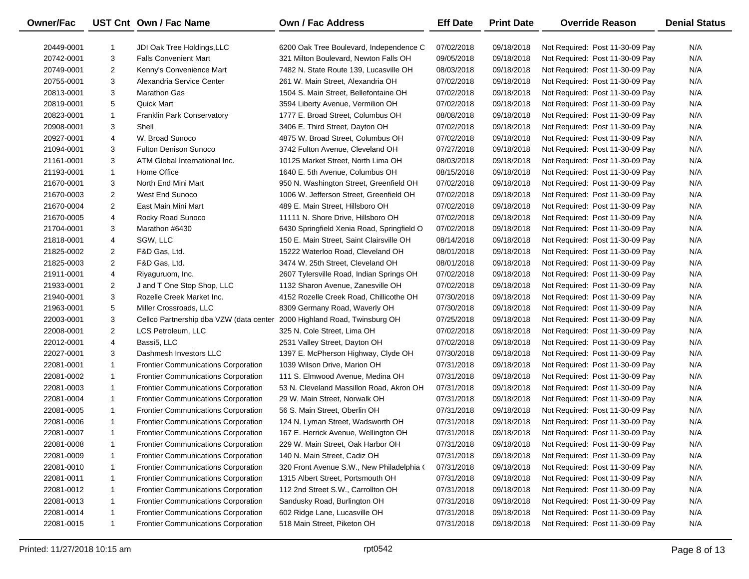| Owner/Fac | UST Cnt | Own / Fac Name | Own / Fac Address | Eff Date | Print Date | Override Reason | Denial Status |
|---|---|---|---|---|---|---|---|
| 20449-0001 | 1 | JDI Oak Tree Holdings,LLC | 6200 Oak Tree Boulevard, Independence C | 07/02/2018 | 09/18/2018 | Not Required: Post 11-30-09 Pay | N/A |
| 20742-0001 | 3 | Falls Convenient Mart | 321 Milton Boulevard, Newton Falls OH | 09/05/2018 | 09/18/2018 | Not Required: Post 11-30-09 Pay | N/A |
| 20749-0001 | 2 | Kenny's Convenience Mart | 7482 N. State Route 139, Lucasville OH | 08/03/2018 | 09/18/2018 | Not Required: Post 11-30-09 Pay | N/A |
| 20755-0001 | 3 | Alexandria Service Center | 261 W. Main Street, Alexandria OH | 07/02/2018 | 09/18/2018 | Not Required: Post 11-30-09 Pay | N/A |
| 20813-0001 | 3 | Marathon Gas | 1504 S. Main Street, Bellefontaine OH | 07/02/2018 | 09/18/2018 | Not Required: Post 11-30-09 Pay | N/A |
| 20819-0001 | 5 | Quick Mart | 3594 Liberty Avenue, Vermilion OH | 07/02/2018 | 09/18/2018 | Not Required: Post 11-30-09 Pay | N/A |
| 20823-0001 | 1 | Franklin Park Conservatory | 1777 E. Broad Street, Columbus OH | 08/08/2018 | 09/18/2018 | Not Required: Post 11-30-09 Pay | N/A |
| 20908-0001 | 3 | Shell | 3406 E. Third Street, Dayton OH | 07/02/2018 | 09/18/2018 | Not Required: Post 11-30-09 Pay | N/A |
| 20927-0001 | 4 | W. Broad Sunoco | 4875 W. Broad Street, Columbus OH | 07/02/2018 | 09/18/2018 | Not Required: Post 11-30-09 Pay | N/A |
| 21094-0001 | 3 | Fulton Denison Sunoco | 3742 Fulton Avenue, Cleveland OH | 07/27/2018 | 09/18/2018 | Not Required: Post 11-30-09 Pay | N/A |
| 21161-0001 | 3 | ATM Global International Inc. | 10125 Market Street, North Lima OH | 08/03/2018 | 09/18/2018 | Not Required: Post 11-30-09 Pay | N/A |
| 21193-0001 | 1 | Home Office | 1640 E. 5th Avenue, Columbus OH | 08/15/2018 | 09/18/2018 | Not Required: Post 11-30-09 Pay | N/A |
| 21670-0001 | 3 | North End Mini Mart | 950 N. Washington Street, Greenfield OH | 07/02/2018 | 09/18/2018 | Not Required: Post 11-30-09 Pay | N/A |
| 21670-0003 | 2 | West End Sunoco | 1006 W. Jefferson Street, Greenfield OH | 07/02/2018 | 09/18/2018 | Not Required: Post 11-30-09 Pay | N/A |
| 21670-0004 | 2 | East Main Mini Mart | 489 E. Main Street, Hillsboro OH | 07/02/2018 | 09/18/2018 | Not Required: Post 11-30-09 Pay | N/A |
| 21670-0005 | 4 | Rocky Road Sunoco | 11111 N. Shore Drive, Hillsboro OH | 07/02/2018 | 09/18/2018 | Not Required: Post 11-30-09 Pay | N/A |
| 21704-0001 | 3 | Marathon #6430 | 6430 Springfield Xenia Road, Springfield O | 07/02/2018 | 09/18/2018 | Not Required: Post 11-30-09 Pay | N/A |
| 21818-0001 | 4 | SGW, LLC | 150 E. Main Street, Saint Clairsville OH | 08/14/2018 | 09/18/2018 | Not Required: Post 11-30-09 Pay | N/A |
| 21825-0002 | 2 | F&D Gas, Ltd. | 15222 Waterloo Road, Cleveland OH | 08/01/2018 | 09/18/2018 | Not Required: Post 11-30-09 Pay | N/A |
| 21825-0003 | 2 | F&D Gas, Ltd. | 3474 W. 25th Street, Cleveland OH | 08/01/2018 | 09/18/2018 | Not Required: Post 11-30-09 Pay | N/A |
| 21911-0001 | 4 | Riyaguruom, Inc. | 2607 Tylersville Road, Indian Springs OH | 07/02/2018 | 09/18/2018 | Not Required: Post 11-30-09 Pay | N/A |
| 21933-0001 | 2 | J and T One Stop Shop, LLC | 1132 Sharon Avenue, Zanesville OH | 07/02/2018 | 09/18/2018 | Not Required: Post 11-30-09 Pay | N/A |
| 21940-0001 | 3 | Rozelle Creek Market Inc. | 4152 Rozelle Creek Road, Chillicothe OH | 07/30/2018 | 09/18/2018 | Not Required: Post 11-30-09 Pay | N/A |
| 21963-0001 | 5 | Miller Crossroads, LLC | 8309 Germany Road, Waverly OH | 07/30/2018 | 09/18/2018 | Not Required: Post 11-30-09 Pay | N/A |
| 22003-0001 | 3 | Cellco Partnership dba VZW (data center | 2000 Highland Road, Twinsburg OH | 07/25/2018 | 09/18/2018 | Not Required: Post 11-30-09 Pay | N/A |
| 22008-0001 | 2 | LCS Petroleum, LLC | 325 N. Cole Street, Lima OH | 07/02/2018 | 09/18/2018 | Not Required: Post 11-30-09 Pay | N/A |
| 22012-0001 | 4 | Bassi5, LLC | 2531 Valley Street, Dayton OH | 07/02/2018 | 09/18/2018 | Not Required: Post 11-30-09 Pay | N/A |
| 22027-0001 | 3 | Dashmesh Investors LLC | 1397 E. McPherson Highway, Clyde OH | 07/30/2018 | 09/18/2018 | Not Required: Post 11-30-09 Pay | N/A |
| 22081-0001 | 1 | Frontier Communications Corporation | 1039 Wilson Drive, Marion OH | 07/31/2018 | 09/18/2018 | Not Required: Post 11-30-09 Pay | N/A |
| 22081-0002 | 1 | Frontier Communications Corporation | 111 S. Elmwood Avenue, Medina OH | 07/31/2018 | 09/18/2018 | Not Required: Post 11-30-09 Pay | N/A |
| 22081-0003 | 1 | Frontier Communications Corporation | 53 N. Cleveland Massillon Road, Akron OH | 07/31/2018 | 09/18/2018 | Not Required: Post 11-30-09 Pay | N/A |
| 22081-0004 | 1 | Frontier Communications Corporation | 29 W. Main Street, Norwalk OH | 07/31/2018 | 09/18/2018 | Not Required: Post 11-30-09 Pay | N/A |
| 22081-0005 | 1 | Frontier Communications Corporation | 56 S. Main Street, Oberlin OH | 07/31/2018 | 09/18/2018 | Not Required: Post 11-30-09 Pay | N/A |
| 22081-0006 | 1 | Frontier Communications Corporation | 124 N. Lyman Street, Wadsworth OH | 07/31/2018 | 09/18/2018 | Not Required: Post 11-30-09 Pay | N/A |
| 22081-0007 | 1 | Frontier Communications Corporation | 167 E. Herrick Avenue, Wellington OH | 07/31/2018 | 09/18/2018 | Not Required: Post 11-30-09 Pay | N/A |
| 22081-0008 | 1 | Frontier Communications Corporation | 229 W. Main Street, Oak Harbor OH | 07/31/2018 | 09/18/2018 | Not Required: Post 11-30-09 Pay | N/A |
| 22081-0009 | 1 | Frontier Communications Corporation | 140 N. Main Street, Cadiz OH | 07/31/2018 | 09/18/2018 | Not Required: Post 11-30-09 Pay | N/A |
| 22081-0010 | 1 | Frontier Communications Corporation | 320 Front Avenue S.W., New Philadelphia ( | 07/31/2018 | 09/18/2018 | Not Required: Post 11-30-09 Pay | N/A |
| 22081-0011 | 1 | Frontier Communications Corporation | 1315 Albert Street, Portsmouth OH | 07/31/2018 | 09/18/2018 | Not Required: Post 11-30-09 Pay | N/A |
| 22081-0012 | 1 | Frontier Communications Corporation | 112 2nd Street S.W., Carrollton OH | 07/31/2018 | 09/18/2018 | Not Required: Post 11-30-09 Pay | N/A |
| 22081-0013 | 1 | Frontier Communications Corporation | Sandusky Road, Burlington OH | 07/31/2018 | 09/18/2018 | Not Required: Post 11-30-09 Pay | N/A |
| 22081-0014 | 1 | Frontier Communications Corporation | 602 Ridge Lane, Lucasville OH | 07/31/2018 | 09/18/2018 | Not Required: Post 11-30-09 Pay | N/A |
| 22081-0015 | 1 | Frontier Communications Corporation | 518 Main Street, Piketon OH | 07/31/2018 | 09/18/2018 | Not Required: Post 11-30-09 Pay | N/A |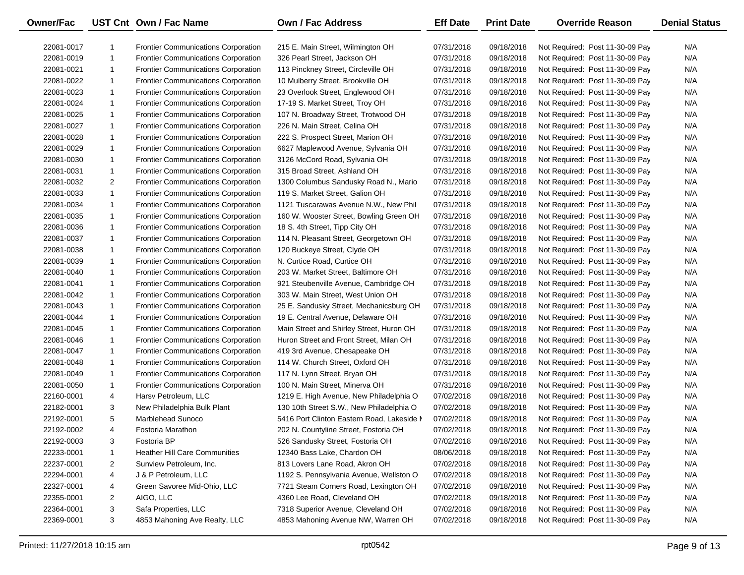| Owner/Fac | UST Cnt | Own / Fac Name | Own / Fac Address | Eff Date | Print Date | Override Reason | Denial Status |
|---|---|---|---|---|---|---|---|
| 22081-0017 | 1 | Frontier Communications Corporation | 215 E. Main Street, Wilmington OH | 07/31/2018 | 09/18/2018 | Not Required: Post 11-30-09 Pay | N/A |
| 22081-0019 | 1 | Frontier Communications Corporation | 326 Pearl Street, Jackson OH | 07/31/2018 | 09/18/2018 | Not Required: Post 11-30-09 Pay | N/A |
| 22081-0021 | 1 | Frontier Communications Corporation | 113 Pinckney Street, Circleville OH | 07/31/2018 | 09/18/2018 | Not Required: Post 11-30-09 Pay | N/A |
| 22081-0022 | 1 | Frontier Communications Corporation | 10 Mulberry Street, Brookville OH | 07/31/2018 | 09/18/2018 | Not Required: Post 11-30-09 Pay | N/A |
| 22081-0023 | 1 | Frontier Communications Corporation | 23 Overlook Street, Englewood OH | 07/31/2018 | 09/18/2018 | Not Required: Post 11-30-09 Pay | N/A |
| 22081-0024 | 1 | Frontier Communications Corporation | 17-19 S. Market Street, Troy OH | 07/31/2018 | 09/18/2018 | Not Required: Post 11-30-09 Pay | N/A |
| 22081-0025 | 1 | Frontier Communications Corporation | 107 N. Broadway Street, Trotwood OH | 07/31/2018 | 09/18/2018 | Not Required: Post 11-30-09 Pay | N/A |
| 22081-0027 | 1 | Frontier Communications Corporation | 226 N. Main Street, Celina OH | 07/31/2018 | 09/18/2018 | Not Required: Post 11-30-09 Pay | N/A |
| 22081-0028 | 1 | Frontier Communications Corporation | 222 S. Prospect Street, Marion OH | 07/31/2018 | 09/18/2018 | Not Required: Post 11-30-09 Pay | N/A |
| 22081-0029 | 1 | Frontier Communications Corporation | 6627 Maplewood Avenue, Sylvania OH | 07/31/2018 | 09/18/2018 | Not Required: Post 11-30-09 Pay | N/A |
| 22081-0030 | 1 | Frontier Communications Corporation | 3126 McCord Road, Sylvania OH | 07/31/2018 | 09/18/2018 | Not Required: Post 11-30-09 Pay | N/A |
| 22081-0031 | 1 | Frontier Communications Corporation | 315 Broad Street, Ashland OH | 07/31/2018 | 09/18/2018 | Not Required: Post 11-30-09 Pay | N/A |
| 22081-0032 | 2 | Frontier Communications Corporation | 1300 Columbus Sandusky Road N., Mario | 07/31/2018 | 09/18/2018 | Not Required: Post 11-30-09 Pay | N/A |
| 22081-0033 | 1 | Frontier Communications Corporation | 119 S. Market Street, Galion OH | 07/31/2018 | 09/18/2018 | Not Required: Post 11-30-09 Pay | N/A |
| 22081-0034 | 1 | Frontier Communications Corporation | 1121 Tuscarawas Avenue N.W., New Phil | 07/31/2018 | 09/18/2018 | Not Required: Post 11-30-09 Pay | N/A |
| 22081-0035 | 1 | Frontier Communications Corporation | 160 W. Wooster Street, Bowling Green OH | 07/31/2018 | 09/18/2018 | Not Required: Post 11-30-09 Pay | N/A |
| 22081-0036 | 1 | Frontier Communications Corporation | 18 S. 4th Street, Tipp City OH | 07/31/2018 | 09/18/2018 | Not Required: Post 11-30-09 Pay | N/A |
| 22081-0037 | 1 | Frontier Communications Corporation | 114 N. Pleasant Street, Georgetown OH | 07/31/2018 | 09/18/2018 | Not Required: Post 11-30-09 Pay | N/A |
| 22081-0038 | 1 | Frontier Communications Corporation | 120 Buckeye Street, Clyde OH | 07/31/2018 | 09/18/2018 | Not Required: Post 11-30-09 Pay | N/A |
| 22081-0039 | 1 | Frontier Communications Corporation | N. Curtice Road, Curtice OH | 07/31/2018 | 09/18/2018 | Not Required: Post 11-30-09 Pay | N/A |
| 22081-0040 | 1 | Frontier Communications Corporation | 203 W. Market Street, Baltimore OH | 07/31/2018 | 09/18/2018 | Not Required: Post 11-30-09 Pay | N/A |
| 22081-0041 | 1 | Frontier Communications Corporation | 921 Steubenville Avenue, Cambridge OH | 07/31/2018 | 09/18/2018 | Not Required: Post 11-30-09 Pay | N/A |
| 22081-0042 | 1 | Frontier Communications Corporation | 303 W. Main Street, West Union OH | 07/31/2018 | 09/18/2018 | Not Required: Post 11-30-09 Pay | N/A |
| 22081-0043 | 1 | Frontier Communications Corporation | 25 E. Sandusky Street, Mechanicsburg OH | 07/31/2018 | 09/18/2018 | Not Required: Post 11-30-09 Pay | N/A |
| 22081-0044 | 1 | Frontier Communications Corporation | 19 E. Central Avenue, Delaware OH | 07/31/2018 | 09/18/2018 | Not Required: Post 11-30-09 Pay | N/A |
| 22081-0045 | 1 | Frontier Communications Corporation | Main Street and Shirley Street, Huron OH | 07/31/2018 | 09/18/2018 | Not Required: Post 11-30-09 Pay | N/A |
| 22081-0046 | 1 | Frontier Communications Corporation | Huron Street and Front Street, Milan OH | 07/31/2018 | 09/18/2018 | Not Required: Post 11-30-09 Pay | N/A |
| 22081-0047 | 1 | Frontier Communications Corporation | 419 3rd Avenue, Chesapeake OH | 07/31/2018 | 09/18/2018 | Not Required: Post 11-30-09 Pay | N/A |
| 22081-0048 | 1 | Frontier Communications Corporation | 114 W. Church Street, Oxford OH | 07/31/2018 | 09/18/2018 | Not Required: Post 11-30-09 Pay | N/A |
| 22081-0049 | 1 | Frontier Communications Corporation | 117 N. Lynn Street, Bryan OH | 07/31/2018 | 09/18/2018 | Not Required: Post 11-30-09 Pay | N/A |
| 22081-0050 | 1 | Frontier Communications Corporation | 100 N. Main Street, Minerva OH | 07/31/2018 | 09/18/2018 | Not Required: Post 11-30-09 Pay | N/A |
| 22160-0001 | 4 | Harsv Petroleum, LLC | 1219 E. High Avenue, New Philadelphia O | 07/02/2018 | 09/18/2018 | Not Required: Post 11-30-09 Pay | N/A |
| 22182-0001 | 3 | New Philadelphia Bulk Plant | 130 10th Street S.W., New Philadelphia O | 07/02/2018 | 09/18/2018 | Not Required: Post 11-30-09 Pay | N/A |
| 22192-0001 | 5 | Marblehead Sunoco | 5416 Port Clinton Eastern Road, Lakeside I | 07/02/2018 | 09/18/2018 | Not Required: Post 11-30-09 Pay | N/A |
| 22192-0002 | 4 | Fostoria Marathon | 202 N. Countyline Street, Fostoria OH | 07/02/2018 | 09/18/2018 | Not Required: Post 11-30-09 Pay | N/A |
| 22192-0003 | 3 | Fostoria BP | 526 Sandusky Street, Fostoria OH | 07/02/2018 | 09/18/2018 | Not Required: Post 11-30-09 Pay | N/A |
| 22233-0001 | 1 | Heather Hill Care Communities | 12340 Bass Lake, Chardon OH | 08/06/2018 | 09/18/2018 | Not Required: Post 11-30-09 Pay | N/A |
| 22237-0001 | 2 | Sunview Petroleum, Inc. | 813 Lovers Lane Road, Akron OH | 07/02/2018 | 09/18/2018 | Not Required: Post 11-30-09 Pay | N/A |
| 22294-0001 | 4 | J & P Petroleum, LLC | 1192 S. Pennsylvania Avenue, Wellston O | 07/02/2018 | 09/18/2018 | Not Required: Post 11-30-09 Pay | N/A |
| 22327-0001 | 4 | Green Savoree Mid-Ohio, LLC | 7721 Steam Corners Road, Lexington OH | 07/02/2018 | 09/18/2018 | Not Required: Post 11-30-09 Pay | N/A |
| 22355-0001 | 2 | AIGO, LLC | 4360 Lee Road, Cleveland OH | 07/02/2018 | 09/18/2018 | Not Required: Post 11-30-09 Pay | N/A |
| 22364-0001 | 3 | Safa Properties, LLC | 7318 Superior Avenue, Cleveland OH | 07/02/2018 | 09/18/2018 | Not Required: Post 11-30-09 Pay | N/A |
| 22369-0001 | 3 | 4853 Mahoning Ave Realty, LLC | 4853 Mahoning Avenue NW, Warren OH | 07/02/2018 | 09/18/2018 | Not Required: Post 11-30-09 Pay | N/A |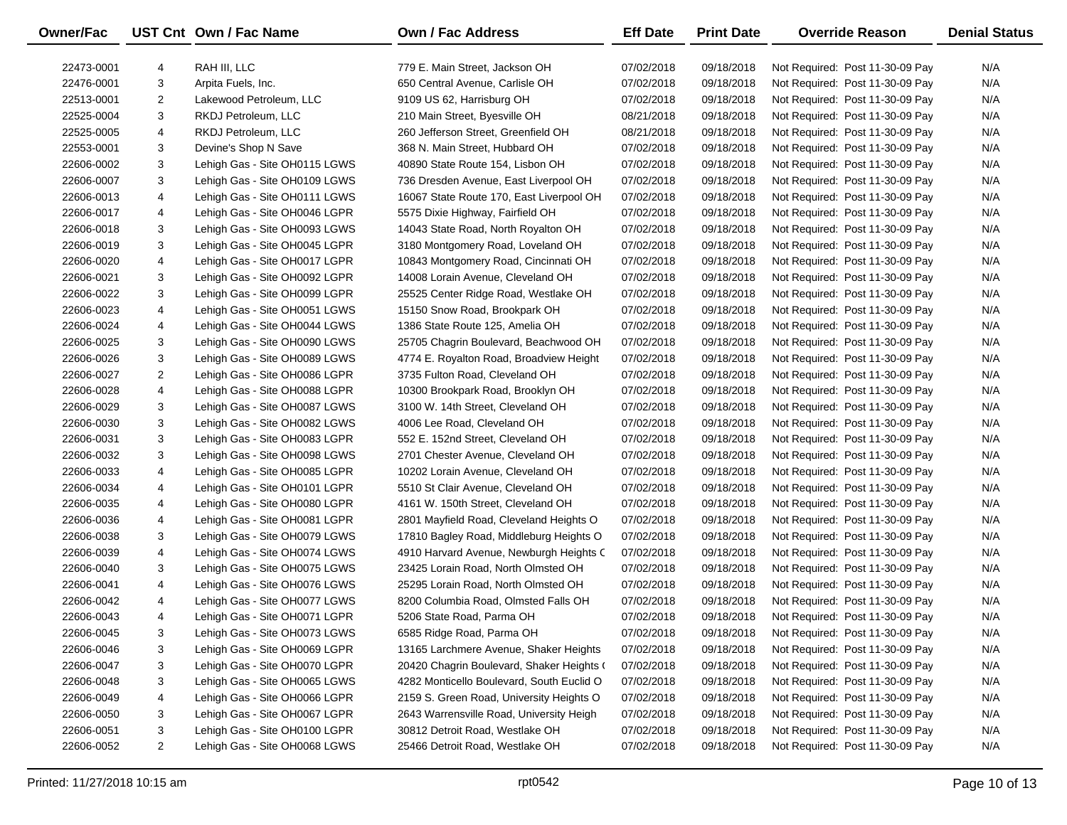| Owner/Fac | UST Cnt | Own / Fac Name | Own / Fac Address | Eff Date | Print Date | Override Reason | Denial Status |
|---|---|---|---|---|---|---|---|
| 22473-0001 | 4 | RAH III, LLC | 779 E. Main Street, Jackson OH | 07/02/2018 | 09/18/2018 | Not Required: Post 11-30-09 Pay | N/A |
| 22476-0001 | 3 | Arpita Fuels, Inc. | 650 Central Avenue, Carlisle OH | 07/02/2018 | 09/18/2018 | Not Required: Post 11-30-09 Pay | N/A |
| 22513-0001 | 2 | Lakewood Petroleum, LLC | 9109 US 62, Harrisburg OH | 07/02/2018 | 09/18/2018 | Not Required: Post 11-30-09 Pay | N/A |
| 22525-0004 | 3 | RKDJ Petroleum, LLC | 210 Main Street, Byesville OH | 08/21/2018 | 09/18/2018 | Not Required: Post 11-30-09 Pay | N/A |
| 22525-0005 | 4 | RKDJ Petroleum, LLC | 260 Jefferson Street, Greenfield OH | 08/21/2018 | 09/18/2018 | Not Required: Post 11-30-09 Pay | N/A |
| 22553-0001 | 3 | Devine's Shop N Save | 368 N. Main Street, Hubbard OH | 07/02/2018 | 09/18/2018 | Not Required: Post 11-30-09 Pay | N/A |
| 22606-0002 | 3 | Lehigh Gas - Site OH0115 LGWS | 40890 State Route 154, Lisbon OH | 07/02/2018 | 09/18/2018 | Not Required: Post 11-30-09 Pay | N/A |
| 22606-0007 | 3 | Lehigh Gas - Site OH0109 LGWS | 736 Dresden Avenue, East Liverpool OH | 07/02/2018 | 09/18/2018 | Not Required: Post 11-30-09 Pay | N/A |
| 22606-0013 | 4 | Lehigh Gas - Site OH0111 LGWS | 16067 State Route 170, East Liverpool OH | 07/02/2018 | 09/18/2018 | Not Required: Post 11-30-09 Pay | N/A |
| 22606-0017 | 4 | Lehigh Gas - Site OH0046 LGPR | 5575 Dixie Highway, Fairfield OH | 07/02/2018 | 09/18/2018 | Not Required: Post 11-30-09 Pay | N/A |
| 22606-0018 | 3 | Lehigh Gas - Site OH0093 LGWS | 14043 State Road, North Royalton OH | 07/02/2018 | 09/18/2018 | Not Required: Post 11-30-09 Pay | N/A |
| 22606-0019 | 3 | Lehigh Gas - Site OH0045 LGPR | 3180 Montgomery Road, Loveland OH | 07/02/2018 | 09/18/2018 | Not Required: Post 11-30-09 Pay | N/A |
| 22606-0020 | 4 | Lehigh Gas - Site OH0017 LGPR | 10843 Montgomery Road, Cincinnati OH | 07/02/2018 | 09/18/2018 | Not Required: Post 11-30-09 Pay | N/A |
| 22606-0021 | 3 | Lehigh Gas - Site OH0092 LGPR | 14008 Lorain Avenue, Cleveland OH | 07/02/2018 | 09/18/2018 | Not Required: Post 11-30-09 Pay | N/A |
| 22606-0022 | 3 | Lehigh Gas - Site OH0099 LGPR | 25525 Center Ridge Road, Westlake OH | 07/02/2018 | 09/18/2018 | Not Required: Post 11-30-09 Pay | N/A |
| 22606-0023 | 4 | Lehigh Gas - Site OH0051 LGWS | 15150 Snow Road, Brookpark OH | 07/02/2018 | 09/18/2018 | Not Required: Post 11-30-09 Pay | N/A |
| 22606-0024 | 4 | Lehigh Gas - Site OH0044 LGWS | 1386 State Route 125, Amelia OH | 07/02/2018 | 09/18/2018 | Not Required: Post 11-30-09 Pay | N/A |
| 22606-0025 | 3 | Lehigh Gas - Site OH0090 LGWS | 25705 Chagrin Boulevard, Beachwood OH | 07/02/2018 | 09/18/2018 | Not Required: Post 11-30-09 Pay | N/A |
| 22606-0026 | 3 | Lehigh Gas - Site OH0089 LGWS | 4774 E. Royalton Road, Broadview Height | 07/02/2018 | 09/18/2018 | Not Required: Post 11-30-09 Pay | N/A |
| 22606-0027 | 2 | Lehigh Gas - Site OH0086 LGPR | 3735 Fulton Road, Cleveland OH | 07/02/2018 | 09/18/2018 | Not Required: Post 11-30-09 Pay | N/A |
| 22606-0028 | 4 | Lehigh Gas - Site OH0088 LGPR | 10300 Brookpark Road, Brooklyn OH | 07/02/2018 | 09/18/2018 | Not Required: Post 11-30-09 Pay | N/A |
| 22606-0029 | 3 | Lehigh Gas - Site OH0087 LGWS | 3100 W. 14th Street, Cleveland OH | 07/02/2018 | 09/18/2018 | Not Required: Post 11-30-09 Pay | N/A |
| 22606-0030 | 3 | Lehigh Gas - Site OH0082 LGWS | 4006 Lee Road, Cleveland OH | 07/02/2018 | 09/18/2018 | Not Required: Post 11-30-09 Pay | N/A |
| 22606-0031 | 3 | Lehigh Gas - Site OH0083 LGPR | 552 E. 152nd Street, Cleveland OH | 07/02/2018 | 09/18/2018 | Not Required: Post 11-30-09 Pay | N/A |
| 22606-0032 | 3 | Lehigh Gas - Site OH0098 LGWS | 2701 Chester Avenue, Cleveland OH | 07/02/2018 | 09/18/2018 | Not Required: Post 11-30-09 Pay | N/A |
| 22606-0033 | 4 | Lehigh Gas - Site OH0085 LGPR | 10202 Lorain Avenue, Cleveland OH | 07/02/2018 | 09/18/2018 | Not Required: Post 11-30-09 Pay | N/A |
| 22606-0034 | 4 | Lehigh Gas - Site OH0101 LGPR | 5510 St Clair Avenue, Cleveland OH | 07/02/2018 | 09/18/2018 | Not Required: Post 11-30-09 Pay | N/A |
| 22606-0035 | 4 | Lehigh Gas - Site OH0080 LGPR | 4161 W. 150th Street, Cleveland OH | 07/02/2018 | 09/18/2018 | Not Required: Post 11-30-09 Pay | N/A |
| 22606-0036 | 4 | Lehigh Gas - Site OH0081 LGPR | 2801 Mayfield Road, Cleveland Heights O | 07/02/2018 | 09/18/2018 | Not Required: Post 11-30-09 Pay | N/A |
| 22606-0038 | 3 | Lehigh Gas - Site OH0079 LGWS | 17810 Bagley Road, Middleburg Heights O | 07/02/2018 | 09/18/2018 | Not Required: Post 11-30-09 Pay | N/A |
| 22606-0039 | 4 | Lehigh Gas - Site OH0074 LGWS | 4910 Harvard Avenue, Newburgh Heights C | 07/02/2018 | 09/18/2018 | Not Required: Post 11-30-09 Pay | N/A |
| 22606-0040 | 3 | Lehigh Gas - Site OH0075 LGWS | 23425 Lorain Road, North Olmsted OH | 07/02/2018 | 09/18/2018 | Not Required: Post 11-30-09 Pay | N/A |
| 22606-0041 | 4 | Lehigh Gas - Site OH0076 LGWS | 25295 Lorain Road, North Olmsted OH | 07/02/2018 | 09/18/2018 | Not Required: Post 11-30-09 Pay | N/A |
| 22606-0042 | 4 | Lehigh Gas - Site OH0077 LGWS | 8200 Columbia Road, Olmsted Falls OH | 07/02/2018 | 09/18/2018 | Not Required: Post 11-30-09 Pay | N/A |
| 22606-0043 | 4 | Lehigh Gas - Site OH0071 LGPR | 5206 State Road, Parma OH | 07/02/2018 | 09/18/2018 | Not Required: Post 11-30-09 Pay | N/A |
| 22606-0045 | 3 | Lehigh Gas - Site OH0073 LGWS | 6585 Ridge Road, Parma OH | 07/02/2018 | 09/18/2018 | Not Required: Post 11-30-09 Pay | N/A |
| 22606-0046 | 3 | Lehigh Gas - Site OH0069 LGPR | 13165 Larchmere Avenue, Shaker Heights | 07/02/2018 | 09/18/2018 | Not Required: Post 11-30-09 Pay | N/A |
| 22606-0047 | 3 | Lehigh Gas - Site OH0070 LGPR | 20420 Chagrin Boulevard, Shaker Heights ( | 07/02/2018 | 09/18/2018 | Not Required: Post 11-30-09 Pay | N/A |
| 22606-0048 | 3 | Lehigh Gas - Site OH0065 LGWS | 4282 Monticello Boulevard, South Euclid O | 07/02/2018 | 09/18/2018 | Not Required: Post 11-30-09 Pay | N/A |
| 22606-0049 | 4 | Lehigh Gas - Site OH0066 LGPR | 2159 S. Green Road, University Heights O | 07/02/2018 | 09/18/2018 | Not Required: Post 11-30-09 Pay | N/A |
| 22606-0050 | 3 | Lehigh Gas - Site OH0067 LGPR | 2643 Warrensville Road, University Heigh | 07/02/2018 | 09/18/2018 | Not Required: Post 11-30-09 Pay | N/A |
| 22606-0051 | 3 | Lehigh Gas - Site OH0100 LGPR | 30812 Detroit Road, Westlake OH | 07/02/2018 | 09/18/2018 | Not Required: Post 11-30-09 Pay | N/A |
| 22606-0052 | 2 | Lehigh Gas - Site OH0068 LGWS | 25466 Detroit Road, Westlake OH | 07/02/2018 | 09/18/2018 | Not Required: Post 11-30-09 Pay | N/A |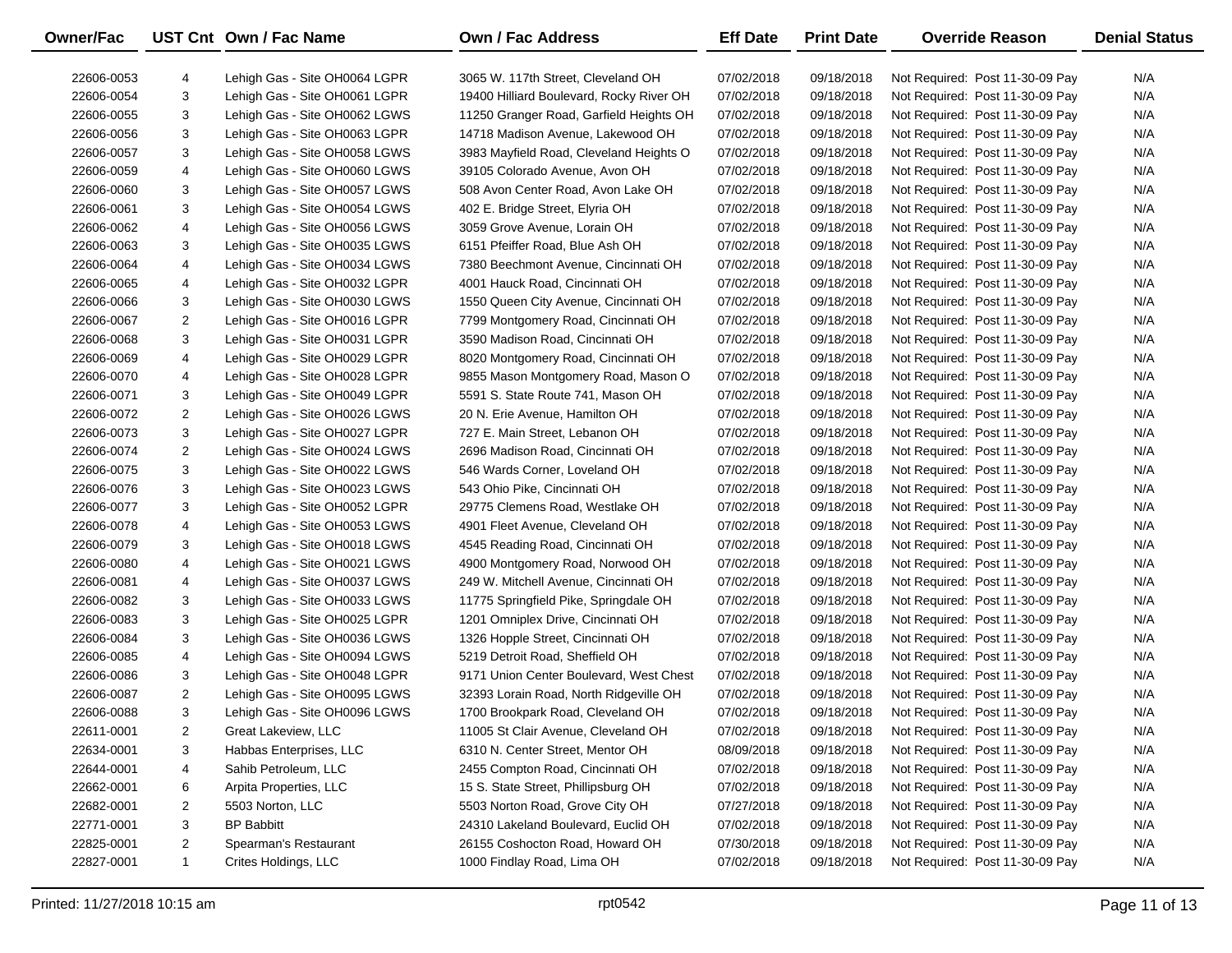| Owner/Fac | UST Cnt | Own / Fac Name | Own / Fac Address | Eff Date | Print Date | Override Reason | Denial Status |
|---|---|---|---|---|---|---|---|
| 22606-0053 | 4 | Lehigh Gas - Site OH0064 LGPR | 3065 W. 117th Street, Cleveland OH | 07/02/2018 | 09/18/2018 | Not Required: Post 11-30-09 Pay | N/A |
| 22606-0054 | 3 | Lehigh Gas - Site OH0061 LGPR | 19400 Hilliard Boulevard, Rocky River OH | 07/02/2018 | 09/18/2018 | Not Required: Post 11-30-09 Pay | N/A |
| 22606-0055 | 3 | Lehigh Gas - Site OH0062 LGWS | 11250 Granger Road, Garfield Heights OH | 07/02/2018 | 09/18/2018 | Not Required: Post 11-30-09 Pay | N/A |
| 22606-0056 | 3 | Lehigh Gas - Site OH0063 LGPR | 14718 Madison Avenue, Lakewood OH | 07/02/2018 | 09/18/2018 | Not Required: Post 11-30-09 Pay | N/A |
| 22606-0057 | 3 | Lehigh Gas - Site OH0058 LGWS | 3983 Mayfield Road, Cleveland Heights O | 07/02/2018 | 09/18/2018 | Not Required: Post 11-30-09 Pay | N/A |
| 22606-0059 | 4 | Lehigh Gas - Site OH0060 LGWS | 39105 Colorado Avenue, Avon OH | 07/02/2018 | 09/18/2018 | Not Required: Post 11-30-09 Pay | N/A |
| 22606-0060 | 3 | Lehigh Gas - Site OH0057 LGWS | 508 Avon Center Road, Avon Lake OH | 07/02/2018 | 09/18/2018 | Not Required: Post 11-30-09 Pay | N/A |
| 22606-0061 | 3 | Lehigh Gas - Site OH0054 LGWS | 402 E. Bridge Street, Elyria OH | 07/02/2018 | 09/18/2018 | Not Required: Post 11-30-09 Pay | N/A |
| 22606-0062 | 4 | Lehigh Gas - Site OH0056 LGWS | 3059 Grove Avenue, Lorain OH | 07/02/2018 | 09/18/2018 | Not Required: Post 11-30-09 Pay | N/A |
| 22606-0063 | 3 | Lehigh Gas - Site OH0035 LGWS | 6151 Pfeiffer Road, Blue Ash OH | 07/02/2018 | 09/18/2018 | Not Required: Post 11-30-09 Pay | N/A |
| 22606-0064 | 4 | Lehigh Gas - Site OH0034 LGWS | 7380 Beechmont Avenue, Cincinnati OH | 07/02/2018 | 09/18/2018 | Not Required: Post 11-30-09 Pay | N/A |
| 22606-0065 | 4 | Lehigh Gas - Site OH0032 LGPR | 4001 Hauck Road, Cincinnati OH | 07/02/2018 | 09/18/2018 | Not Required: Post 11-30-09 Pay | N/A |
| 22606-0066 | 3 | Lehigh Gas - Site OH0030 LGWS | 1550 Queen City Avenue, Cincinnati OH | 07/02/2018 | 09/18/2018 | Not Required: Post 11-30-09 Pay | N/A |
| 22606-0067 | 2 | Lehigh Gas - Site OH0016 LGPR | 7799 Montgomery Road, Cincinnati OH | 07/02/2018 | 09/18/2018 | Not Required: Post 11-30-09 Pay | N/A |
| 22606-0068 | 3 | Lehigh Gas - Site OH0031 LGPR | 3590 Madison Road, Cincinnati OH | 07/02/2018 | 09/18/2018 | Not Required: Post 11-30-09 Pay | N/A |
| 22606-0069 | 4 | Lehigh Gas - Site OH0029 LGPR | 8020 Montgomery Road, Cincinnati OH | 07/02/2018 | 09/18/2018 | Not Required: Post 11-30-09 Pay | N/A |
| 22606-0070 | 4 | Lehigh Gas - Site OH0028 LGPR | 9855 Mason Montgomery Road, Mason O | 07/02/2018 | 09/18/2018 | Not Required: Post 11-30-09 Pay | N/A |
| 22606-0071 | 3 | Lehigh Gas - Site OH0049 LGPR | 5591 S. State Route 741, Mason OH | 07/02/2018 | 09/18/2018 | Not Required: Post 11-30-09 Pay | N/A |
| 22606-0072 | 2 | Lehigh Gas - Site OH0026 LGWS | 20 N. Erie Avenue, Hamilton OH | 07/02/2018 | 09/18/2018 | Not Required: Post 11-30-09 Pay | N/A |
| 22606-0073 | 3 | Lehigh Gas - Site OH0027 LGPR | 727 E. Main Street, Lebanon OH | 07/02/2018 | 09/18/2018 | Not Required: Post 11-30-09 Pay | N/A |
| 22606-0074 | 2 | Lehigh Gas - Site OH0024 LGWS | 2696 Madison Road, Cincinnati OH | 07/02/2018 | 09/18/2018 | Not Required: Post 11-30-09 Pay | N/A |
| 22606-0075 | 3 | Lehigh Gas - Site OH0022 LGWS | 546 Wards Corner, Loveland OH | 07/02/2018 | 09/18/2018 | Not Required: Post 11-30-09 Pay | N/A |
| 22606-0076 | 3 | Lehigh Gas - Site OH0023 LGWS | 543 Ohio Pike, Cincinnati OH | 07/02/2018 | 09/18/2018 | Not Required: Post 11-30-09 Pay | N/A |
| 22606-0077 | 3 | Lehigh Gas - Site OH0052 LGPR | 29775 Clemens Road, Westlake OH | 07/02/2018 | 09/18/2018 | Not Required: Post 11-30-09 Pay | N/A |
| 22606-0078 | 4 | Lehigh Gas - Site OH0053 LGWS | 4901 Fleet Avenue, Cleveland OH | 07/02/2018 | 09/18/2018 | Not Required: Post 11-30-09 Pay | N/A |
| 22606-0079 | 3 | Lehigh Gas - Site OH0018 LGWS | 4545 Reading Road, Cincinnati OH | 07/02/2018 | 09/18/2018 | Not Required: Post 11-30-09 Pay | N/A |
| 22606-0080 | 4 | Lehigh Gas - Site OH0021 LGWS | 4900 Montgomery Road, Norwood OH | 07/02/2018 | 09/18/2018 | Not Required: Post 11-30-09 Pay | N/A |
| 22606-0081 | 4 | Lehigh Gas - Site OH0037 LGWS | 249 W. Mitchell Avenue, Cincinnati OH | 07/02/2018 | 09/18/2018 | Not Required: Post 11-30-09 Pay | N/A |
| 22606-0082 | 3 | Lehigh Gas - Site OH0033 LGWS | 11775 Springfield Pike, Springdale OH | 07/02/2018 | 09/18/2018 | Not Required: Post 11-30-09 Pay | N/A |
| 22606-0083 | 3 | Lehigh Gas - Site OH0025 LGPR | 1201 Omniplex Drive, Cincinnati OH | 07/02/2018 | 09/18/2018 | Not Required: Post 11-30-09 Pay | N/A |
| 22606-0084 | 3 | Lehigh Gas - Site OH0036 LGWS | 1326 Hopple Street, Cincinnati OH | 07/02/2018 | 09/18/2018 | Not Required: Post 11-30-09 Pay | N/A |
| 22606-0085 | 4 | Lehigh Gas - Site OH0094 LGWS | 5219 Detroit Road, Sheffield OH | 07/02/2018 | 09/18/2018 | Not Required: Post 11-30-09 Pay | N/A |
| 22606-0086 | 3 | Lehigh Gas - Site OH0048 LGPR | 9171 Union Center Boulevard, West Chest | 07/02/2018 | 09/18/2018 | Not Required: Post 11-30-09 Pay | N/A |
| 22606-0087 | 2 | Lehigh Gas - Site OH0095 LGWS | 32393 Lorain Road, North Ridgeville OH | 07/02/2018 | 09/18/2018 | Not Required: Post 11-30-09 Pay | N/A |
| 22606-0088 | 3 | Lehigh Gas - Site OH0096 LGWS | 1700 Brookpark Road, Cleveland OH | 07/02/2018 | 09/18/2018 | Not Required: Post 11-30-09 Pay | N/A |
| 22611-0001 | 2 | Great Lakeview, LLC | 11005 St Clair Avenue, Cleveland OH | 07/02/2018 | 09/18/2018 | Not Required: Post 11-30-09 Pay | N/A |
| 22634-0001 | 3 | Habbas Enterprises, LLC | 6310 N. Center Street, Mentor OH | 08/09/2018 | 09/18/2018 | Not Required: Post 11-30-09 Pay | N/A |
| 22644-0001 | 4 | Sahib Petroleum, LLC | 2455 Compton Road, Cincinnati OH | 07/02/2018 | 09/18/2018 | Not Required: Post 11-30-09 Pay | N/A |
| 22662-0001 | 6 | Arpita Properties, LLC | 15 S. State Street, Phillipsburg OH | 07/02/2018 | 09/18/2018 | Not Required: Post 11-30-09 Pay | N/A |
| 22682-0001 | 2 | 5503 Norton, LLC | 5503 Norton Road, Grove City OH | 07/27/2018 | 09/18/2018 | Not Required: Post 11-30-09 Pay | N/A |
| 22771-0001 | 3 | BP Babbitt | 24310 Lakeland Boulevard, Euclid OH | 07/02/2018 | 09/18/2018 | Not Required: Post 11-30-09 Pay | N/A |
| 22825-0001 | 2 | Spearman's Restaurant | 26155 Coshocton Road, Howard OH | 07/30/2018 | 09/18/2018 | Not Required: Post 11-30-09 Pay | N/A |
| 22827-0001 | 1 | Crites Holdings, LLC | 1000 Findlay Road, Lima OH | 07/02/2018 | 09/18/2018 | Not Required: Post 11-30-09 Pay | N/A |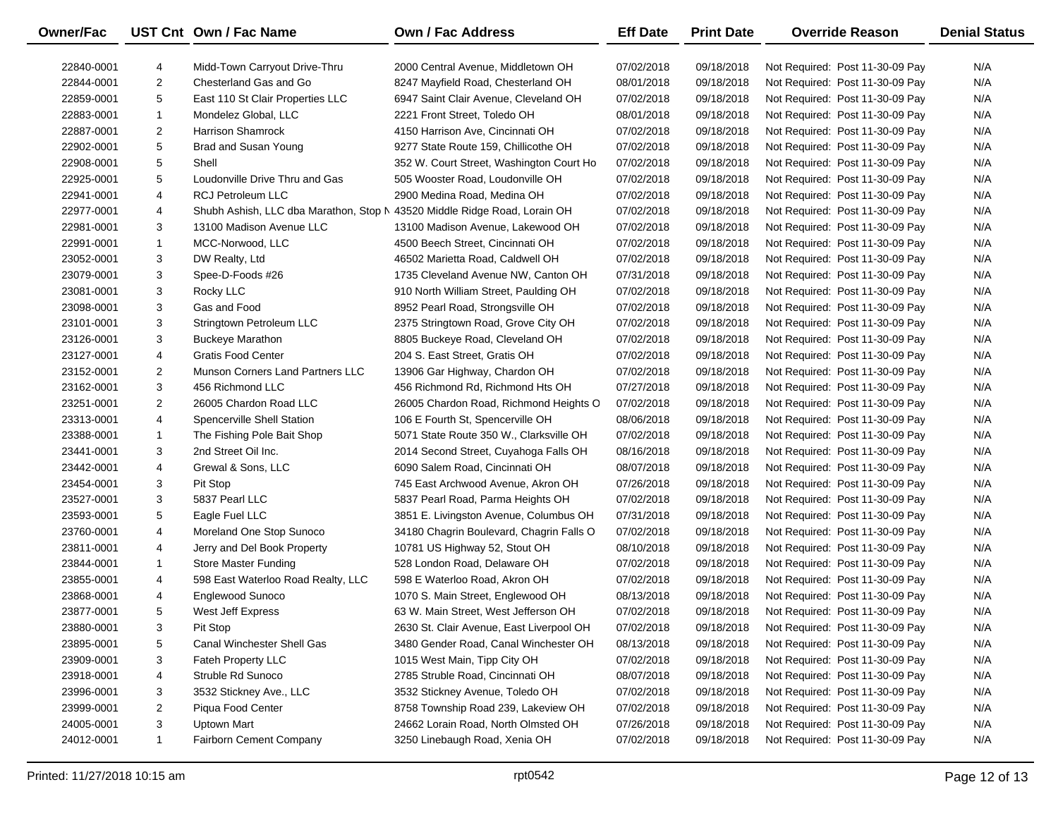| Owner/Fac | UST Cnt | Own / Fac Name | Own / Fac Address | Eff Date | Print Date | Override Reason | Denial Status |
|---|---|---|---|---|---|---|---|
| 22840-0001 | 4 | Midd-Town Carryout Drive-Thru | 2000 Central Avenue, Middletown OH | 07/02/2018 | 09/18/2018 | Not Required: Post 11-30-09 Pay | N/A |
| 22844-0001 | 2 | Chesterland Gas and Go | 8247 Mayfield Road, Chesterland OH | 08/01/2018 | 09/18/2018 | Not Required: Post 11-30-09 Pay | N/A |
| 22859-0001 | 5 | East 110 St Clair Properties LLC | 6947 Saint Clair Avenue, Cleveland OH | 07/02/2018 | 09/18/2018 | Not Required: Post 11-30-09 Pay | N/A |
| 22883-0001 | 1 | Mondelez Global, LLC | 2221 Front Street, Toledo OH | 08/01/2018 | 09/18/2018 | Not Required: Post 11-30-09 Pay | N/A |
| 22887-0001 | 2 | Harrison Shamrock | 4150 Harrison Ave, Cincinnati OH | 07/02/2018 | 09/18/2018 | Not Required: Post 11-30-09 Pay | N/A |
| 22902-0001 | 5 | Brad and Susan Young | 9277 State Route 159, Chillicothe OH | 07/02/2018 | 09/18/2018 | Not Required: Post 11-30-09 Pay | N/A |
| 22908-0001 | 5 | Shell | 352 W. Court Street, Washington Court Ho | 07/02/2018 | 09/18/2018 | Not Required: Post 11-30-09 Pay | N/A |
| 22925-0001 | 5 | Loudonville Drive Thru and Gas | 505 Wooster Road, Loudonville OH | 07/02/2018 | 09/18/2018 | Not Required: Post 11-30-09 Pay | N/A |
| 22941-0001 | 4 | RCJ Petroleum LLC | 2900 Medina Road, Medina OH | 07/02/2018 | 09/18/2018 | Not Required: Post 11-30-09 Pay | N/A |
| 22977-0001 | 4 | Shubh Ashish, LLC dba Marathon, Stop N | 43520 Middle Ridge Road, Lorain OH | 07/02/2018 | 09/18/2018 | Not Required: Post 11-30-09 Pay | N/A |
| 22981-0001 | 3 | 13100 Madison Avenue LLC | 13100 Madison Avenue, Lakewood OH | 07/02/2018 | 09/18/2018 | Not Required: Post 11-30-09 Pay | N/A |
| 22991-0001 | 1 | MCC-Norwood, LLC | 4500 Beech Street, Cincinnati OH | 07/02/2018 | 09/18/2018 | Not Required: Post 11-30-09 Pay | N/A |
| 23052-0001 | 3 | DW Realty, Ltd | 46502 Marietta Road, Caldwell OH | 07/02/2018 | 09/18/2018 | Not Required: Post 11-30-09 Pay | N/A |
| 23079-0001 | 3 | Spee-D-Foods #26 | 1735 Cleveland Avenue NW, Canton OH | 07/31/2018 | 09/18/2018 | Not Required: Post 11-30-09 Pay | N/A |
| 23081-0001 | 3 | Rocky LLC | 910 North William Street, Paulding OH | 07/02/2018 | 09/18/2018 | Not Required: Post 11-30-09 Pay | N/A |
| 23098-0001 | 3 | Gas and Food | 8952 Pearl Road, Strongsville OH | 07/02/2018 | 09/18/2018 | Not Required: Post 11-30-09 Pay | N/A |
| 23101-0001 | 3 | Stringtown Petroleum LLC | 2375 Stringtown Road, Grove City OH | 07/02/2018 | 09/18/2018 | Not Required: Post 11-30-09 Pay | N/A |
| 23126-0001 | 3 | Buckeye Marathon | 8805 Buckeye Road, Cleveland OH | 07/02/2018 | 09/18/2018 | Not Required: Post 11-30-09 Pay | N/A |
| 23127-0001 | 4 | Gratis Food Center | 204 S. East Street, Gratis OH | 07/02/2018 | 09/18/2018 | Not Required: Post 11-30-09 Pay | N/A |
| 23152-0001 | 2 | Munson Corners Land Partners LLC | 13906 Gar Highway, Chardon OH | 07/02/2018 | 09/18/2018 | Not Required: Post 11-30-09 Pay | N/A |
| 23162-0001 | 3 | 456 Richmond LLC | 456 Richmond Rd, Richmond Hts OH | 07/27/2018 | 09/18/2018 | Not Required: Post 11-30-09 Pay | N/A |
| 23251-0001 | 2 | 26005 Chardon Road LLC | 26005 Chardon Road, Richmond Heights O | 07/02/2018 | 09/18/2018 | Not Required: Post 11-30-09 Pay | N/A |
| 23313-0001 | 4 | Spencerville Shell Station | 106 E Fourth St, Spencerville OH | 08/06/2018 | 09/18/2018 | Not Required: Post 11-30-09 Pay | N/A |
| 23388-0001 | 1 | The Fishing Pole Bait Shop | 5071 State Route 350 W., Clarksville OH | 07/02/2018 | 09/18/2018 | Not Required: Post 11-30-09 Pay | N/A |
| 23441-0001 | 3 | 2nd Street Oil Inc. | 2014 Second Street, Cuyahoga Falls OH | 08/16/2018 | 09/18/2018 | Not Required: Post 11-30-09 Pay | N/A |
| 23442-0001 | 4 | Grewal & Sons, LLC | 6090 Salem Road, Cincinnati OH | 08/07/2018 | 09/18/2018 | Not Required: Post 11-30-09 Pay | N/A |
| 23454-0001 | 3 | Pit Stop | 745 East Archwood Avenue, Akron OH | 07/26/2018 | 09/18/2018 | Not Required: Post 11-30-09 Pay | N/A |
| 23527-0001 | 3 | 5837 Pearl LLC | 5837 Pearl Road, Parma Heights OH | 07/02/2018 | 09/18/2018 | Not Required: Post 11-30-09 Pay | N/A |
| 23593-0001 | 5 | Eagle Fuel LLC | 3851 E. Livingston Avenue, Columbus OH | 07/31/2018 | 09/18/2018 | Not Required: Post 11-30-09 Pay | N/A |
| 23760-0001 | 4 | Moreland One Stop Sunoco | 34180 Chagrin Boulevard, Chagrin Falls O | 07/02/2018 | 09/18/2018 | Not Required: Post 11-30-09 Pay | N/A |
| 23811-0001 | 4 | Jerry and Del Book Property | 10781 US Highway 52, Stout OH | 08/10/2018 | 09/18/2018 | Not Required: Post 11-30-09 Pay | N/A |
| 23844-0001 | 1 | Store Master Funding | 528 London Road, Delaware OH | 07/02/2018 | 09/18/2018 | Not Required: Post 11-30-09 Pay | N/A |
| 23855-0001 | 4 | 598 East Waterloo Road Realty, LLC | 598 E Waterloo Road, Akron OH | 07/02/2018 | 09/18/2018 | Not Required: Post 11-30-09 Pay | N/A |
| 23868-0001 | 4 | Englewood Sunoco | 1070 S. Main Street, Englewood OH | 08/13/2018 | 09/18/2018 | Not Required: Post 11-30-09 Pay | N/A |
| 23877-0001 | 5 | West Jeff Express | 63 W. Main Street, West Jefferson OH | 07/02/2018 | 09/18/2018 | Not Required: Post 11-30-09 Pay | N/A |
| 23880-0001 | 3 | Pit Stop | 2630 St. Clair Avenue, East Liverpool OH | 07/02/2018 | 09/18/2018 | Not Required: Post 11-30-09 Pay | N/A |
| 23895-0001 | 5 | Canal Winchester Shell Gas | 3480 Gender Road, Canal Winchester OH | 08/13/2018 | 09/18/2018 | Not Required: Post 11-30-09 Pay | N/A |
| 23909-0001 | 3 | Fateh Property LLC | 1015 West Main, Tipp City OH | 07/02/2018 | 09/18/2018 | Not Required: Post 11-30-09 Pay | N/A |
| 23918-0001 | 4 | Struble Rd Sunoco | 2785 Struble Road, Cincinnati OH | 08/07/2018 | 09/18/2018 | Not Required: Post 11-30-09 Pay | N/A |
| 23996-0001 | 3 | 3532 Stickney Ave., LLC | 3532 Stickney Avenue, Toledo OH | 07/02/2018 | 09/18/2018 | Not Required: Post 11-30-09 Pay | N/A |
| 23999-0001 | 2 | Piqua Food Center | 8758 Township Road 239, Lakeview OH | 07/02/2018 | 09/18/2018 | Not Required: Post 11-30-09 Pay | N/A |
| 24005-0001 | 3 | Uptown Mart | 24662 Lorain Road, North Olmsted OH | 07/26/2018 | 09/18/2018 | Not Required: Post 11-30-09 Pay | N/A |
| 24012-0001 | 1 | Fairborn Cement Company | 3250 Linebaugh Road, Xenia OH | 07/02/2018 | 09/18/2018 | Not Required: Post 11-30-09 Pay | N/A |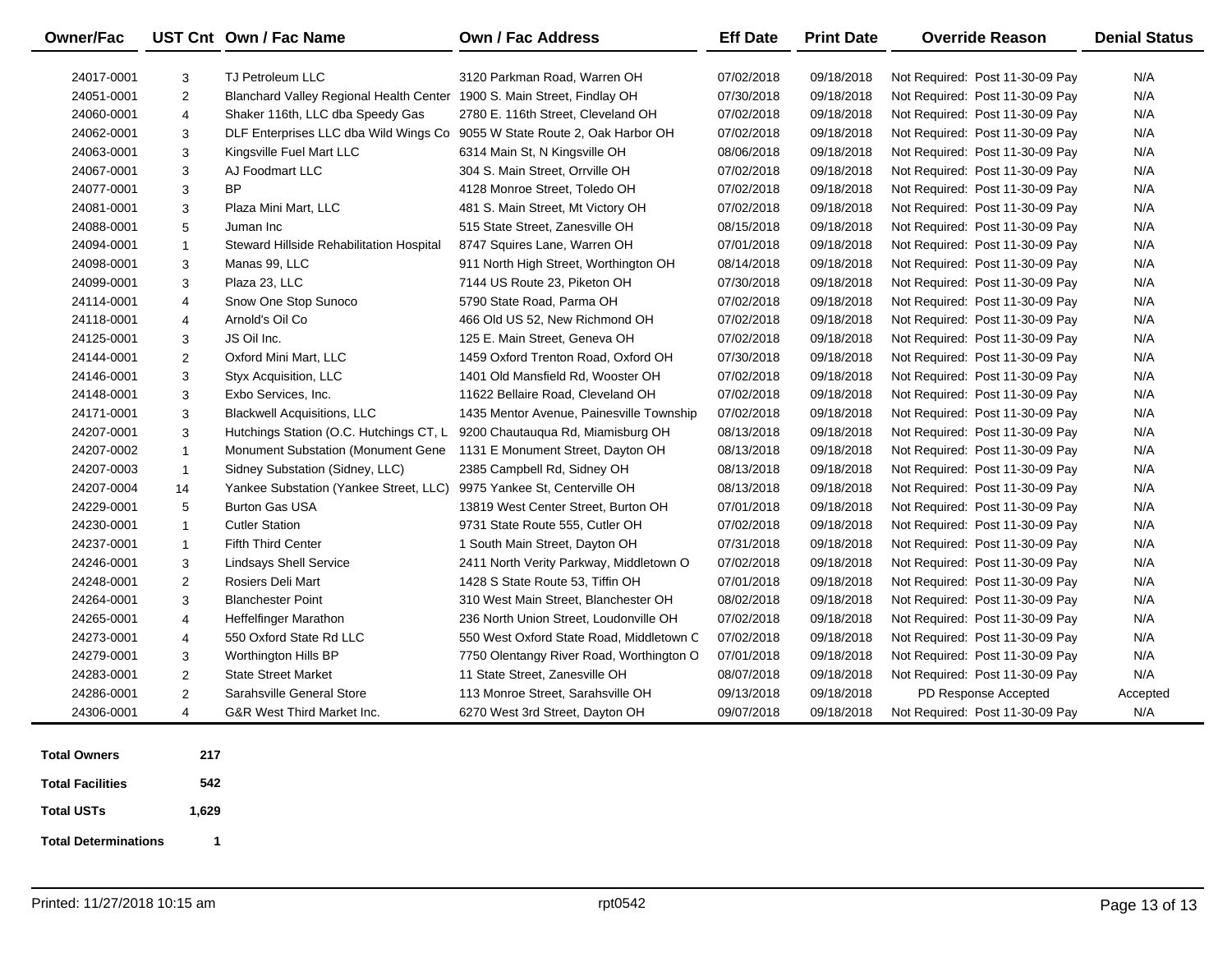| Owner/Fac | UST Cnt | Own / Fac Name | Own / Fac Address | Eff Date | Print Date | Override Reason | Denial Status |
|---|---|---|---|---|---|---|---|
| 24017-0001 | 3 | TJ Petroleum LLC | 3120 Parkman Road, Warren OH | 07/02/2018 | 09/18/2018 | Not Required: Post 11-30-09 Pay | N/A |
| 24051-0001 | 2 | Blanchard Valley Regional Health Center | 1900 S. Main Street, Findlay OH | 07/30/2018 | 09/18/2018 | Not Required: Post 11-30-09 Pay | N/A |
| 24060-0001 | 4 | Shaker 116th, LLC dba Speedy Gas | 2780 E. 116th Street, Cleveland OH | 07/02/2018 | 09/18/2018 | Not Required: Post 11-30-09 Pay | N/A |
| 24062-0001 | 3 | DLF Enterprises LLC dba Wild Wings Co | 9055 W State Route 2, Oak Harbor OH | 07/02/2018 | 09/18/2018 | Not Required: Post 11-30-09 Pay | N/A |
| 24063-0001 | 3 | Kingsville Fuel Mart LLC | 6314 Main St, N Kingsville OH | 08/06/2018 | 09/18/2018 | Not Required: Post 11-30-09 Pay | N/A |
| 24067-0001 | 3 | AJ Foodmart LLC | 304 S. Main Street, Orrville OH | 07/02/2018 | 09/18/2018 | Not Required: Post 11-30-09 Pay | N/A |
| 24077-0001 | 3 | BP | 4128 Monroe Street, Toledo OH | 07/02/2018 | 09/18/2018 | Not Required: Post 11-30-09 Pay | N/A |
| 24081-0001 | 3 | Plaza Mini Mart, LLC | 481 S. Main Street, Mt Victory OH | 07/02/2018 | 09/18/2018 | Not Required: Post 11-30-09 Pay | N/A |
| 24088-0001 | 5 | Juman Inc | 515 State Street, Zanesville OH | 08/15/2018 | 09/18/2018 | Not Required: Post 11-30-09 Pay | N/A |
| 24094-0001 | 1 | Steward Hillside Rehabilitation Hospital | 8747 Squires Lane, Warren OH | 07/01/2018 | 09/18/2018 | Not Required: Post 11-30-09 Pay | N/A |
| 24098-0001 | 3 | Manas 99, LLC | 911 North High Street, Worthington OH | 08/14/2018 | 09/18/2018 | Not Required: Post 11-30-09 Pay | N/A |
| 24099-0001 | 3 | Plaza 23, LLC | 7144 US Route 23, Piketon OH | 07/30/2018 | 09/18/2018 | Not Required: Post 11-30-09 Pay | N/A |
| 24114-0001 | 4 | Snow One Stop Sunoco | 5790 State Road, Parma OH | 07/02/2018 | 09/18/2018 | Not Required: Post 11-30-09 Pay | N/A |
| 24118-0001 | 4 | Arnold's Oil Co | 466 Old US 52, New Richmond OH | 07/02/2018 | 09/18/2018 | Not Required: Post 11-30-09 Pay | N/A |
| 24125-0001 | 3 | JS Oil Inc. | 125 E. Main Street, Geneva OH | 07/02/2018 | 09/18/2018 | Not Required: Post 11-30-09 Pay | N/A |
| 24144-0001 | 2 | Oxford Mini Mart, LLC | 1459 Oxford Trenton Road, Oxford OH | 07/30/2018 | 09/18/2018 | Not Required: Post 11-30-09 Pay | N/A |
| 24146-0001 | 3 | Styx Acquisition, LLC | 1401 Old Mansfield Rd, Wooster OH | 07/02/2018 | 09/18/2018 | Not Required: Post 11-30-09 Pay | N/A |
| 24148-0001 | 3 | Exbo Services, Inc. | 11622 Bellaire Road, Cleveland OH | 07/02/2018 | 09/18/2018 | Not Required: Post 11-30-09 Pay | N/A |
| 24171-0001 | 3 | Blackwell Acquisitions, LLC | 1435 Mentor Avenue, Painesville Township | 07/02/2018 | 09/18/2018 | Not Required: Post 11-30-09 Pay | N/A |
| 24207-0001 | 3 | Hutchings Station (O.C. Hutchings CT, L | 9200 Chautauqua Rd, Miamisburg OH | 08/13/2018 | 09/18/2018 | Not Required: Post 11-30-09 Pay | N/A |
| 24207-0002 | 1 | Monument Substation (Monument Gene | 1131 E Monument Street, Dayton OH | 08/13/2018 | 09/18/2018 | Not Required: Post 11-30-09 Pay | N/A |
| 24207-0003 | 1 | Sidney Substation (Sidney, LLC) | 2385 Campbell Rd, Sidney OH | 08/13/2018 | 09/18/2018 | Not Required: Post 11-30-09 Pay | N/A |
| 24207-0004 | 14 | Yankee Substation (Yankee Street, LLC) | 9975 Yankee St, Centerville OH | 08/13/2018 | 09/18/2018 | Not Required: Post 11-30-09 Pay | N/A |
| 24229-0001 | 5 | Burton Gas USA | 13819 West Center Street, Burton OH | 07/01/2018 | 09/18/2018 | Not Required: Post 11-30-09 Pay | N/A |
| 24230-0001 | 1 | Cutler Station | 9731 State Route 555, Cutler OH | 07/02/2018 | 09/18/2018 | Not Required: Post 11-30-09 Pay | N/A |
| 24237-0001 | 1 | Fifth Third Center | 1 South Main Street, Dayton OH | 07/31/2018 | 09/18/2018 | Not Required: Post 11-30-09 Pay | N/A |
| 24246-0001 | 3 | Lindsays Shell Service | 2411 North Verity Parkway, Middletown O | 07/02/2018 | 09/18/2018 | Not Required: Post 11-30-09 Pay | N/A |
| 24248-0001 | 2 | Rosiers Deli Mart | 1428 S State Route 53, Tiffin OH | 07/01/2018 | 09/18/2018 | Not Required: Post 11-30-09 Pay | N/A |
| 24264-0001 | 3 | Blanchester Point | 310 West Main Street, Blanchester OH | 08/02/2018 | 09/18/2018 | Not Required: Post 11-30-09 Pay | N/A |
| 24265-0001 | 4 | Heffelfinger Marathon | 236 North Union Street, Loudonville OH | 07/02/2018 | 09/18/2018 | Not Required: Post 11-30-09 Pay | N/A |
| 24273-0001 | 4 | 550 Oxford State Rd LLC | 550 West Oxford State Road, Middletown C | 07/02/2018 | 09/18/2018 | Not Required: Post 11-30-09 Pay | N/A |
| 24279-0001 | 3 | Worthington Hills BP | 7750 Olentangy River Road, Worthington O | 07/01/2018 | 09/18/2018 | Not Required: Post 11-30-09 Pay | N/A |
| 24283-0001 | 2 | State Street Market | 11 State Street, Zanesville OH | 08/07/2018 | 09/18/2018 | Not Required: Post 11-30-09 Pay | N/A |
| 24286-0001 | 2 | Sarahsville General Store | 113 Monroe Street, Sarahsville OH | 09/13/2018 | 09/18/2018 | PD Response Accepted | Accepted |
| 24306-0001 | 4 | G&R West Third Market Inc. | 6270 West 3rd Street, Dayton OH | 09/07/2018 | 09/18/2018 | Not Required: Post 11-30-09 Pay | N/A |

| | |
|---|---|
| **Total Owners** | **217** |
| **Total Facilities** | **542** |
| **Total USTs** | **1,629** |
| **Total Determinations** | **1** |

Printed: 11/27/2018 10:15 am rpt0542